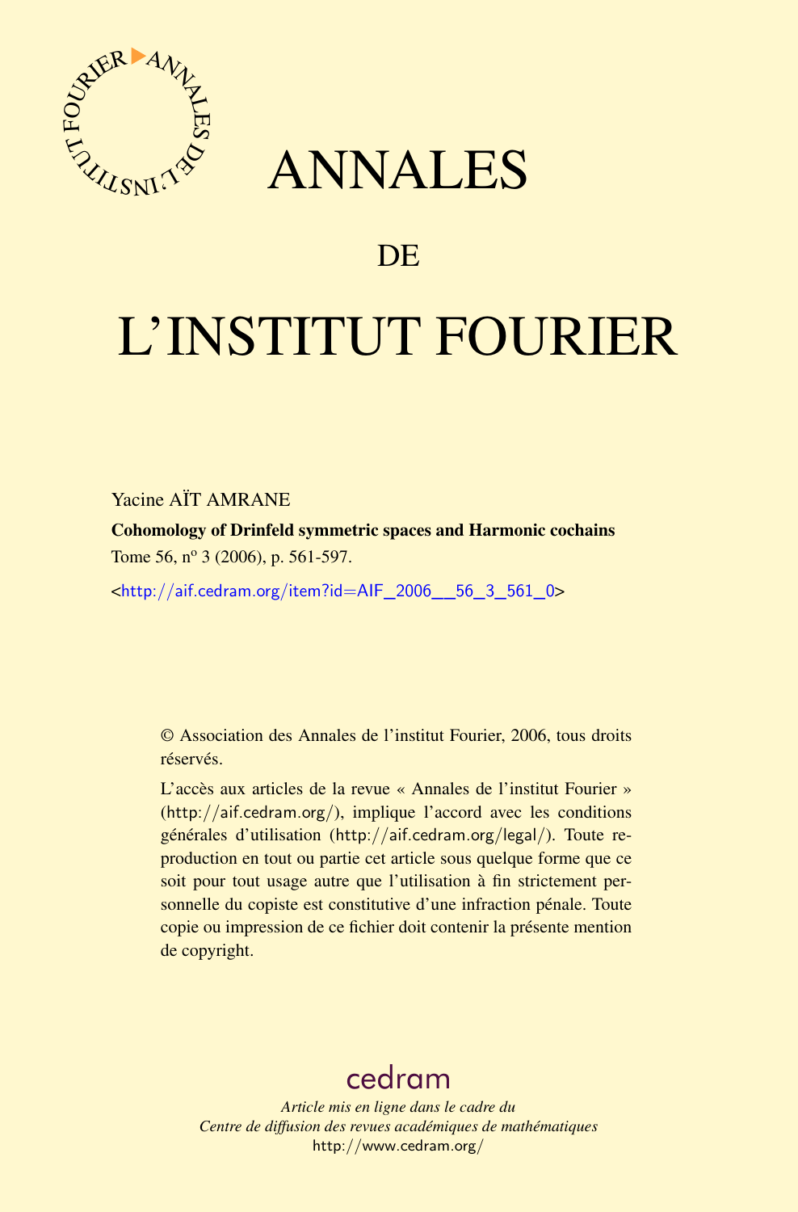# ANNALES

# DE

# L'INSTITUT FOURIER

Yacine AÏT AMRANE

**Cohomology of Drinfeld symmetric spaces and Harmonic cochains**

Tome 56, nº 3 (2006), p. 561-597.

<http://aif.cedram.org/item?id=AIF_2006__56_3_561_0>

© Association des Annales de l'institut Fourier, 2006, tous droits réservés.

L'accès aux articles de la revue « Annales de l'institut Fourier » (http://aif.cedram.org/), implique l'accord avec les conditions générales d'utilisation (http://aif.cedram.org/legal/). Toute reproduction en tout ou partie cet article sous quelque forme que ce soit pour tout usage autre que l'utilisation à fin strictement personnelle du copiste est constitutive d'une infraction pénale. Toute copie ou impression de ce fichier doit contenir la présente mention de copyright.

cedram

*Article mis en ligne dans le cadre du*
*Centre de diffusion des revues académiques de mathématiques*
http://www.cedram.org/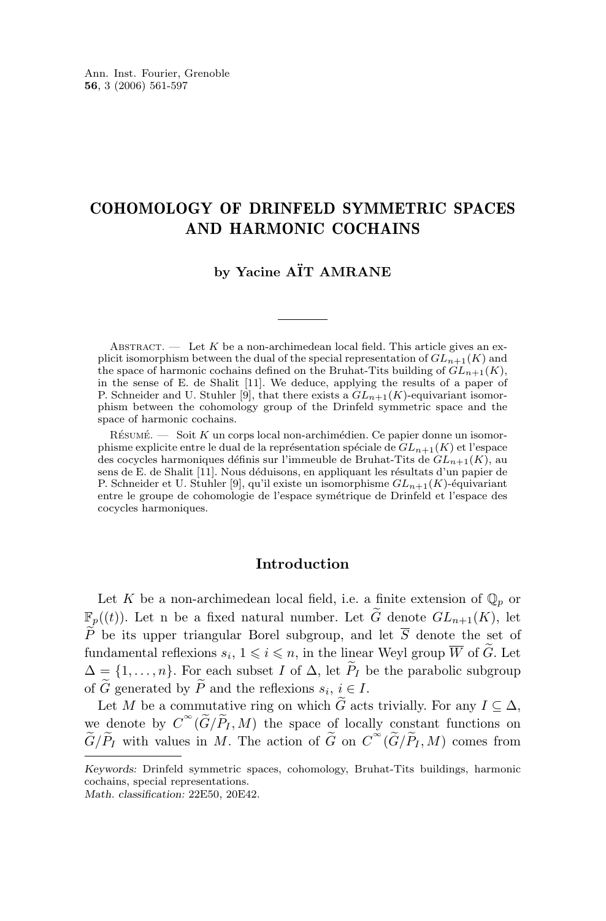Ann. Inst. Fourier, Grenoble
**56**, 3 (2006) 561-597

# COHOMOLOGY OF DRINFELD SYMMETRIC SPACES AND HARMONIC COCHAINS

**by Yacine AÏT AMRANE**

Abstract. — Let $K$ be a non-archimedean local field. This article gives an explicit isomorphism between the dual of the special representation of $GL_{n+1}(K)$ and the space of harmonic cochains defined on the Bruhat-Tits building of $GL_{n+1}(K)$, in the sense of E. de Shalit [11]. We deduce, applying the results of a paper of P. Schneider and U. Stuhler [9], that there exists a $GL_{n+1}(K)$-equivariant isomorphism between the cohomology group of the Drinfeld symmetric space and the space of harmonic cochains.

Résumé. — Soit $K$ un corps local non-archimédien. Ce papier donne un isomorphisme explicite entre le dual de la représentation spéciale de $GL_{n+1}(K)$ et l'espace des cocycles harmoniques définis sur l'immeuble de Bruhat-Tits de $GL_{n+1}(K)$, au sens de E. de Shalit [11]. Nous déduisons, en appliquant les résultats d'un papier de P. Schneider et U. Stuhler [9], qu'il existe un isomorphisme $GL_{n+1}(K)$-équivariant entre le groupe de cohomologie de l'espace symétrique de Drinfeld et l'espace des cocycles harmoniques.

## Introduction

Let $K$ be a non-archimedean local field, i.e. a finite extension of $\mathbb{Q}_p$ or $\mathbb{F}_p((t))$. Let n be a fixed natural number. Let $\widetilde{G}$ denote $GL_{n+1}(K)$, let $\widetilde{P}$ be its upper triangular Borel subgroup, and let $\overline{S}$ denote the set of fundamental reflexions $s_i$, $1 \leqslant i \leqslant n$, in the linear Weyl group $\overline{W}$ of $\widetilde{G}$. Let $\Delta = \{1, \ldots, n\}$. For each subset $I$ of $\Delta$, let $\widetilde{P}_I$ be the parabolic subgroup of $\widetilde{G}$ generated by $\widetilde{P}$ and the reflexions $s_i$, $i \in I$.

Let $M$ be a commutative ring on which $\widetilde{G}$ acts trivially. For any $I \subseteq \Delta$, we denote by $C^{\infty}(\widetilde{G}/\widetilde{P}_I, M)$ the space of locally constant functions on $\widetilde{G}/\widetilde{P}_I$ with values in $M$. The action of $\widetilde{G}$ on $C^{\infty}(\widetilde{G}/\widetilde{P}_I, M)$ comes from

*Keywords:* Drinfeld symmetric spaces, cohomology, Bruhat-Tits buildings, harmonic cochains, special representations.
*Math. classification:* 22E50, 20E42.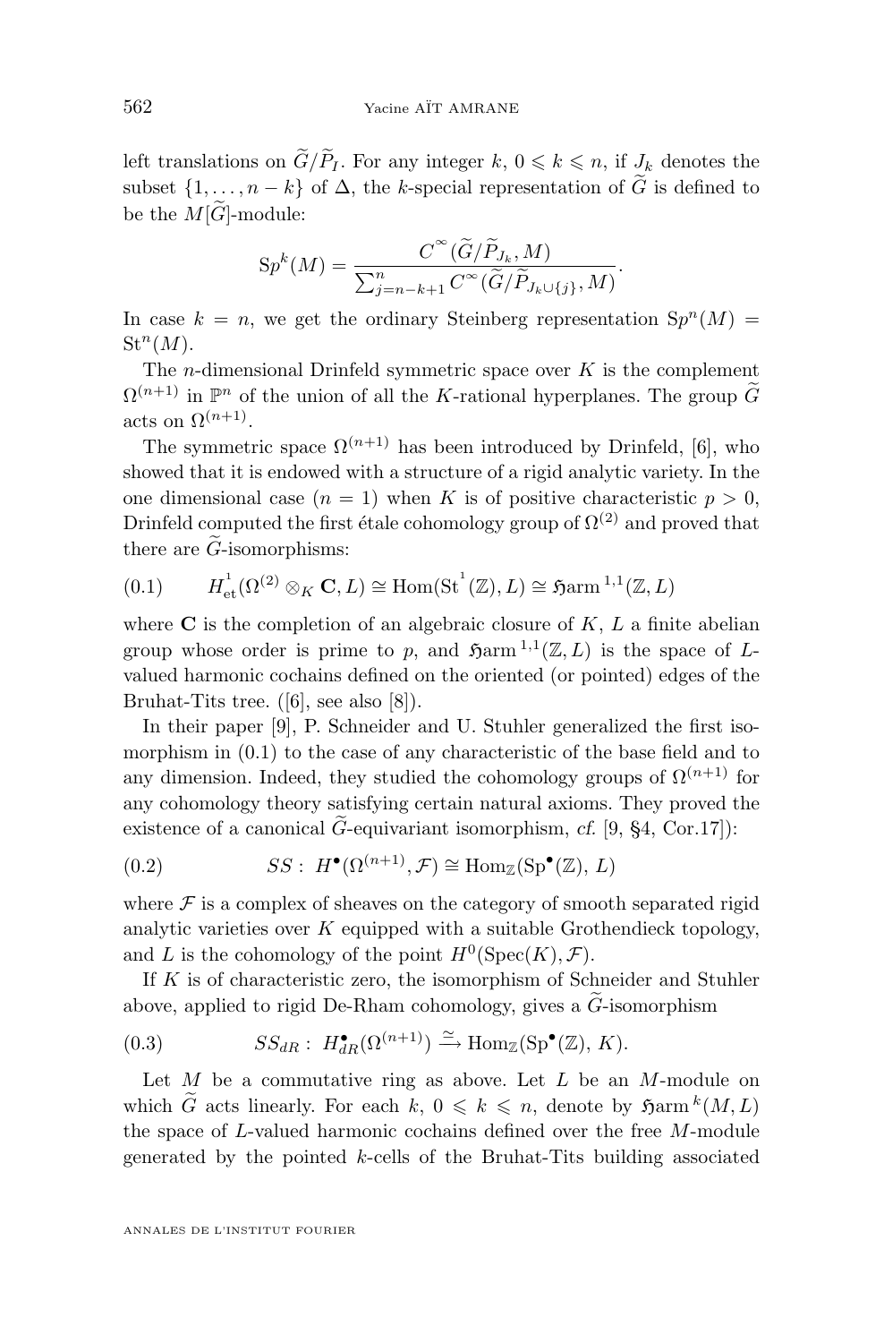left translations on $\widetilde{G}/\widetilde{P}_I$. For any integer $k$, $0 \leqslant k \leqslant n$, if $J_k$ denotes the subset $\{1, \ldots, n-k\}$ of $\Delta$, the $k$-special representation of $\widetilde{G}$ is defined to be the $M[\widetilde{G}]$-module:

$$\mathrm{Sp}^k(M) = \frac{C^\infty(\widetilde{G}/\widetilde{P}_{J_k}, M)}{\sum_{j=n-k+1}^{n} C^\infty(\widetilde{G}/\widetilde{P}_{J_k \cup \{j\}}, M)}.$$

In case $k = n$, we get the ordinary Steinberg representation $\mathrm{Sp}^n(M) = \mathrm{St}^n(M)$.

The $n$-dimensional Drinfeld symmetric space over $K$ is the complement $\Omega^{(n+1)}$ in $\mathbb{P}^n$ of the union of all the $K$-rational hyperplanes. The group $\widetilde{G}$ acts on $\Omega^{(n+1)}$.

The symmetric space $\Omega^{(n+1)}$ has been introduced by Drinfeld, [6], who showed that it is endowed with a structure of a rigid analytic variety. In the one dimensional case ($n = 1$) when $K$ is of positive characteristic $p > 0$, Drinfeld computed the first étale cohomology group of $\Omega^{(2)}$ and proved that there are $\widetilde{G}$-isomorphisms:

$$H^1_{\mathrm{et}}(\Omega^{(2)} \otimes_K \mathbf{C}, L) \cong \mathrm{Hom}(\mathrm{St}^1(\mathbb{Z}), L) \cong \mathfrak{H}\mathrm{arm}^{1,1}(\mathbb{Z}, L) \tag{0.1}$$

where $\mathbf{C}$ is the completion of an algebraic closure of $K$, $L$ a finite abelian group whose order is prime to $p$, and $\mathfrak{H}\mathrm{arm}^{1,1}(\mathbb{Z}, L)$ is the space of $L$-valued harmonic cochains defined on the oriented (or pointed) edges of the Bruhat-Tits tree. ([6], see also [8]).

In their paper [9], P. Schneider and U. Stuhler generalized the first isomorphism in (0.1) to the case of any characteristic of the base field and to any dimension. Indeed, they studied the cohomology groups of $\Omega^{(n+1)}$ for any cohomology theory satisfying certain natural axioms. They proved the existence of a canonical $\widetilde{G}$-equivariant isomorphism, *cf.* [9, §4, Cor.17]):

$$SS: \ H^\bullet(\Omega^{(n+1)}, \mathcal{F}) \cong \mathrm{Hom}_{\mathbb{Z}}(\mathrm{Sp}^\bullet(\mathbb{Z}), L) \tag{0.2}$$

where $\mathcal{F}$ is a complex of sheaves on the category of smooth separated rigid analytic varieties over $K$ equipped with a suitable Grothendieck topology, and $L$ is the cohomology of the point $H^0(\mathrm{Spec}(K), \mathcal{F})$.

If $K$ is of characteristic zero, the isomorphism of Schneider and Stuhler above, applied to rigid De-Rham cohomology, gives a $\widetilde{G}$-isomorphism

$$SS_{dR}: \ H^\bullet_{dR}(\Omega^{(n+1)}) \xrightarrow{\simeq} \mathrm{Hom}_{\mathbb{Z}}(\mathrm{Sp}^\bullet(\mathbb{Z}), K). \tag{0.3}$$

Let $M$ be a commutative ring as above. Let $L$ be an $M$-module on which $\widetilde{G}$ acts linearly. For each $k$, $0 \leqslant k \leqslant n$, denote by $\mathfrak{H}\mathrm{arm}^k(M, L)$ the space of $L$-valued harmonic cochains defined over the free $M$-module generated by the pointed $k$-cells of the Bruhat-Tits building associated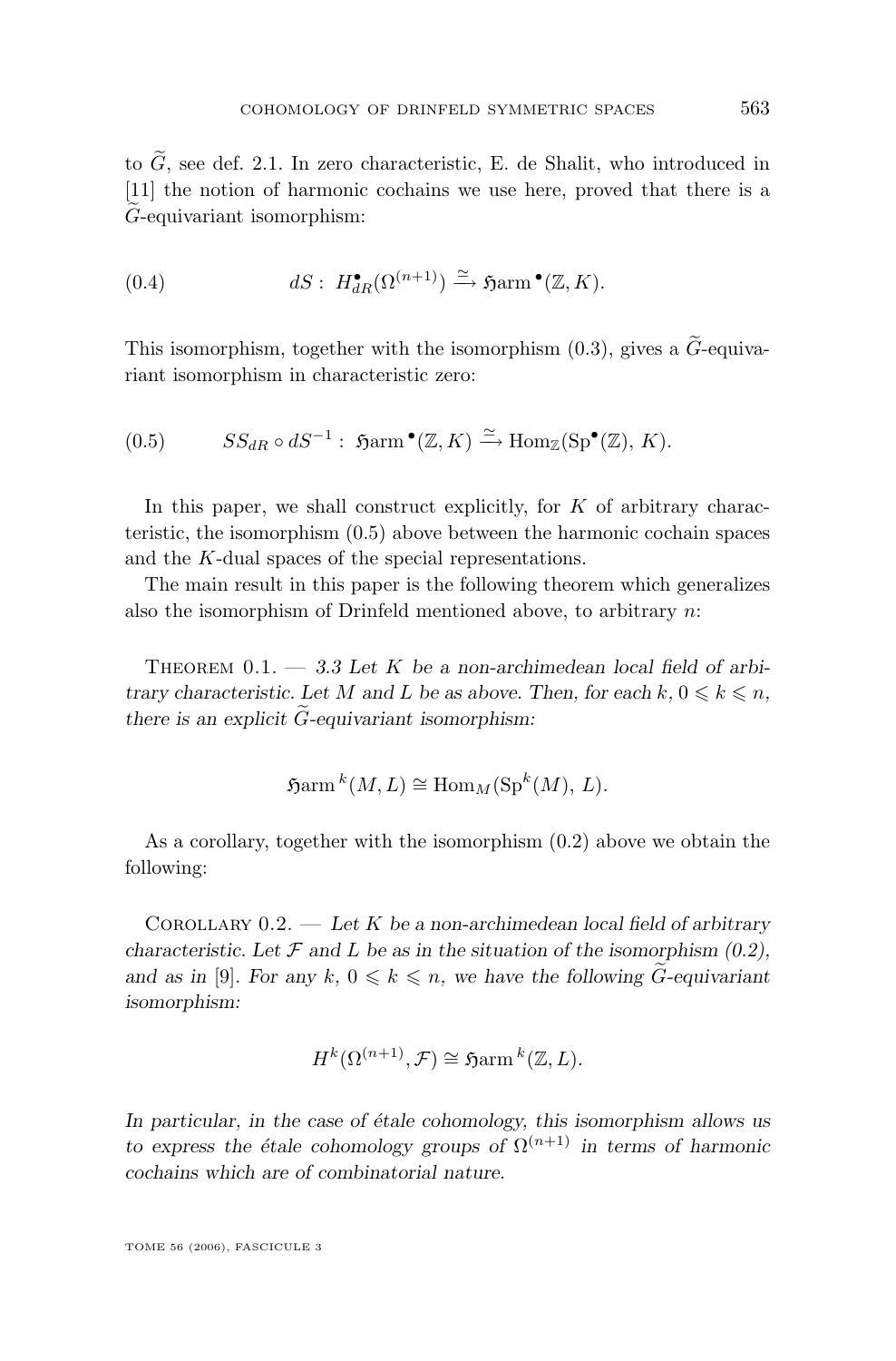to $\widetilde{G}$, see def. 2.1. In zero characteristic, E. de Shalit, who introduced in [11] the notion of harmonic cochains we use here, proved that there is a $\widetilde{G}$-equivariant isomorphism:

$$dS : \; H^{\bullet}_{dR}(\Omega^{(n+1)}) \xrightarrow{\simeq} \mathfrak{H}\mathrm{arm}^{\bullet}(\mathbb{Z}, K). \tag{0.4}$$

This isomorphism, together with the isomorphism (0.3), gives a $\widetilde{G}$-equivariant isomorphism in characteristic zero:

$$SS_{dR} \circ dS^{-1} : \; \mathfrak{H}\mathrm{arm}^{\bullet}(\mathbb{Z}, K) \xrightarrow{\simeq} \mathrm{Hom}_{\mathbb{Z}}(\mathrm{Sp}^{\bullet}(\mathbb{Z}), \, K). \tag{0.5}$$

In this paper, we shall construct explicitly, for $K$ of arbitrary characteristic, the isomorphism (0.5) above between the harmonic cochain spaces and the $K$-dual spaces of the special representations.

The main result in this paper is the following theorem which generalizes also the isomorphism of Drinfeld mentioned above, to arbitrary $n$:

Theorem 0.1. — *3.3 Let $K$ be a non-archimedean local field of arbitrary characteristic. Let $M$ and $L$ be as above. Then, for each $k$, $0 \leqslant k \leqslant n$, there is an explicit $\widetilde{G}$-equivariant isomorphism:*

$$\mathfrak{H}\mathrm{arm}^{k}(M, L) \cong \mathrm{Hom}_{M}(\mathrm{Sp}^{k}(M), \, L).$$

As a corollary, together with the isomorphism (0.2) above we obtain the following:

Corollary 0.2. — *Let $K$ be a non-archimedean local field of arbitrary characteristic. Let $\mathcal{F}$ and $L$ be as in the situation of the isomorphism (0.2), and as in [9]. For any $k$, $0 \leqslant k \leqslant n$, we have the following $\widetilde{G}$-equivariant isomorphism:*

$$H^{k}(\Omega^{(n+1)}, \mathcal{F}) \cong \mathfrak{H}\mathrm{arm}^{k}(\mathbb{Z}, L).$$

*In particular, in the case of étale cohomology, this isomorphism allows us to express the étale cohomology groups of $\Omega^{(n+1)}$ in terms of harmonic cochains which are of combinatorial nature.*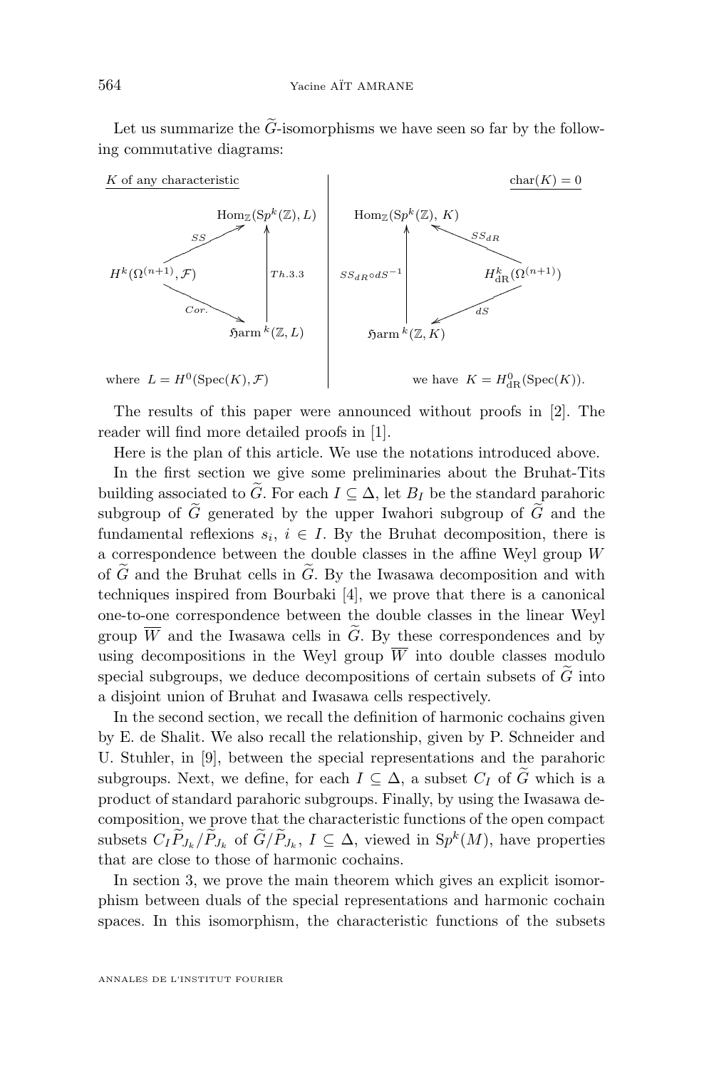Let us summarize the $\widetilde{G}$-isomorphisms we have seen so far by the following commutative diagrams:

**$K$ of any characteristic**

$$
\begin{array}{ccc}
 & & \mathrm{Hom}_{\mathbb{Z}}(\mathrm{S}p^k(\mathbb{Z}), L) \\
 & \overset{SS}{\nearrow} & \uparrow {\scriptstyle Th.3.3} \\
H^k(\Omega^{(n+1)}, \mathcal{F}) & & \\
 & \underset{Cor.}{\searrow} & \\
 & & \mathfrak{H}\mathrm{arm}^{\,k}(\mathbb{Z}, L)
\end{array}
$$

where $L = H^0(\mathrm{Spec}(K), \mathcal{F})$

**$\mathrm{char}(K) = 0$**

$$
\begin{array}{ccc}
\mathrm{Hom}_{\mathbb{Z}}(\mathrm{S}p^k(\mathbb{Z}),\, K) & & \\
\uparrow {\scriptstyle SS_{dR}\circ dS^{-1}} & \overset{SS_{dR}}{\nwarrow} & \\
 & & H^k_{\mathrm{dR}}(\Omega^{(n+1)}) \\
 & \underset{dS}{\swarrow} & \\
\mathfrak{H}\mathrm{arm}^{\,k}(\mathbb{Z}, K) & &
\end{array}
$$

we have $K = H^0_{\mathrm{dR}}(\mathrm{Spec}(K))$.

The results of this paper were announced without proofs in [2]. The reader will find more detailed proofs in [1].

Here is the plan of this article. We use the notations introduced above.

In the first section we give some preliminaries about the Bruhat-Tits building associated to $\widetilde{G}$. For each $I \subseteq \Delta$, let $B_I$ be the standard parahoric subgroup of $\widetilde{G}$ generated by the upper Iwahori subgroup of $\widetilde{G}$ and the fundamental reflexions $s_i$, $i \in I$. By the Bruhat decomposition, there is a correspondence between the double classes in the affine Weyl group $W$ of $\widetilde{G}$ and the Bruhat cells in $\widetilde{G}$. By the Iwasawa decomposition and with techniques inspired from Bourbaki [4], we prove that there is a canonical one-to-one correspondence between the double classes in the linear Weyl group $\overline{W}$ and the Iwasawa cells in $\widetilde{G}$. By these correspondences and by using decompositions in the Weyl group $\overline{W}$ into double classes modulo special subgroups, we deduce decompositions of certain subsets of $\widetilde{G}$ into a disjoint union of Bruhat and Iwasawa cells respectively.

In the second section, we recall the definition of harmonic cochains given by E. de Shalit. We also recall the relationship, given by P. Schneider and U. Stuhler, in [9], between the special representations and the parahoric subgroups. Next, we define, for each $I \subseteq \Delta$, a subset $C_I$ of $\widetilde{G}$ which is a product of standard parahoric subgroups. Finally, by using the Iwasawa decomposition, we prove that the characteristic functions of the open compact subsets $C_I\widetilde{P}_{J_k}/\widetilde{P}_{J_k}$ of $\widetilde{G}/\widetilde{P}_{J_k}$, $I \subseteq \Delta$, viewed in $\mathrm{S}p^k(M)$, have properties that are close to those of harmonic cochains.

In section 3, we prove the main theorem which gives an explicit isomorphism between duals of the special representations and harmonic cochain spaces. In this isomorphism, the characteristic functions of the subsets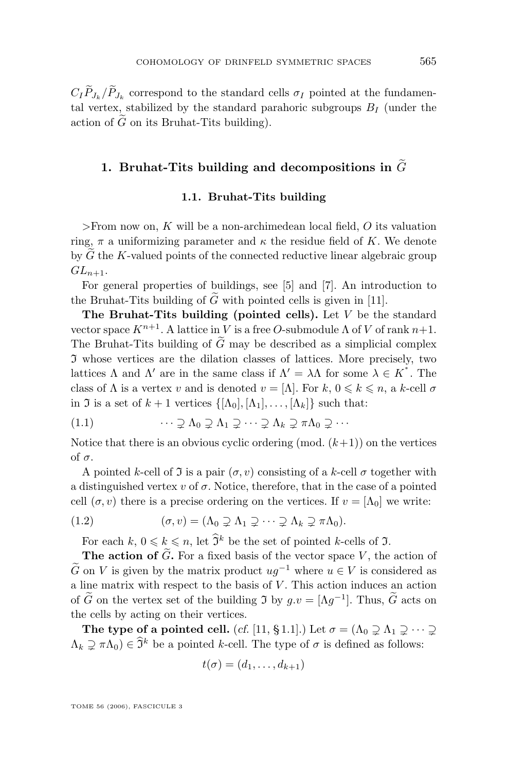$C_I\widetilde{P}_{J_k}/\widetilde{P}_{J_k}$ correspond to the standard cells $\sigma_I$ pointed at the fundamental vertex, stabilized by the standard parahoric subgroups $B_I$ (under the action of $\widetilde{G}$ on its Bruhat-Tits building).

## 1. Bruhat-Tits building and decompositions in $\widetilde{G}$

### 1.1. Bruhat-Tits building

>From now on, $K$ will be a non-archimedean local field, $O$ its valuation ring, $\pi$ a uniformizing parameter and $\kappa$ the residue field of $K$. We denote by $\widetilde{G}$ the $K$-valued points of the connected reductive linear algebraic group $GL_{n+1}$.

For general properties of buildings, see [5] and [7]. An introduction to the Bruhat-Tits building of $\widetilde{G}$ with pointed cells is given in [11].

**The Bruhat-Tits building (pointed cells).** Let $V$ be the standard vector space $K^{n+1}$. A lattice in $V$ is a free $O$-submodule $\Lambda$ of $V$ of rank $n+1$. The Bruhat-Tits building of $\widetilde{G}$ may be described as a simplicial complex $\mathfrak{I}$ whose vertices are the dilation classes of lattices. More precisely, two lattices $\Lambda$ and $\Lambda'$ are in the same class if $\Lambda' = \lambda\Lambda$ for some $\lambda \in K^*$. The class of $\Lambda$ is a vertex $v$ and is denoted $v = [\Lambda]$. For $k$, $0 \leqslant k \leqslant n$, a $k$-cell $\sigma$ in $\mathfrak{I}$ is a set of $k+1$ vertices $\{[\Lambda_0], [\Lambda_1], \ldots, [\Lambda_k]\}$ such that:

$$\cdots \supsetneq \Lambda_0 \supsetneq \Lambda_1 \supsetneq \cdots \supsetneq \Lambda_k \supsetneq \pi\Lambda_0 \supsetneq \cdots \tag{1.1}$$

Notice that there is an obvious cyclic ordering (mod. $(k+1)$) on the vertices of $\sigma$.

A pointed $k$-cell of $\mathfrak{I}$ is a pair $(\sigma, v)$ consisting of a $k$-cell $\sigma$ together with a distinguished vertex $v$ of $\sigma$. Notice, therefore, that in the case of a pointed cell $(\sigma, v)$ there is a precise ordering on the vertices. If $v = [\Lambda_0]$ we write:

$$(\sigma, v) = (\Lambda_0 \supsetneq \Lambda_1 \supsetneq \cdots \supsetneq \Lambda_k \supsetneq \pi\Lambda_0). \tag{1.2}$$

For each $k$, $0 \leqslant k \leqslant n$, let $\widehat{\mathfrak{I}}^k$ be the set of pointed $k$-cells of $\mathfrak{I}$.

**The action of $\widetilde{G}$.** For a fixed basis of the vector space $V$, the action of $\widetilde{G}$ on $V$ is given by the matrix product $ug^{-1}$ where $u \in V$ is considered as a line matrix with respect to the basis of $V$. This action induces an action of $\widetilde{G}$ on the vertex set of the building $\mathfrak{I}$ by $g.v = [\Lambda g^{-1}]$. Thus, $\widetilde{G}$ acts on the cells by acting on their vertices.

**The type of a pointed cell.** (*cf.* [11, § 1.1].) Let $\sigma = (\Lambda_0 \supsetneq \Lambda_1 \supsetneq \cdots \supsetneq \Lambda_k \supsetneq \pi\Lambda_0) \in \widehat{\mathfrak{I}}^k$ be a pointed $k$-cell. The type of $\sigma$ is defined as follows:

$$t(\sigma) = (d_1, \ldots, d_{k+1})$$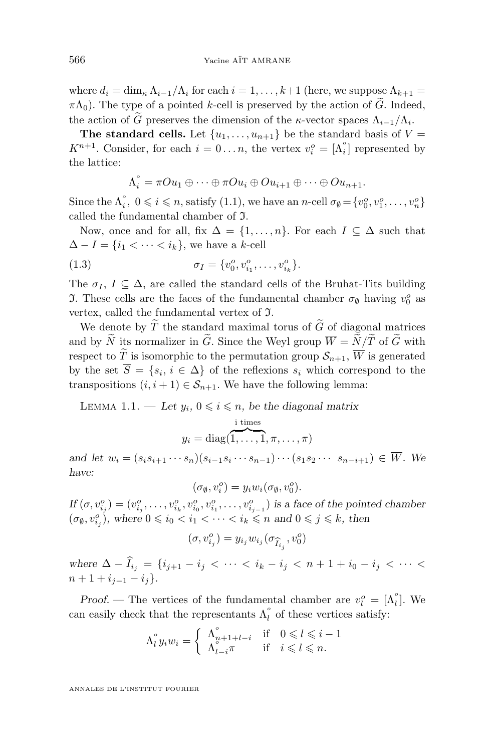where $d_i = \dim_\kappa \Lambda_{i-1}/\Lambda_i$ for each $i = 1, \ldots, k+1$ (here, we suppose $\Lambda_{k+1} = \pi\Lambda_0$). The type of a pointed $k$-cell is preserved by the action of $\widetilde{G}$. Indeed, the action of $\widetilde{G}$ preserves the dimension of the $\kappa$-vector spaces $\Lambda_{i-1}/\Lambda_i$.

**The standard cells.** Let $\{u_1, \ldots, u_{n+1}\}$ be the standard basis of $V = K^{n+1}$. Consider, for each $i = 0 \ldots n$, the vertex $v_i^o = [\overset{\circ}{\Lambda}_i]$ represented by the lattice:

$$\overset{\circ}{\Lambda}_i = \pi O u_1 \oplus \cdots \oplus \pi O u_i \oplus O u_{i+1} \oplus \cdots \oplus O u_{n+1}.$$

Since the $\overset{\circ}{\Lambda}_i$, $0 \leqslant i \leqslant n$, satisfy (1.1), we have an $n$-cell $\sigma_\emptyset = \{v_0^o, v_1^o, \ldots, v_n^o\}$ called the fundamental chamber of $\mathfrak{I}$.

Now, once and for all, fix $\Delta = \{1, \ldots, n\}$. For each $I \subseteq \Delta$ such that $\Delta - I = \{i_1 < \cdots < i_k\}$, we have a $k$-cell

$$\sigma_I = \{v_0^o, v_{i_1}^o, \ldots, v_{i_k}^o\}. \tag{1.3}$$

The $\sigma_I$, $I \subseteq \Delta$, are called the standard cells of the Bruhat-Tits building $\mathfrak{I}$. These cells are the faces of the fundamental chamber $\sigma_\emptyset$ having $v_0^o$ as vertex, called the fundamental vertex of $\mathfrak{I}$.

We denote by $\widetilde{T}$ the standard maximal torus of $\widetilde{G}$ of diagonal matrices and by $\widetilde{N}$ its normalizer in $\widetilde{G}$. Since the Weyl group $\overline{W} = \widetilde{N}/\widetilde{T}$ of $\widetilde{G}$ with respect to $\widetilde{T}$ is isomorphic to the permutation group $\mathcal{S}_{n+1}$, $\overline{W}$ is generated by the set $\overline{S} = \{s_i,\ i \in \Delta\}$ of the reflexions $s_i$ which correspond to the transpositions $(i, i+1) \in \mathcal{S}_{n+1}$. We have the following lemma:

Lemma 1.1. — *Let $y_i$, $0 \leqslant i \leqslant n$, be the diagonal matrix*

$$y_i = \operatorname{diag}(\overbrace{1, \ldots, 1}^{\text{i times}}, \pi, \ldots, \pi)$$

*and let $w_i = (s_i s_{i+1} \cdots s_n)(s_{i-1} s_i \cdots s_{n-1}) \cdots (s_1 s_2 \cdots\ s_{n-i+1}) \in \overline{W}$. We have:*

$$(\sigma_\emptyset, v_i^o) = y_i w_i (\sigma_\emptyset, v_0^o).$$

*If $(\sigma, v_{i_j}^o) = (v_{i_j}^o, \ldots, v_{i_k}^o, v_{i_0}^o, v_{i_1}^o, \ldots, v_{i_{j-1}}^o)$ is a face of the pointed chamber $(\sigma_\emptyset, v_{i_j}^o)$, where $0 \leqslant i_0 < i_1 < \cdots < i_k \leqslant n$ and $0 \leqslant j \leqslant k$, then*

$$(\sigma, v_{i_j}^o) = y_{i_j} w_{i_j} (\sigma_{\widehat{I}_{i_j}}, v_0^o)$$

*where $\Delta - \widehat{I}_{i_j} = \{i_{j+1} - i_j < \cdots < i_k - i_j < n + 1 + i_0 - i_j < \cdots < n + 1 + i_{j-1} - i_j\}$.*

*Proof.* — The vertices of the fundamental chamber are $v_l^o = [\overset{\circ}{\Lambda}_l]$. We can easily check that the representants $\overset{\circ}{\Lambda}_l$ of these vertices satisfy:

$$\overset{\circ}{\Lambda}_l y_i w_i = \begin{cases} \overset{\circ}{\Lambda}_{n+1+l-i} & \text{if} \quad 0 \leqslant l \leqslant i-1 \\ \overset{\circ}{\Lambda}_{l-i}\pi & \text{if} \quad i \leqslant l \leqslant n. \end{cases}$$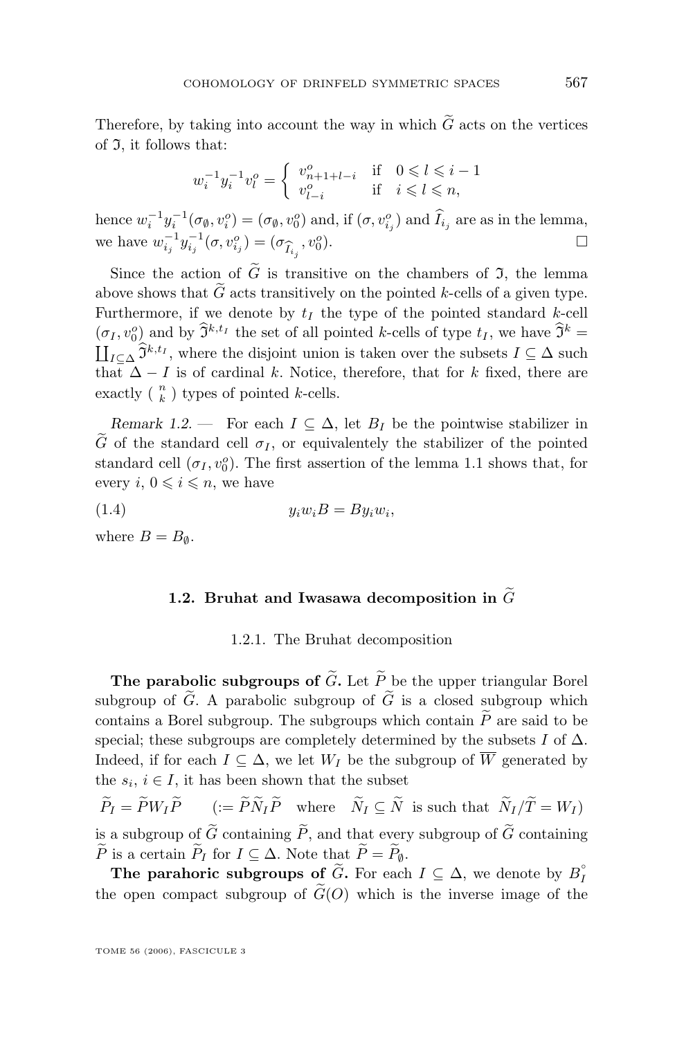Therefore, by taking into account the way in which $\widetilde{G}$ acts on the vertices of $\mathfrak{I}$, it follows that:

$$w_i^{-1}y_i^{-1}v_l^o = \begin{cases} v_{n+1+l-i}^o & \text{if} \quad 0 \leqslant l \leqslant i-1 \\ v_{l-i}^o & \text{if} \quad i \leqslant l \leqslant n, \end{cases}$$

hence $w_i^{-1}y_i^{-1}(\sigma_\emptyset, v_i^o) = (\sigma_\emptyset, v_0^o)$ and, if $(\sigma, v_{i_j}^o)$ and $\widehat{I}_{i_j}$ are as in the lemma, we have $w_{i_j}^{-1}y_{i_j}^{-1}(\sigma, v_{i_j}^o) = (\sigma_{\widehat{I}_{i_j}}, v_0^o)$. $\square$

Since the action of $\widetilde{G}$ is transitive on the chambers of $\mathfrak{I}$, the lemma above shows that $\widetilde{G}$ acts transitively on the pointed $k$-cells of a given type. Furthermore, if we denote by $t_I$ the type of the pointed standard $k$-cell $(\sigma_I, v_0^o)$ and by $\widehat{\mathfrak{I}}^{k,t_I}$ the set of all pointed $k$-cells of type $t_I$, we have $\widehat{\mathfrak{I}}^k = \coprod_{I\subseteq\Delta}\widehat{\mathfrak{I}}^{k,t_I}$, where the disjoint union is taken over the subsets $I \subseteq \Delta$ such that $\Delta - I$ is of cardinal $k$. Notice, therefore, that for $k$ fixed, there are exactly $\binom{n}{k}$ types of pointed $k$-cells.

*Remark 1.2.* — For each $I \subseteq \Delta$, let $B_I$ be the pointwise stabilizer in $\widetilde{G}$ of the standard cell $\sigma_I$, or equivalentely the stabilizer of the pointed standard cell $(\sigma_I, v_0^o)$. The first assertion of the lemma 1.1 shows that, for every $i$, $0 \leqslant i \leqslant n$, we have

$$y_i w_i B = B y_i w_i, \tag{1.4}$$

where $B = B_\emptyset$.

## 1.2. Bruhat and Iwasawa decomposition in $\widetilde{G}$

### 1.2.1. The Bruhat decomposition

**The parabolic subgroups of $\widetilde{G}$.** Let $\widetilde{P}$ be the upper triangular Borel subgroup of $\widetilde{G}$. A parabolic subgroup of $\widetilde{G}$ is a closed subgroup which contains a Borel subgroup. The subgroups which contain $\widetilde{P}$ are said to be special; these subgroups are completely determined by the subsets $I$ of $\Delta$. Indeed, if for each $I \subseteq \Delta$, we let $W_I$ be the subgroup of $\overline{W}$ generated by the $s_i$, $i \in I$, it has been shown that the subset

$$\widetilde{P}_I = \widetilde{P}W_I\widetilde{P} \qquad (:= \widetilde{P}\widetilde{N}_I\widetilde{P} \quad \text{where} \quad \widetilde{N}_I \subseteq \widetilde{N} \ \text{ is such that } \ \widetilde{N}_I/\widetilde{T} = W_I)$$

is a subgroup of $\widetilde{G}$ containing $\widetilde{P}$, and that every subgroup of $\widetilde{G}$ containing $\widetilde{P}$ is a certain $\widetilde{P}_I$ for $I \subseteq \Delta$. Note that $\widetilde{P} = \widetilde{P}_\emptyset$.

**The parahoric subgroups of $\widetilde{G}$.** For each $I \subseteq \Delta$, we denote by $B_I^\circ$ the open compact subgroup of $\widetilde{G}(O)$ which is the inverse image of the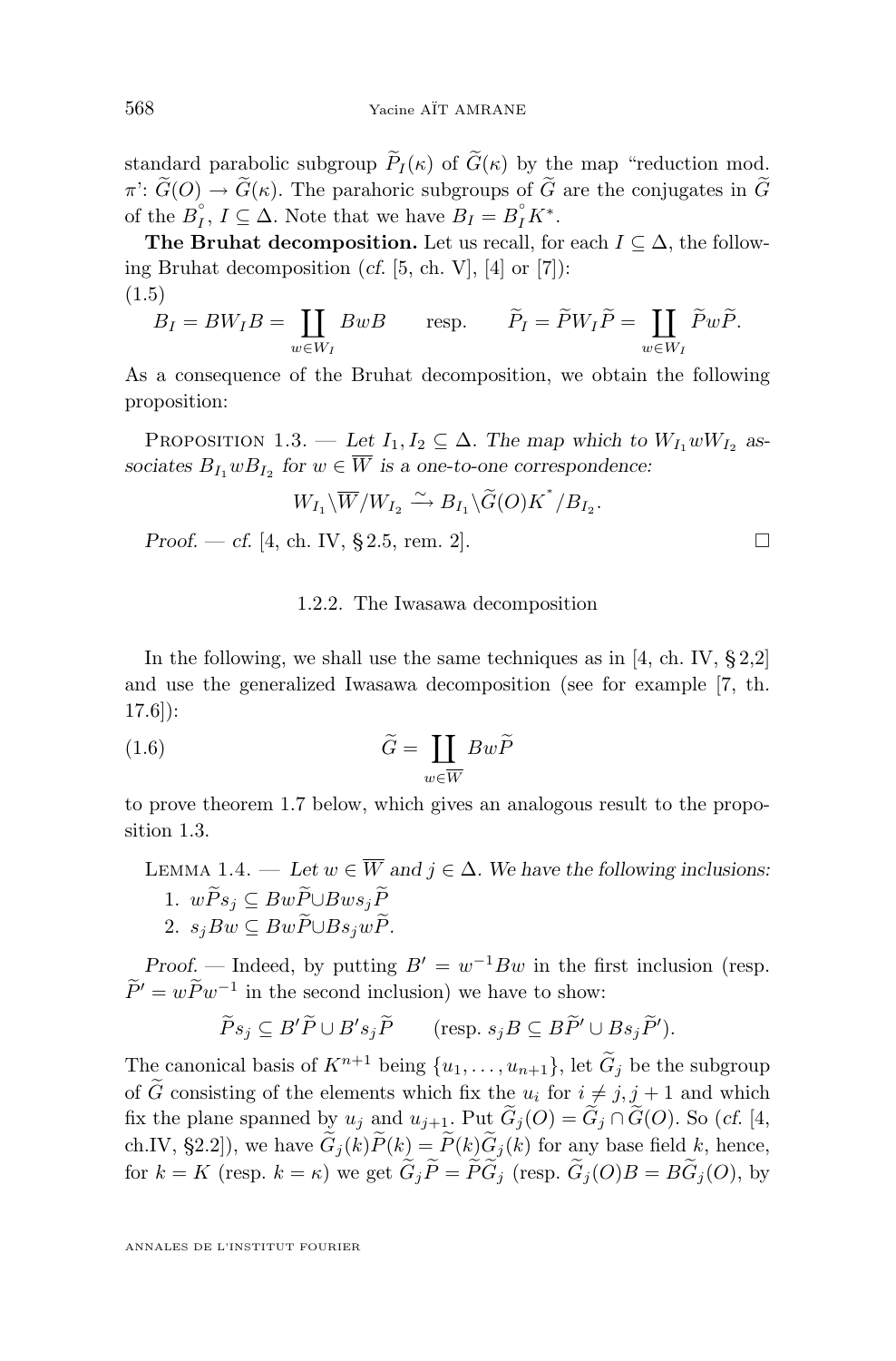standard parabolic subgroup $\widetilde{P}_I(\kappa)$ of $\widetilde{G}(\kappa)$ by the map "reduction mod. $\pi$": $\widetilde{G}(O) \to \widetilde{G}(\kappa)$. The parahoric subgroups of $\widetilde{G}$ are the conjugates in $\widetilde{G}$ of the $\overset{\circ}{B}_I$, $I \subseteq \Delta$. Note that we have $B_I = \overset{\circ}{B}_I K^*$.

**The Bruhat decomposition.** Let us recall, for each $I \subseteq \Delta$, the following Bruhat decomposition (*cf.* [5, ch. V], [4] or [7]):

(1.5)
$$B_I = BW_IB = \coprod_{w \in W_I} BwB \qquad \text{resp.} \qquad \widetilde{P}_I = \widetilde{P}W_I\widetilde{P} = \coprod_{w \in W_I} \widetilde{P}w\widetilde{P}.$$

As a consequence of the Bruhat decomposition, we obtain the following proposition:

Proposition 1.3. — *Let $I_1, I_2 \subseteq \Delta$. The map which to $W_{I_1}wW_{I_2}$ associates $B_{I_1}wB_{I_2}$ for $w \in \overline{W}$ is a one-to-one correspondence:*
$$W_{I_1}\backslash\overline{W}/W_{I_2} \xrightarrow{\sim} B_{I_1}\backslash\widetilde{G}(O)K^*/B_{I_2}.$$

*Proof.* — *cf.* [4, ch. IV, § 2.5, rem. 2]. □

### 1.2.2. The Iwasawa decomposition

In the following, we shall use the same techniques as in [4, ch. IV, § 2,2] and use the generalized Iwasawa decomposition (see for example [7, th. 17.6]):

$$\widetilde{G} = \coprod_{w \in \overline{W}} Bw\widetilde{P} \tag{1.6}$$

to prove theorem 1.7 below, which gives an analogous result to the proposition 1.3.

Lemma 1.4. — *Let $w \in \overline{W}$ and $j \in \Delta$. We have the following inclusions:*

1. $w\widetilde{P}s_j \subseteq Bw\widetilde{P} \cup Bws_j\widetilde{P}$
2. $s_jBw \subseteq Bw\widetilde{P} \cup Bs_jw\widetilde{P}$.

*Proof.* — Indeed, by putting $B' = w^{-1}Bw$ in the first inclusion (resp. $\widetilde{P}' = w\widetilde{P}w^{-1}$ in the second inclusion) we have to show:
$$\widetilde{P}s_j \subseteq B'\widetilde{P} \cup B's_j\widetilde{P} \qquad (\text{resp. } s_jB \subseteq B\widetilde{P}' \cup Bs_j\widetilde{P}').$$

The canonical basis of $K^{n+1}$ being $\{u_1, \dots, u_{n+1}\}$, let $\widetilde{G}_j$ be the subgroup of $\widetilde{G}$ consisting of the elements which fix the $u_i$ for $i \neq j, j+1$ and which fix the plane spanned by $u_j$ and $u_{j+1}$. Put $\widetilde{G}_j(O) = \widetilde{G}_j \cap \widetilde{G}(O)$. So (*cf.* [4, ch.IV, §2.2]), we have $\widetilde{G}_j(k)\widetilde{P}(k) = \widetilde{P}(k)\widetilde{G}_j(k)$ for any base field $k$, hence, for $k = K$ (resp. $k = \kappa$) we get $\widetilde{G}_j\widetilde{P} = \widetilde{P}\widetilde{G}_j$ (resp. $\widetilde{G}_j(O)B = B\widetilde{G}_j(O)$, by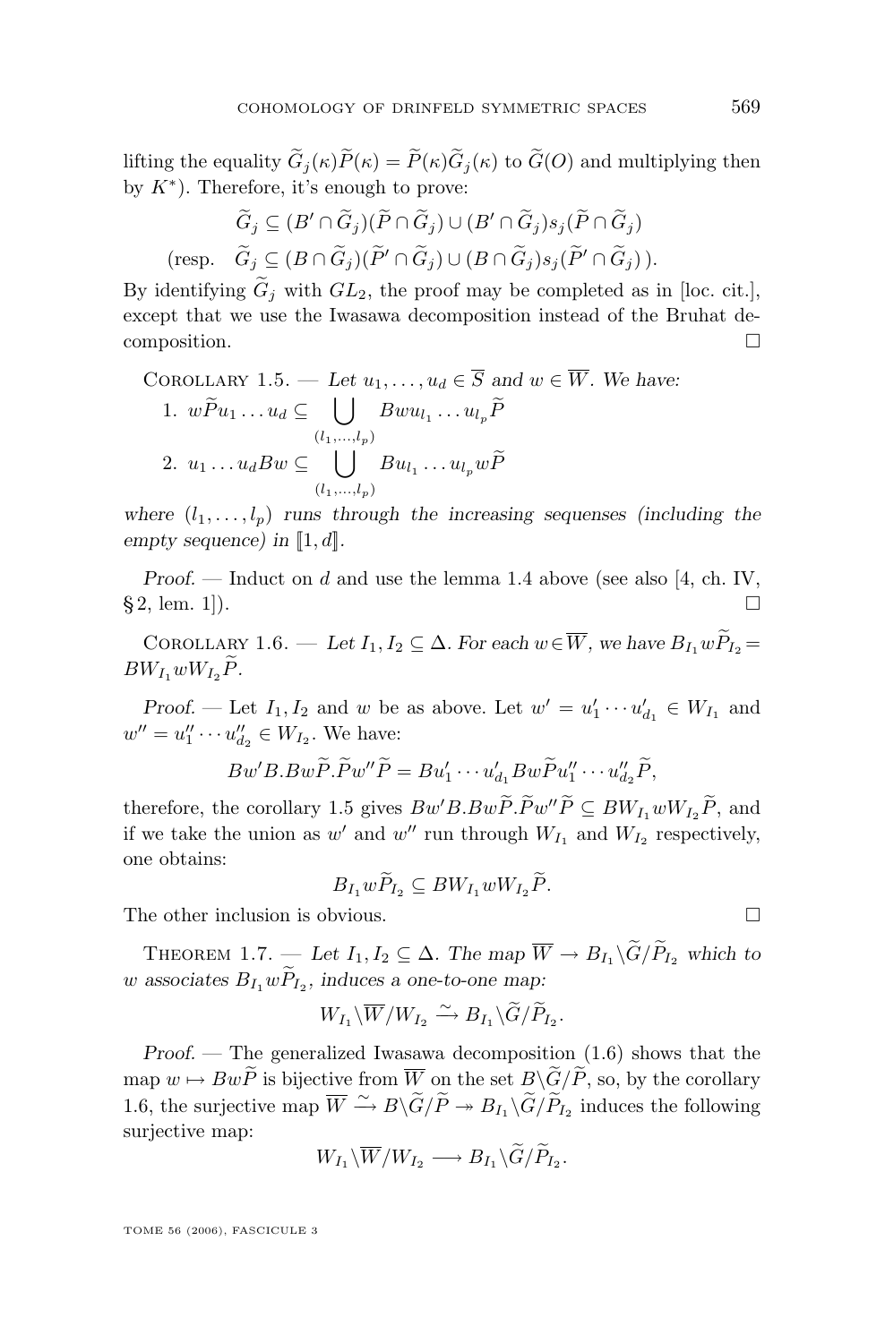lifting the equality $\widetilde{G}_j(\kappa)\widetilde{P}(\kappa) = \widetilde{P}(\kappa)\widetilde{G}_j(\kappa)$ to $\widetilde{G}(O)$ and multiplying then by $K^*$). Therefore, it's enough to prove:

$$\widetilde{G}_j \subseteq (B' \cap \widetilde{G}_j)(\widetilde{P} \cap \widetilde{G}_j) \cup (B' \cap \widetilde{G}_j)s_j(\widetilde{P} \cap \widetilde{G}_j)$$

$$(\text{resp.}\quad \widetilde{G}_j \subseteq (B \cap \widetilde{G}_j)(\widetilde{P}' \cap \widetilde{G}_j) \cup (B \cap \widetilde{G}_j)s_j(\widetilde{P}' \cap \widetilde{G}_j)\,).$$

By identifying $\widetilde{G}_j$ with $GL_2$, the proof may be completed as in [loc. cit.], except that we use the Iwasawa decomposition instead of the Bruhat decomposition. □

Corollary 1.5. — *Let $u_1, \ldots, u_d \in \overline{S}$ and $w \in \overline{W}$. We have:*

1. $w\widetilde{P}u_1 \ldots u_d \subseteq \bigcup_{(l_1,\ldots,l_p)} Bwu_{l_1} \ldots u_{l_p}\widetilde{P}$
2. $u_1 \ldots u_d B w \subseteq \bigcup_{(l_1,\ldots,l_p)} Bu_{l_1} \ldots u_{l_p} w\widetilde{P}$

*where $(l_1, \ldots, l_p)$ runs through the increasing sequenses (including the empty sequence) in $[\![1, d]\!]$.*

*Proof.* — Induct on $d$ and use the lemma 1.4 above (see also [4, ch. IV, §2, lem. 1]). □

Corollary 1.6. — *Let $I_1, I_2 \subseteq \Delta$. For each $w \in \overline{W}$, we have $B_{I_1} w\widetilde{P}_{I_2} = BW_{I_1}wW_{I_2}\widetilde{P}$.*

*Proof.* — Let $I_1, I_2$ and $w$ be as above. Let $w' = u'_1 \cdots u'_{d_1} \in W_{I_1}$ and $w'' = u''_1 \cdots u''_{d_2} \in W_{I_2}$. We have:

$$Bw'B.Bw\widetilde{P}.\widetilde{P}w''\widetilde{P} = Bu'_1 \cdots u'_{d_1} Bw\widetilde{P}u''_1 \cdots u''_{d_2}\widetilde{P},$$

therefore, the corollary 1.5 gives $Bw'B.Bw\widetilde{P}.\widetilde{P}w''\widetilde{P} \subseteq BW_{I_1}wW_{I_2}\widetilde{P}$, and if we take the union as $w'$ and $w''$ run through $W_{I_1}$ and $W_{I_2}$ respectively, one obtains:

$$B_{I_1}w\widetilde{P}_{I_2} \subseteq BW_{I_1}wW_{I_2}\widetilde{P}.$$

The other inclusion is obvious. □

Theorem 1.7. — *Let $I_1, I_2 \subseteq \Delta$. The map $\overline{W} \to B_{I_1}\backslash\widetilde{G}/\widetilde{P}_{I_2}$ which to $w$ associates $B_{I_1}w\widetilde{P}_{I_2}$, induces a one-to-one map:*

$$W_{I_1}\backslash\overline{W}/W_{I_2} \xrightarrow{\sim} B_{I_1}\backslash\widetilde{G}/\widetilde{P}_{I_2}.$$

*Proof.* — The generalized Iwasawa decomposition (1.6) shows that the map $w \mapsto Bw\widetilde{P}$ is bijective from $\overline{W}$ on the set $B\backslash\widetilde{G}/\widetilde{P}$, so, by the corollary 1.6, the surjective map $\overline{W} \xrightarrow{\sim} B\backslash\widetilde{G}/\widetilde{P} \twoheadrightarrow B_{I_1}\backslash\widetilde{G}/\widetilde{P}_{I_2}$ induces the following surjective map:

$$W_{I_1}\backslash\overline{W}/W_{I_2} \longrightarrow B_{I_1}\backslash\widetilde{G}/\widetilde{P}_{I_2}.$$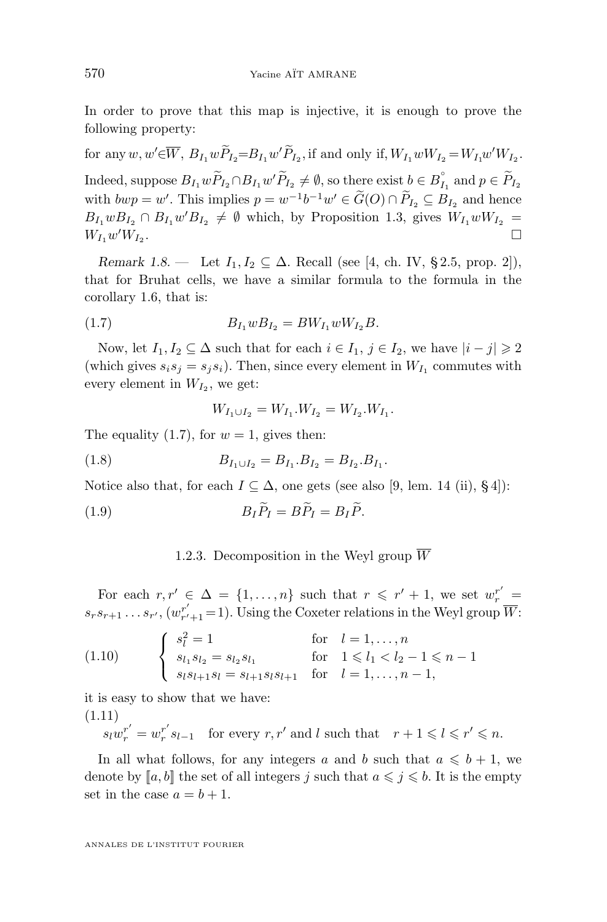In order to prove that this map is injective, it is enough to prove the following property:

for any $w, w' \in \overline{W}$, $B_{I_1} w \widetilde{P}_{I_2} = B_{I_1} w' \widetilde{P}_{I_2}$, if and only if, $W_{I_1} w W_{I_2} = W_{I_1} w' W_{I_2}$.

Indeed, suppose $B_{I_1} w \widetilde{P}_{I_2} \cap B_{I_1} w' \widetilde{P}_{I_2} \neq \emptyset$, so there exist $b \in \overset{\circ}{B}_{I_1}$ and $p \in \widetilde{P}_{I_2}$ with $bwp = w'$. This implies $p = w^{-1} b^{-1} w' \in \widetilde{G}(O) \cap \widetilde{P}_{I_2} \subseteq B_{I_2}$ and hence $B_{I_1} w B_{I_2} \cap B_{I_1} w' B_{I_2} \neq \emptyset$ which, by Proposition 1.3, gives $W_{I_1} w W_{I_2} = W_{I_1} w' W_{I_2}$. □

*Remark 1.8.* — Let $I_1, I_2 \subseteq \Delta$. Recall (see [4, ch. IV, § 2.5, prop. 2]), that for Bruhat cells, we have a similar formula to the formula in the corollary 1.6, that is:

$$B_{I_1} w B_{I_2} = B W_{I_1} w W_{I_2} B. \tag{1.7}$$

Now, let $I_1, I_2 \subseteq \Delta$ such that for each $i \in I_1$, $j \in I_2$, we have $|i - j| \geqslant 2$ (which gives $s_i s_j = s_j s_i$). Then, since every element in $W_{I_1}$ commutes with every element in $W_{I_2}$, we get:

$$W_{I_1 \cup I_2} = W_{I_1} . W_{I_2} = W_{I_2} . W_{I_1}.$$

The equality (1.7), for $w = 1$, gives then:

$$B_{I_1 \cup I_2} = B_{I_1} . B_{I_2} = B_{I_2} . B_{I_1}. \tag{1.8}$$

Notice also that, for each $I \subseteq \Delta$, one gets (see also [9, lem. 14 (ii), § 4]):

$$B_I \widetilde{P}_I = B \widetilde{P}_I = B_I \widetilde{P}. \tag{1.9}$$

### 1.2.3. Decomposition in the Weyl group $\overline{W}$

For each $r, r' \in \Delta = \{1, \dots, n\}$ such that $r \leqslant r' + 1$, we set $w_r^{r'} = s_r s_{r+1} \dots s_{r'}$, ($w_{r'+1}^{r'} = 1$). Using the Coxeter relations in the Weyl group $\overline{W}$:

$$\begin{cases} s_l^2 = 1 & \text{for} \quad l = 1, \dots, n \\ s_{l_1} s_{l_2} = s_{l_2} s_{l_1} & \text{for} \quad 1 \leqslant l_1 < l_2 - 1 \leqslant n - 1 \\ s_l s_{l+1} s_l = s_{l+1} s_l s_{l+1} & \text{for} \quad l = 1, \dots, n-1, \end{cases} \tag{1.10}$$

it is easy to show that we have:

$$s_l w_r^{r'} = w_r^{r'} s_{l-1} \quad \text{for every } r, r' \text{ and } l \text{ such that} \quad r + 1 \leqslant l \leqslant r' \leqslant n. \tag{1.11}$$

In all what follows, for any integers $a$ and $b$ such that $a \leqslant b + 1$, we denote by $[\![a, b]\!]$ the set of all integers $j$ such that $a \leqslant j \leqslant b$. It is the empty set in the case $a = b + 1$.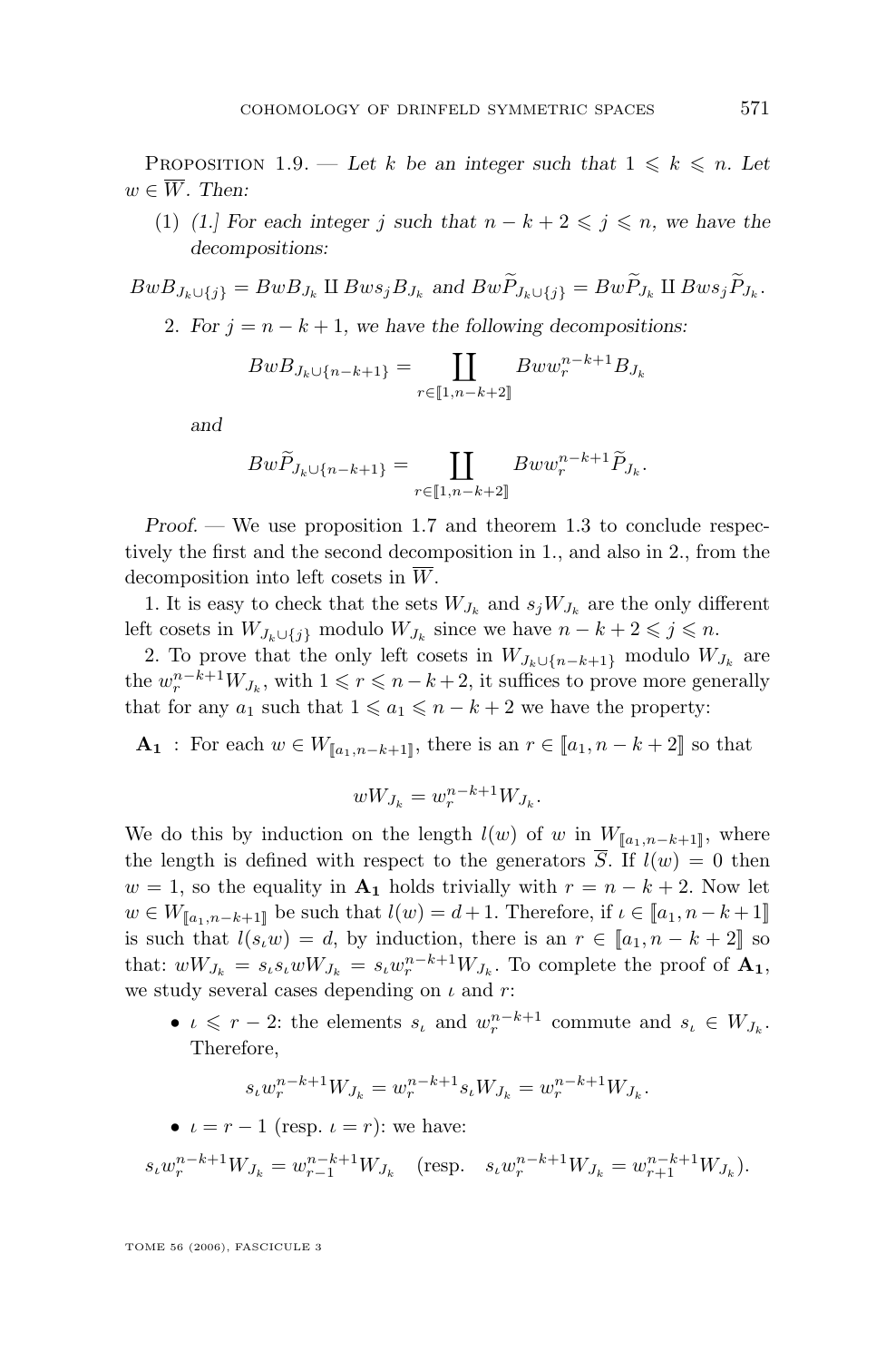Proposition 1.9. — *Let $k$ be an integer such that $1 \leqslant k \leqslant n$. Let $w \in \overline{W}$. Then:*

(1) *(1.] For each integer $j$ such that $n-k+2 \leqslant j \leqslant n$, we have the decompositions:*

$$BwB_{J_k \cup \{j\}} = BwB_{J_k} \amalg Bws_jB_{J_k} \text{ and } Bw\widetilde{P}_{J_k \cup \{j\}} = Bw\widetilde{P}_{J_k} \amalg Bws_j\widetilde{P}_{J_k}.$$

2. *For $j = n-k+1$, we have the following decompositions:*

$$BwB_{J_k \cup \{n-k+1\}} = \coprod_{r \in [\![1, n-k+2]\!]} Bww_r^{n-k+1}B_{J_k}$$

*and*

$$Bw\widetilde{P}_{J_k \cup \{n-k+1\}} = \coprod_{r \in [\![1, n-k+2]\!]} Bww_r^{n-k+1}\widetilde{P}_{J_k}.$$

*Proof.* — We use proposition 1.7 and theorem 1.3 to conclude respectively the first and the second decomposition in 1., and also in 2., from the decomposition into left cosets in $\overline{W}$.

1. It is easy to check that the sets $W_{J_k}$ and $s_jW_{J_k}$ are the only different left cosets in $W_{J_k \cup \{j\}}$ modulo $W_{J_k}$ since we have $n-k+2 \leqslant j \leqslant n$.

2. To prove that the only left cosets in $W_{J_k \cup \{n-k+1\}}$ modulo $W_{J_k}$ are the $w_r^{n-k+1}W_{J_k}$, with $1 \leqslant r \leqslant n-k+2$, it suffices to prove more generally that for any $a_1$ such that $1 \leqslant a_1 \leqslant n-k+2$ we have the property:

$\mathbf{A_1}$ : For each $w \in W_{[\![a_1, n-k+1]\!]}$, there is an $r \in [\![a_1, n-k+2]\!]$ so that

$$wW_{J_k} = w_r^{n-k+1}W_{J_k}.$$

We do this by induction on the length $l(w)$ of $w$ in $W_{[\![a_1, n-k+1]\!]}$, where the length is defined with respect to the generators $\overline{S}$. If $l(w) = 0$ then $w = 1$, so the equality in $\mathbf{A_1}$ holds trivially with $r = n-k+2$. Now let $w \in W_{[\![a_1, n-k+1]\!]}$ be such that $l(w) = d+1$. Therefore, if $\iota \in [\![a_1, n-k+1]\!]$ is such that $l(s_\iota w) = d$, by induction, there is an $r \in [\![a_1, n-k+2]\!]$ so that: $wW_{J_k} = s_\iota s_\iota wW_{J_k} = s_\iota w_r^{n-k+1}W_{J_k}$. To complete the proof of $\mathbf{A_1}$, we study several cases depending on $\iota$ and $r$:

- $\iota \leqslant r-2$: the elements $s_\iota$ and $w_r^{n-k+1}$ commute and $s_\iota \in W_{J_k}$. Therefore,

$$s_\iota w_r^{n-k+1}W_{J_k} = w_r^{n-k+1}s_\iota W_{J_k} = w_r^{n-k+1}W_{J_k}.$$

- $\iota = r-1$ (resp. $\iota = r$): we have:

$$s_\iota w_r^{n-k+1}W_{J_k} = w_{r-1}^{n-k+1}W_{J_k} \quad \text{(resp.} \quad s_\iota w_r^{n-k+1}W_{J_k} = w_{r+1}^{n-k+1}W_{J_k}).$$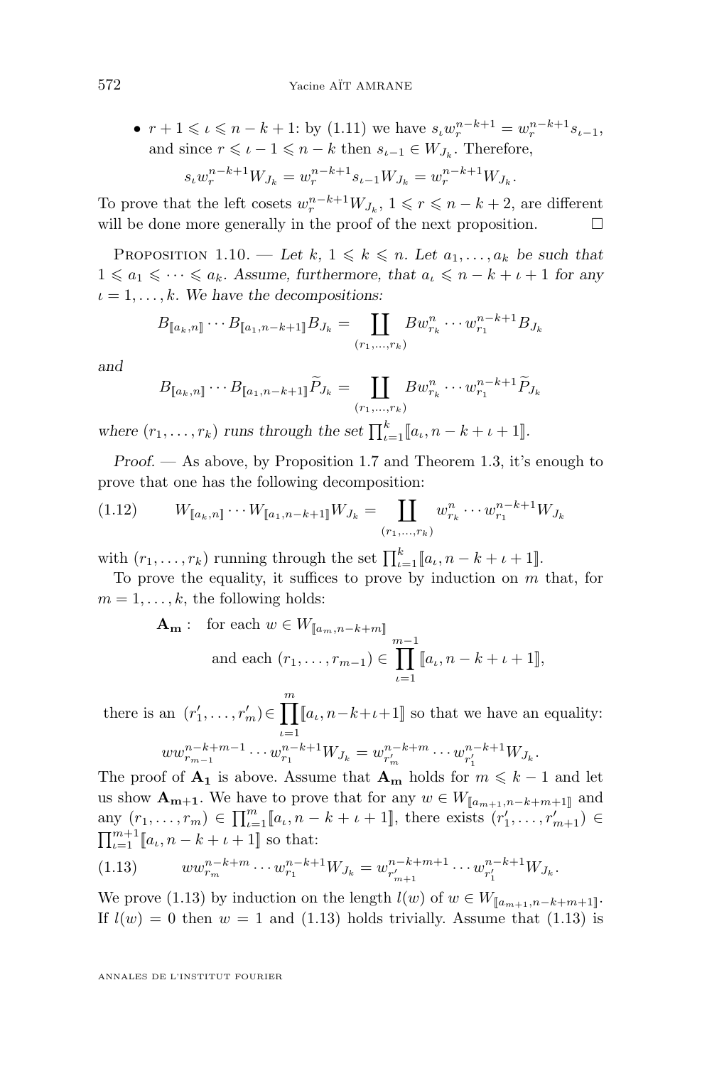- $r+1 \leqslant \iota \leqslant n-k+1$: by (1.11) we have $s_\iota w_r^{n-k+1} = w_r^{n-k+1} s_{\iota-1}$, and since $r \leqslant \iota - 1 \leqslant n-k$ then $s_{\iota-1} \in W_{J_k}$. Therefore,

$$s_\iota w_r^{n-k+1} W_{J_k} = w_r^{n-k+1} s_{\iota-1} W_{J_k} = w_r^{n-k+1} W_{J_k}.$$

To prove that the left cosets $w_r^{n-k+1} W_{J_k}$, $1 \leqslant r \leqslant n-k+2$, are different will be done more generally in the proof of the next proposition. □

Proposition 1.10. — *Let $k$, $1 \leqslant k \leqslant n$. Let $a_1, \ldots, a_k$ be such that $1 \leqslant a_1 \leqslant \cdots \leqslant a_k$. Assume, furthermore, that $a_\iota \leqslant n-k+\iota+1$ for any $\iota = 1, \ldots, k$. We have the decompositions:*

$$B_{[\![a_k, n]\!]} \cdots B_{[\![a_1, n-k+1]\!]} B_{J_k} = \coprod_{(r_1,\ldots,r_k)} B w_{r_k}^n \cdots w_{r_1}^{n-k+1} B_{J_k}$$

*and*

$$B_{[\![a_k, n]\!]} \cdots B_{[\![a_1, n-k+1]\!]} \widetilde{P}_{J_k} = \coprod_{(r_1,\ldots,r_k)} B w_{r_k}^n \cdots w_{r_1}^{n-k+1} \widetilde{P}_{J_k}$$

*where $(r_1, \ldots, r_k)$ runs through the set $\prod_{\iota=1}^k [\![a_\iota, n-k+\iota+1]\!]$.*

*Proof.* — As above, by Proposition 1.7 and Theorem 1.3, it's enough to prove that one has the following decomposition:

$$W_{[\![a_k, n]\!]} \cdots W_{[\![a_1, n-k+1]\!]} W_{J_k} = \coprod_{(r_1,\ldots,r_k)} w_{r_k}^n \cdots w_{r_1}^{n-k+1} W_{J_k} \tag{1.12}$$

with $(r_1, \ldots, r_k)$ running through the set $\prod_{\iota=1}^k [\![a_\iota, n-k+\iota+1]\!]$.

To prove the equality, it suffices to prove by induction on $m$ that, for $m = 1, \ldots, k$, the following holds:

$\mathbf{A_m}$: for each $w \in W_{[\![a_m, n-k+m]\!]}$ and each $(r_1, \ldots, r_{m-1}) \in \prod_{\iota=1}^{m-1} [\![a_\iota, n-k+\iota+1]\!]$,

there is an $(r'_1, \ldots, r'_m) \in \prod_{\iota=1}^{m} [\![a_\iota, n-k+\iota+1]\!]$ so that we have an equality:

$$w w_{r_{m-1}}^{n-k+m-1} \cdots w_{r_1}^{n-k+1} W_{J_k} = w_{r'_m}^{n-k+m} \cdots w_{r'_1}^{n-k+1} W_{J_k}.$$

The proof of $\mathbf{A_1}$ is above. Assume that $\mathbf{A_m}$ holds for $m \leqslant k-1$ and let us show $\mathbf{A_{m+1}}$. We have to prove that for any $w \in W_{[\![a_{m+1}, n-k+m+1]\!]}$ and any $(r_1, \ldots, r_m) \in \prod_{\iota=1}^m [\![a_\iota, n-k+\iota+1]\!]$, there exists $(r'_1, \ldots, r'_{m+1}) \in \prod_{\iota=1}^{m+1} [\![a_\iota, n-k+\iota+1]\!]$ so that:

$$w w_{r_m}^{n-k+m} \cdots w_{r_1}^{n-k+1} W_{J_k} = w_{r'_{m+1}}^{n-k+m+1} \cdots w_{r'_1}^{n-k+1} W_{J_k}. \tag{1.13}$$

We prove (1.13) by induction on the length $l(w)$ of $w \in W_{[\![a_{m+1}, n-k+m+1]\!]}$. If $l(w) = 0$ then $w = 1$ and (1.13) holds trivially. Assume that (1.13) is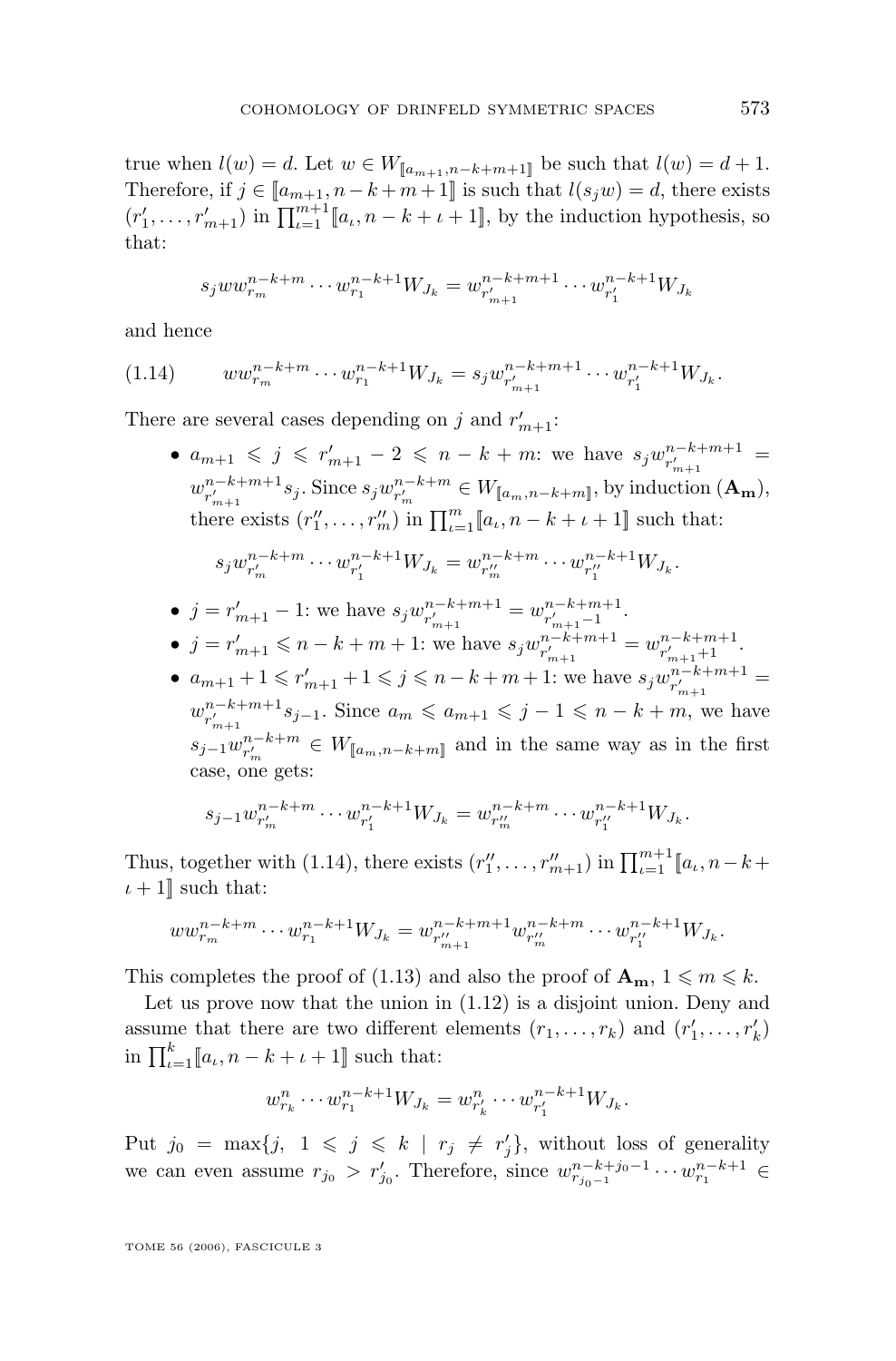true when $l(w) = d$. Let $w \in W_{[\![a_{m+1}, n-k+m+1]\!]}$ be such that $l(w) = d+1$. Therefore, if $j \in [\![a_{m+1}, n-k+m+1]\!]$ is such that $l(s_j w) = d$, there exists $(r'_1, \ldots, r'_{m+1})$ in $\prod_{\iota=1}^{m+1} [\![a_\iota, n-k+\iota+1]\!]$, by the induction hypothesis, so that:

$$s_j w w^{n-k+m}_{r_m} \cdots w^{n-k+1}_{r_1} W_{J_k} = w^{n-k+m+1}_{r'_{m+1}} \cdots w^{n-k+1}_{r'_1} W_{J_k}$$

and hence

$$w w^{n-k+m}_{r_m} \cdots w^{n-k+1}_{r_1} W_{J_k} = s_j w^{n-k+m+1}_{r'_{m+1}} \cdots w^{n-k+1}_{r'_1} W_{J_k}. \tag{1.14}$$

There are several cases depending on $j$ and $r'_{m+1}$:

- $a_{m+1} \leqslant j \leqslant r'_{m+1} - 2 \leqslant n-k+m$: we have $s_j w^{n-k+m+1}_{r'_{m+1}} = w^{n-k+m+1}_{r'_{m+1}} s_j$. Since $s_j w^{n-k+m}_{r'_m} \in W_{[\![a_m, n-k+m]\!]}$, by induction $(\mathbf{A_m})$, there exists $(r''_1, \ldots, r''_m)$ in $\prod_{\iota=1}^{m} [\![a_\iota, n-k+\iota+1]\!]$ such that:

$$s_j w^{n-k+m}_{r'_m} \cdots w^{n-k+1}_{r'_1} W_{J_k} = w^{n-k+m}_{r''_m} \cdots w^{n-k+1}_{r''_1} W_{J_k}.$$

- $j = r'_{m+1} - 1$: we have $s_j w^{n-k+m+1}_{r'_{m+1}} = w^{n-k+m+1}_{r'_{m+1}-1}$.
- $j = r'_{m+1} \leqslant n-k+m+1$: we have $s_j w^{n-k+m+1}_{r'_{m+1}} = w^{n-k+m+1}_{r'_{m+1}+1}$.
- $a_{m+1} + 1 \leqslant r'_{m+1} + 1 \leqslant j \leqslant n-k+m+1$: we have $s_j w^{n-k+m+1}_{r'_{m+1}} = w^{n-k+m+1}_{r'_{m+1}} s_{j-1}$. Since $a_m \leqslant a_{m+1} \leqslant j-1 \leqslant n-k+m$, we have $s_{j-1} w^{n-k+m}_{r'_m} \in W_{[\![a_m, n-k+m]\!]}$ and in the same way as in the first case, one gets:

$$s_{j-1} w^{n-k+m}_{r'_m} \cdots w^{n-k+1}_{r'_1} W_{J_k} = w^{n-k+m}_{r''_m} \cdots w^{n-k+1}_{r''_1} W_{J_k}.$$

Thus, together with (1.14), there exists $(r''_1, \ldots, r''_{m+1})$ in $\prod_{\iota=1}^{m+1} [\![a_\iota, n-k+\iota+1]\!]$ such that:

$$w w^{n-k+m}_{r_m} \cdots w^{n-k+1}_{r_1} W_{J_k} = w^{n-k+m+1}_{r''_{m+1}} w^{n-k+m}_{r''_m} \cdots w^{n-k+1}_{r''_1} W_{J_k}.$$

This completes the proof of (1.13) and also the proof of $\mathbf{A_m}$, $1 \leqslant m \leqslant k$.

Let us prove now that the union in (1.12) is a disjoint union. Deny and assume that there are two different elements $(r_1, \ldots, r_k)$ and $(r'_1, \ldots, r'_k)$ in $\prod_{\iota=1}^{k} [\![a_\iota, n-k+\iota+1]\!]$ such that:

$$w^n_{r_k} \cdots w^{n-k+1}_{r_1} W_{J_k} = w^n_{r'_k} \cdots w^{n-k+1}_{r'_1} W_{J_k}.$$

Put $j_0 = \max\{j,\ 1 \leqslant j \leqslant k \mid r_j \neq r'_j\}$, without loss of generality we can even assume $r_{j_0} > r'_{j_0}$. Therefore, since $w^{n-k+j_0-1}_{r_{j_0-1}} \cdots w^{n-k+1}_{r_1} \in$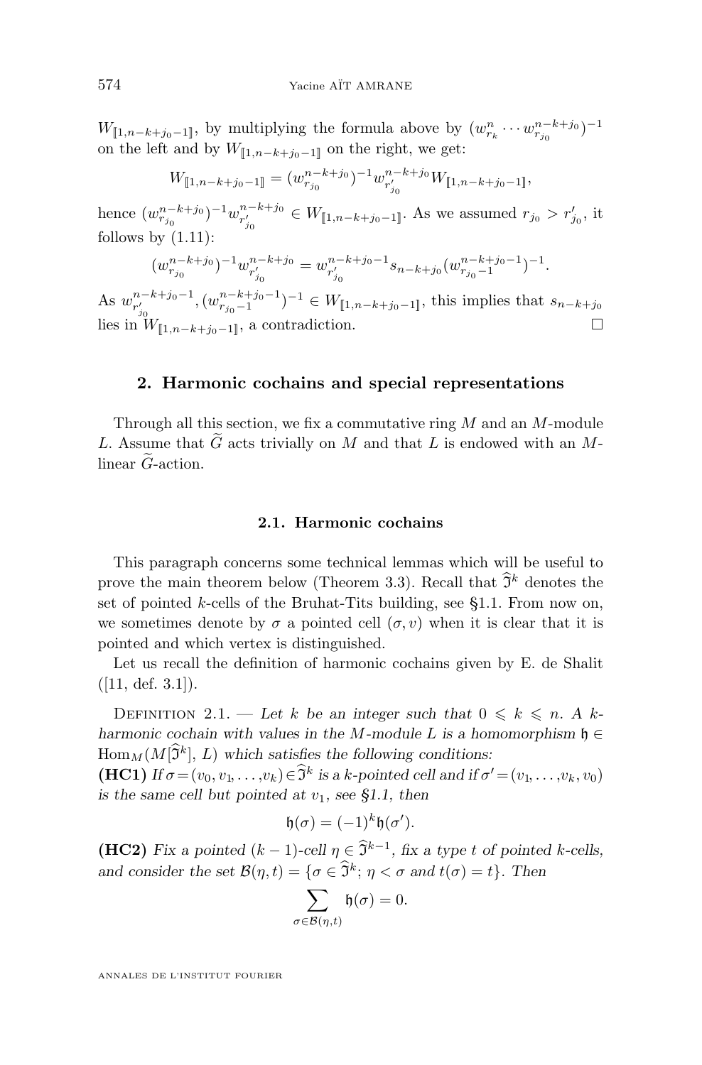$W_{[\![1,n-k+j_0-1]\!]}$, by multiplying the formula above by $(w^n_{r_k} \cdots w^{n-k+j_0}_{r_{j_0}})^{-1}$ on the left and by $W_{[\![1,n-k+j_0-1]\!]}$ on the right, we get:

$$W_{[\![1,n-k+j_0-1]\!]} = (w^{n-k+j_0}_{r_{j_0}})^{-1} w^{n-k+j_0}_{r'_{j_0}} W_{[\![1,n-k+j_0-1]\!]},$$

hence $(w^{n-k+j_0}_{r_{j_0}})^{-1} w^{n-k+j_0}_{r'_{j_0}} \in W_{[\![1,n-k+j_0-1]\!]}$. As we assumed $r_{j_0} > r'_{j_0}$, it follows by (1.11):

$$(w^{n-k+j_0}_{r_{j_0}})^{-1} w^{n-k+j_0}_{r'_{j_0}} = w^{n-k+j_0-1}_{r'_{j_0}} s_{n-k+j_0} (w^{n-k+j_0-1}_{r_{j_0}-1})^{-1}.$$

As $w^{n-k+j_0-1}_{r'_{j_0}}, (w^{n-k+j_0-1}_{r_{j_0}-1})^{-1} \in W_{[\![1,n-k+j_0-1]\!]}$, this implies that $s_{n-k+j_0}$ lies in $W_{[\![1,n-k+j_0-1]\!]}$, a contradiction. □

## 2. Harmonic cochains and special representations

Through all this section, we fix a commutative ring $M$ and an $M$-module $L$. Assume that $\widetilde{G}$ acts trivially on $M$ and that $L$ is endowed with an $M$-linear $\widetilde{G}$-action.

### 2.1. Harmonic cochains

This paragraph concerns some technical lemmas which will be useful to prove the main theorem below (Theorem 3.3). Recall that $\widehat{\mathfrak{I}}^k$ denotes the set of pointed $k$-cells of the Bruhat-Tits building, see §1.1. From now on, we sometimes denote by $\sigma$ a pointed cell $(\sigma, v)$ when it is clear that it is pointed and which vertex is distinguished.

Let us recall the definition of harmonic cochains given by E. de Shalit ([11, def. 3.1]).

Definition 2.1. — *Let $k$ be an integer such that $0 \leqslant k \leqslant n$. A $k$-harmonic cochain with values in the $M$-module $L$ is a homomorphism $\mathfrak{h} \in \mathrm{Hom}_M(M[\widehat{\mathfrak{I}}^k], L)$ which satisfies the following conditions:*

**(HC1)** *If $\sigma = (v_0, v_1, \ldots, v_k) \in \widehat{\mathfrak{I}}^k$ is a $k$-pointed cell and if $\sigma' = (v_1, \ldots, v_k, v_0)$ is the same cell but pointed at $v_1$, see §1.1, then*

$$\mathfrak{h}(\sigma) = (-1)^k \mathfrak{h}(\sigma').$$

**(HC2)** *Fix a pointed $(k-1)$-cell $\eta \in \widehat{\mathfrak{I}}^{k-1}$, fix a type $t$ of pointed $k$-cells, and consider the set $\mathcal{B}(\eta, t) = \{\sigma \in \widehat{\mathfrak{I}}^k ;\, \eta < \sigma \text{ and } t(\sigma) = t\}$. Then*

$$\sum_{\sigma \in \mathcal{B}(\eta,t)} \mathfrak{h}(\sigma) = 0.$$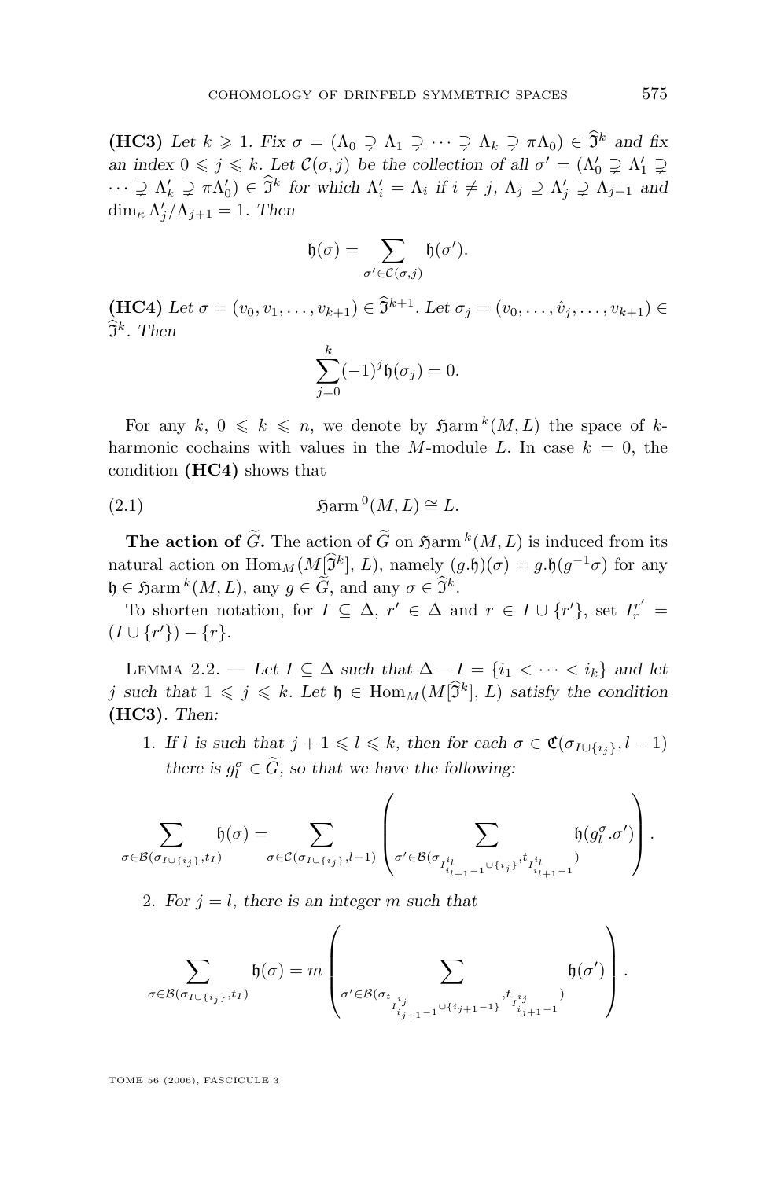**(HC3)** *Let $k \geqslant 1$. Fix $\sigma = (\Lambda_0 \supsetneq \Lambda_1 \supsetneq \cdots \supsetneq \Lambda_k \supsetneq \pi\Lambda_0) \in \widehat{\mathfrak{I}}^k$ and fix an index $0 \leqslant j \leqslant k$. Let $\mathcal{C}(\sigma, j)$ be the collection of all $\sigma' = (\Lambda'_0 \supsetneq \Lambda'_1 \supsetneq \cdots \supsetneq \Lambda'_k \supsetneq \pi\Lambda'_0) \in \widehat{\mathfrak{I}}^k$ for which $\Lambda'_i = \Lambda_i$ if $i \neq j$, $\Lambda_j \supseteq \Lambda'_j \supsetneq \Lambda_{j+1}$ and $\dim_\kappa \Lambda'_j/\Lambda_{j+1} = 1$. Then*

$$\mathfrak{h}(\sigma) = \sum_{\sigma' \in \mathcal{C}(\sigma, j)} \mathfrak{h}(\sigma').$$

**(HC4)** *Let $\sigma = (v_0, v_1, \ldots, v_{k+1}) \in \widehat{\mathfrak{I}}^{k+1}$. Let $\sigma_j = (v_0, \ldots, \hat{v}_j, \ldots, v_{k+1}) \in \widehat{\mathfrak{I}}^k$. Then*

$$\sum_{j=0}^{k} (-1)^j \mathfrak{h}(\sigma_j) = 0.$$

For any $k$, $0 \leqslant k \leqslant n$, we denote by $\mathfrak{Harm}^k(M, L)$ the space of $k$-harmonic cochains with values in the $M$-module $L$. In case $k = 0$, the condition **(HC4)** shows that

$$\mathfrak{Harm}^0(M, L) \cong L. \tag{2.1}$$

**The action of $\widetilde{G}$.** The action of $\widetilde{G}$ on $\mathfrak{Harm}^k(M, L)$ is induced from its natural action on $\mathrm{Hom}_M(M[\widehat{\mathfrak{I}}^k], L)$, namely $(g.\mathfrak{h})(\sigma) = g.\mathfrak{h}(g^{-1}\sigma)$ for any $\mathfrak{h} \in \mathfrak{Harm}^k(M, L)$, any $g \in \widetilde{G}$, and any $\sigma \in \widehat{\mathfrak{I}}^k$.

To shorten notation, for $I \subseteq \Delta$, $r' \in \Delta$ and $r \in I \cup \{r'\}$, set $I_r^{r'} = (I \cup \{r'\}) - \{r\}$.

Lemma 2.2. — *Let $I \subseteq \Delta$ such that $\Delta - I = \{i_1 < \cdots < i_k\}$ and let $j$ such that $1 \leqslant j \leqslant k$. Let $\mathfrak{h} \in \mathrm{Hom}_M(M[\widehat{\mathfrak{I}}^k], L)$ satisfy the condition* **(HC3)**. *Then:*

1. *If $l$ is such that $j + 1 \leqslant l \leqslant k$, then for each $\sigma \in \mathfrak{C}(\sigma_{I \cup \{i_j\}}, l-1)$ there is $g_l^\sigma \in \widetilde{G}$, so that we have the following:*

$$\sum_{\sigma \in \mathcal{B}(\sigma_{I \cup \{i_j\}}, t_I)} \mathfrak{h}(\sigma) = \sum_{\sigma \in \mathcal{C}(\sigma_{I \cup \{i_j\}}, l-1)} \left( \sum_{\sigma' \in \mathcal{B}(\sigma_{I^{i_l}_{i_{l+1}-1} \cup \{i_j\}}, t_{I^{i_l}_{i_{l+1}-1}})} \mathfrak{h}(g_l^\sigma . \sigma') \right).$$

2. *For $j = l$, there is an integer $m$ such that*

$$\sum_{\sigma \in \mathcal{B}(\sigma_{I \cup \{i_j\}}, t_I)} \mathfrak{h}(\sigma) = m \left( \sum_{\sigma' \in \mathcal{B}(\sigma_{t_{I^{i_j}_{i_{j+1}-1}} \cup \{i_{j+1}-1\}}, t_{I^{i_j}_{i_{j+1}-1}})} \mathfrak{h}(\sigma') \right).$$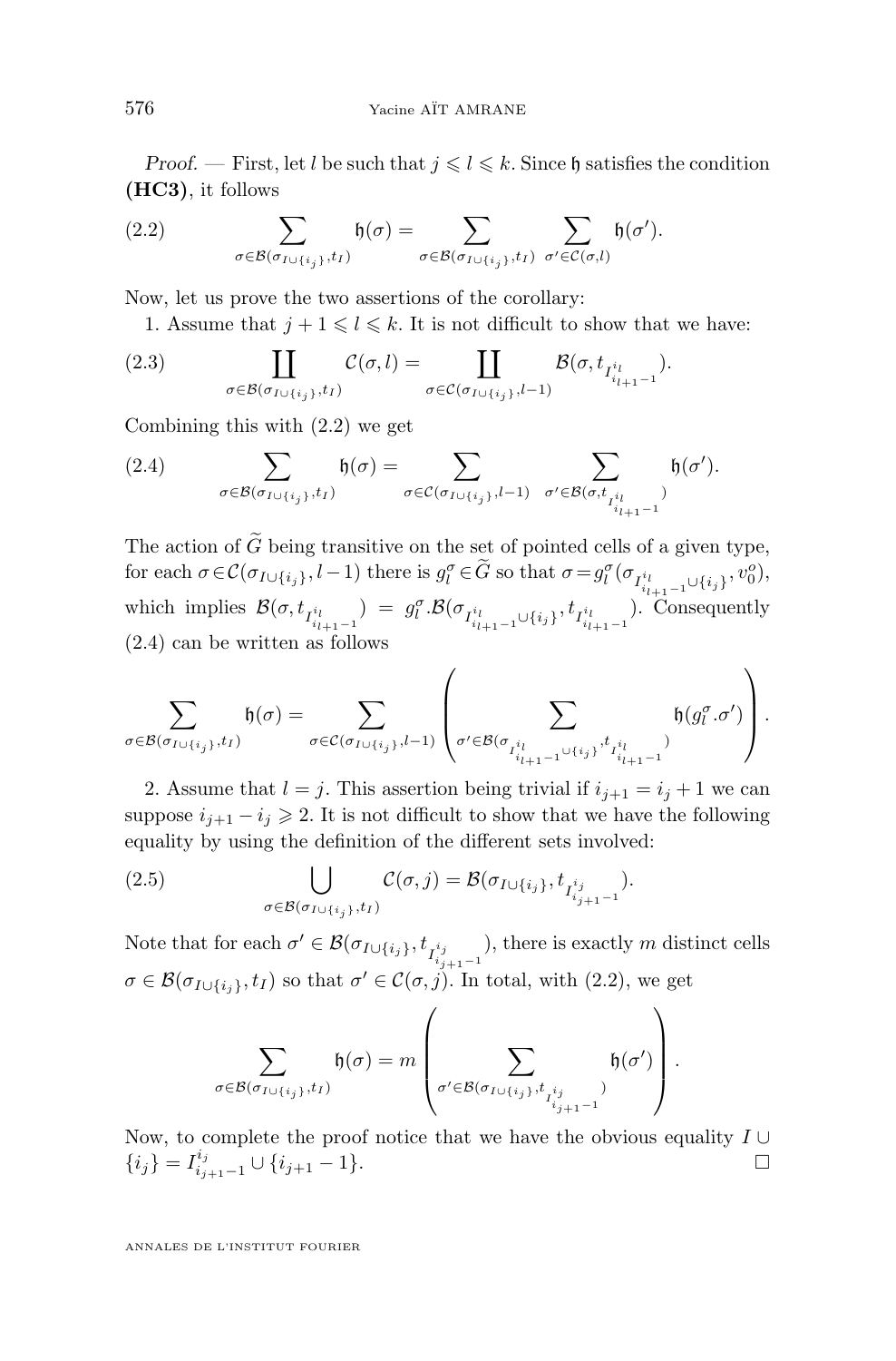*Proof.* — First, let $l$ be such that $j \leqslant l \leqslant k$. Since $\mathfrak{h}$ satisfies the condition **(HC3)**, it follows

$$\sum_{\sigma \in \mathcal{B}(\sigma_{I\cup\{i_j\}}, t_I)} \mathfrak{h}(\sigma) = \sum_{\sigma \in \mathcal{B}(\sigma_{I\cup\{i_j\}}, t_I)} \sum_{\sigma' \in \mathcal{C}(\sigma, l)} \mathfrak{h}(\sigma'). \tag{2.2}$$

Now, let us prove the two assertions of the corollary:

1. Assume that $j+1 \leqslant l \leqslant k$. It is not difficult to show that we have:

$$\coprod_{\sigma \in \mathcal{B}(\sigma_{I\cup\{i_j\}}, t_I)} \mathcal{C}(\sigma, l) = \coprod_{\sigma \in \mathcal{C}(\sigma_{I\cup\{i_j\}}, l-1)} \mathcal{B}(\sigma, t_{I^{i_l}_{i_{l+1}-1}}). \tag{2.3}$$

Combining this with (2.2) we get

$$\sum_{\sigma \in \mathcal{B}(\sigma_{I\cup\{i_j\}}, t_I)} \mathfrak{h}(\sigma) = \sum_{\sigma \in \mathcal{C}(\sigma_{I\cup\{i_j\}}, l-1)} \sum_{\sigma' \in \mathcal{B}(\sigma, t_{I^{i_l}_{i_{l+1}-1}})} \mathfrak{h}(\sigma'). \tag{2.4}$$

The action of $\widetilde{G}$ being transitive on the set of pointed cells of a given type, for each $\sigma \in \mathcal{C}(\sigma_{I\cup\{i_j\}}, l-1)$ there is $g^\sigma_l \in \widetilde{G}$ so that $\sigma = g^\sigma_l(\sigma_{I^{i_l}_{i_{l+1}-1}\cup\{i_j\}}, v^o_0)$, which implies $\mathcal{B}(\sigma, t_{I^{i_l}_{i_{l+1}-1}}) = g^\sigma_l.\mathcal{B}(\sigma_{I^{i_l}_{i_{l+1}-1}\cup\{i_j\}}, t_{I^{i_l}_{i_{l+1}-1}})$. Consequently (2.4) can be written as follows

$$\sum_{\sigma \in \mathcal{B}(\sigma_{I\cup\{i_j\}}, t_I)} \mathfrak{h}(\sigma) = \sum_{\sigma \in \mathcal{C}(\sigma_{I\cup\{i_j\}}, l-1)} \left( \sum_{\sigma' \in \mathcal{B}(\sigma_{I^{i_l}_{i_{l+1}-1}\cup\{i_j\}}, t_{I^{i_l}_{i_{l+1}-1}})} \mathfrak{h}(g^\sigma_l.\sigma') \right).$$

2. Assume that $l = j$. This assertion being trivial if $i_{j+1} = i_j + 1$ we can suppose $i_{j+1} - i_j \geqslant 2$. It is not difficult to show that we have the following equality by using the definition of the different sets involved:

$$\bigcup_{\sigma \in \mathcal{B}(\sigma_{I\cup\{i_j\}}, t_I)} \mathcal{C}(\sigma, j) = \mathcal{B}(\sigma_{I\cup\{i_j\}}, t_{I^{i_j}_{i_{j+1}-1}}). \tag{2.5}$$

Note that for each $\sigma' \in \mathcal{B}(\sigma_{I\cup\{i_j\}}, t_{I^{i_j}_{i_{j+1}-1}})$, there is exactly $m$ distinct cells $\sigma \in \mathcal{B}(\sigma_{I\cup\{i_j\}}, t_I)$ so that $\sigma' \in \mathcal{C}(\sigma, j)$. In total, with (2.2), we get

$$\sum_{\sigma \in \mathcal{B}(\sigma_{I\cup\{i_j\}}, t_I)} \mathfrak{h}(\sigma) = m \left( \sum_{\sigma' \in \mathcal{B}(\sigma_{I\cup\{i_j\}}, t_{I^{i_j}_{i_{j+1}-1}})} \mathfrak{h}(\sigma') \right).$$

Now, to complete the proof notice that we have the obvious equality $I \cup \{i_j\} = I^{i_j}_{i_{j+1}-1} \cup \{i_{j+1} - 1\}$. □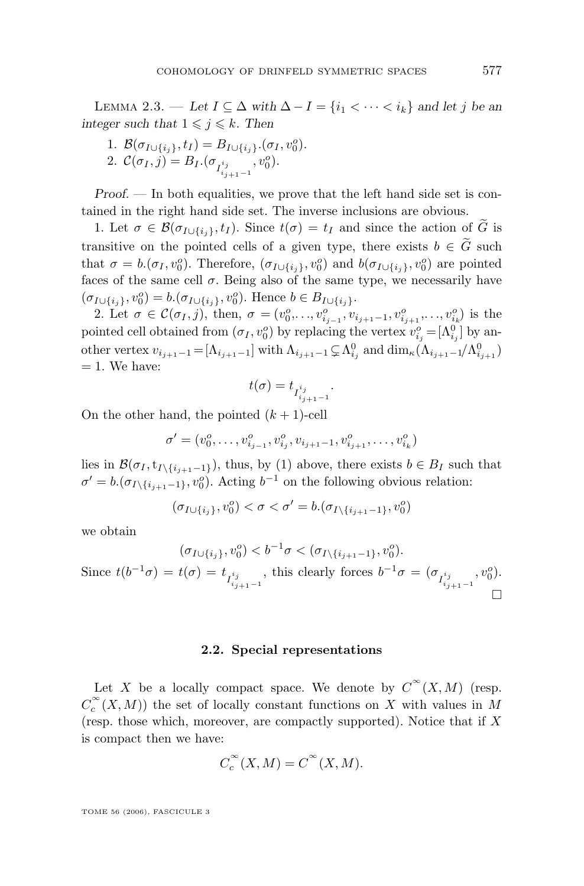Lemma 2.3. — *Let $I \subseteq \Delta$ with $\Delta - I = \{i_1 < \cdots < i_k\}$ and let $j$ be an integer such that $1 \leqslant j \leqslant k$. Then*

1. $\mathcal{B}(\sigma_{I\cup\{i_j\}}, t_I) = B_{I\cup\{i_j\}}.(\sigma_I, v_0^o)$.
2. $\mathcal{C}(\sigma_I, j) = B_I.(\sigma_{I^{i_j}_{i_{j+1}-1}}, v_0^o)$.

*Proof.* — In both equalities, we prove that the left hand side set is contained in the right hand side set. The inverse inclusions are obvious.

1. Let $\sigma \in \mathcal{B}(\sigma_{I\cup\{i_j\}}, t_I)$. Since $t(\sigma) = t_I$ and since the action of $\widetilde{G}$ is transitive on the pointed cells of a given type, there exists $b \in \widetilde{G}$ such that $\sigma = b.(\sigma_I, v_0^o)$. Therefore, $(\sigma_{I\cup\{i_j\}}, v_0^o)$ and $b(\sigma_{I\cup\{i_j\}}, v_0^o)$ are pointed faces of the same cell $\sigma$. Being also of the same type, we necessarily have $(\sigma_{I\cup\{i_j\}}, v_0^o) = b.(\sigma_{I\cup\{i_j\}}, v_0^o)$. Hence $b \in B_{I\cup\{i_j\}}$.

2. Let $\sigma \in \mathcal{C}(\sigma_I, j)$, then, $\sigma = (v_0^o, \ldots, v_{i_{j-1}}^o, v_{i_{j+1}-1}, v_{i_{j+1}}^o, \ldots, v_{i_k}^o)$ is the pointed cell obtained from $(\sigma_I, v_0^o)$ by replacing the vertex $v_{i_j}^o = [\Lambda_{i_j}^0]$ by another vertex $v_{i_{j+1}-1} = [\Lambda_{i_{j+1}-1}]$ with $\Lambda_{i_{j+1}-1} \subsetneq \Lambda_{i_j}^0$ and $\dim_\kappa(\Lambda_{i_{j+1}-1}/\Lambda_{i_{j+1}}^0) = 1$. We have:

$$t(\sigma) = t_{I^{i_j}_{i_{j+1}-1}}.$$

On the other hand, the pointed $(k+1)$-cell

$$\sigma' = (v_0^o, \ldots, v_{i_{j-1}}^o, v_{i_j}^o, v_{i_{j+1}-1}, v_{i_{j+1}}^o, \ldots, v_{i_k}^o)$$

lies in $\mathcal{B}(\sigma_I, t_{I\setminus\{i_{j+1}-1\}})$, thus, by (1) above, there exists $b \in B_I$ such that $\sigma' = b.(\sigma_{I\setminus\{i_{j+1}-1\}}, v_0^o)$. Acting $b^{-1}$ on the following obvious relation:

$$(\sigma_{I\cup\{i_j\}}, v_0^o) < \sigma < \sigma' = b.(\sigma_{I\setminus\{i_{j+1}-1\}}, v_0^o)$$

we obtain

$$(\sigma_{I\cup\{i_j\}}, v_0^o) < b^{-1}\sigma < (\sigma_{I\setminus\{i_{j+1}-1\}}, v_0^o).$$

Since $t(b^{-1}\sigma) = t(\sigma) = t_{I^{i_j}_{i_{j+1}-1}}$, this clearly forces $b^{-1}\sigma = (\sigma_{I^{i_j}_{i_{j+1}-1}}, v_0^o)$. □

### 2.2. Special representations

Let $X$ be a locally compact space. We denote by $C^\infty(X, M)$ (resp. $C_c^\infty(X, M)$) the set of locally constant functions on $X$ with values in $M$ (resp. those which, moreover, are compactly supported). Notice that if $X$ is compact then we have:

$$C_c^\infty(X, M) = C^\infty(X, M).$$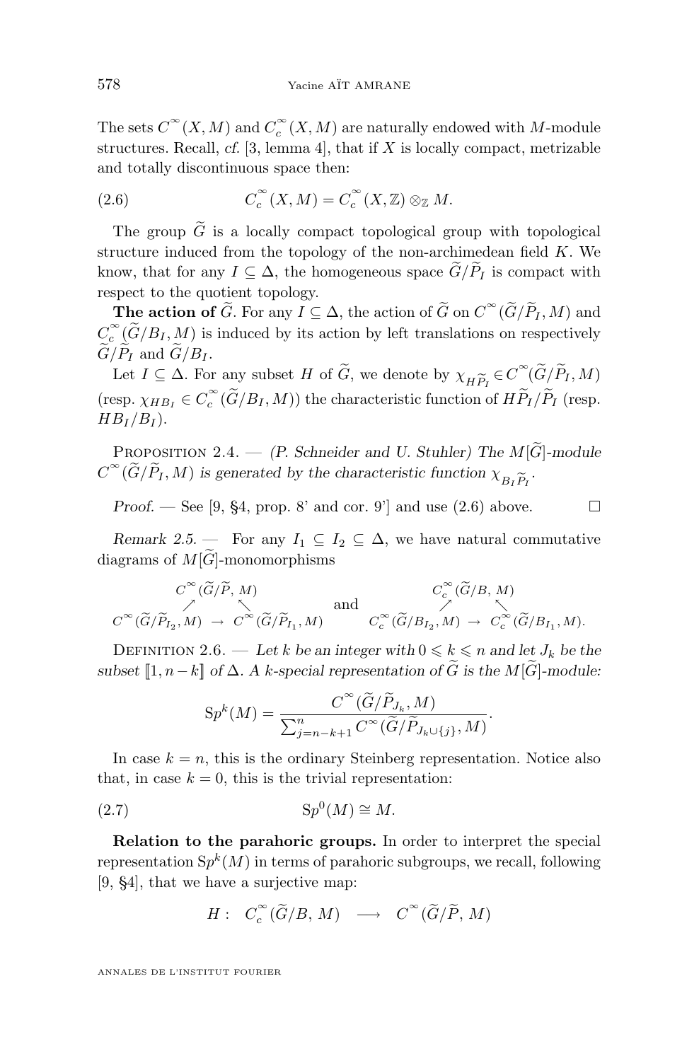The sets $C^{\infty}(X,M)$ and $C_c^{\infty}(X,M)$ are naturally endowed with $M$-module structures. Recall, *cf.* [3, lemma 4], that if $X$ is locally compact, metrizable and totally discontinuous space then:

$$C_c^{\infty}(X,M) = C_c^{\infty}(X,\mathbb{Z}) \otimes_{\mathbb{Z}} M. \tag{2.6}$$

The group $\widetilde{G}$ is a locally compact topological group with topological structure induced from the topology of the non-archimedean field $K$. We know, that for any $I \subseteq \Delta$, the homogeneous space $\widetilde{G}/\widetilde{P}_I$ is compact with respect to the quotient topology.

**The action of** $\widetilde{G}$. For any $I \subseteq \Delta$, the action of $\widetilde{G}$ on $C^{\infty}(\widetilde{G}/\widetilde{P}_I, M)$ and $C_c^{\infty}(\widetilde{G}/B_I, M)$ is induced by its action by left translations on respectively $\widetilde{G}/\widetilde{P}_I$ and $\widetilde{G}/B_I$.

Let $I \subseteq \Delta$. For any subset $H$ of $\widetilde{G}$, we denote by $\chi_{H\widetilde{P}_I} \in C^{\infty}(\widetilde{G}/\widetilde{P}_I, M)$ (resp. $\chi_{HB_I} \in C_c^{\infty}(\widetilde{G}/B_I, M)$) the characteristic function of $H\widetilde{P}_I/\widetilde{P}_I$ (resp. $HB_I/B_I$).

Proposition 2.4. — *(P. Schneider and U. Stuhler) The $M[\widetilde{G}]$-module $C^{\infty}(\widetilde{G}/\widetilde{P}_I, M)$ is generated by the characteristic function $\chi_{B_I\widetilde{P}_I}$.*

*Proof.* — See [9, §4, prop. 8' and cor. 9'] and use (2.6) above. □

*Remark 2.5.* — For any $I_1 \subseteq I_2 \subseteq \Delta$, we have natural commutative diagrams of $M[\widetilde{G}]$-monomorphisms

$$\begin{array}{ccc} & C^{\infty}(\widetilde{G}/\widetilde{P}, M) & \\ \nearrow & & \nwarrow \\ C^{\infty}(\widetilde{G}/\widetilde{P}_{I_2}, M) & \rightarrow & C^{\infty}(\widetilde{G}/\widetilde{P}_{I_1}, M) \end{array} \quad \text{and} \quad \begin{array}{ccc} & C_c^{\infty}(\widetilde{G}/B, M) & \\ \nearrow & & \nwarrow \\ C_c^{\infty}(\widetilde{G}/B_{I_2}, M) & \rightarrow & C_c^{\infty}(\widetilde{G}/B_{I_1}, M). \end{array}$$

Definition 2.6. — *Let $k$ be an integer with $0 \leqslant k \leqslant n$ and let $J_k$ be the subset $[\![1, n-k]\!]$ of $\Delta$. A $k$-special representation of $\widetilde{G}$ is the $M[\widetilde{G}]$-module:*

$$\mathrm{S}p^k(M) = \frac{C^{\infty}(\widetilde{G}/\widetilde{P}_{J_k}, M)}{\sum_{j=n-k+1}^{n} C^{\infty}(\widetilde{G}/\widetilde{P}_{J_k \cup \{j\}}, M)}.$$

In case $k = n$, this is the ordinary Steinberg representation. Notice also that, in case $k = 0$, this is the trivial representation:

$$\mathrm{S}p^0(M) \cong M. \tag{2.7}$$

**Relation to the parahoric groups.** In order to interpret the special representation $\mathrm{S}p^k(M)$ in terms of parahoric subgroups, we recall, following [9, §4], that we have a surjective map:

$$H: \quad C_c^{\infty}(\widetilde{G}/B, M) \quad \longrightarrow \quad C^{\infty}(\widetilde{G}/\widetilde{P}, M)$$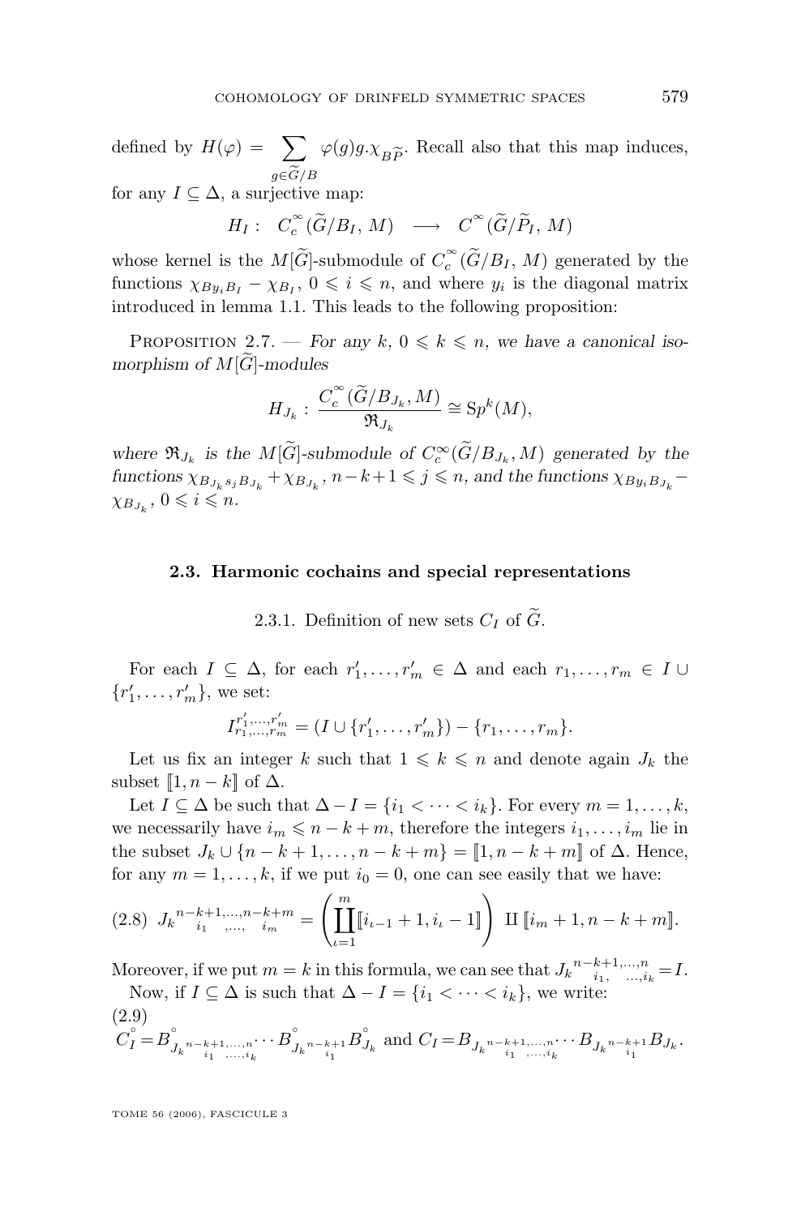defined by $H(\varphi) = \sum_{g \in \widetilde{G}/B} \varphi(g) g.\chi_{B\widetilde{P}}$. Recall also that this map induces, for any $I \subseteq \Delta$, a surjective map:

$$H_I : \quad C_c^\infty(\widetilde{G}/B_I, M) \quad \longrightarrow \quad C^\infty(\widetilde{G}/\widetilde{P}_I, M)$$

whose kernel is the $M[\widetilde{G}]$-submodule of $C_c^\infty(\widetilde{G}/B_I, M)$ generated by the functions $\chi_{By_iB_I} - \chi_{B_I}$, $0 \leqslant i \leqslant n$, and where $y_i$ is the diagonal matrix introduced in lemma 1.1. This leads to the following proposition:

Proposition 2.7. — *For any $k$, $0 \leqslant k \leqslant n$, we have a canonical isomorphism of $M[\widetilde{G}]$-modules*

$$H_{J_k} : \frac{C_c^\infty(\widetilde{G}/B_{J_k}, M)}{\mathfrak{R}_{J_k}} \cong \mathrm{Sp}^k(M),$$

*where $\mathfrak{R}_{J_k}$ is the $M[\widetilde{G}]$-submodule of $C_c^\infty(\widetilde{G}/B_{J_k}, M)$ generated by the functions $\chi_{B_{J_k} s_j B_{J_k}} + \chi_{B_{J_k}}$, $n-k+1 \leqslant j \leqslant n$, and the functions $\chi_{By_iB_{J_k}} - \chi_{B_{J_k}}$, $0 \leqslant i \leqslant n$.*

### 2.3. Harmonic cochains and special representations

2.3.1. Definition of new sets $C_I$ of $\widetilde{G}$.

For each $I \subseteq \Delta$, for each $r'_1, \ldots, r'_m \in \Delta$ and each $r_1, \ldots, r_m \in I \cup \{r'_1, \ldots, r'_m\}$, we set:

$$I_{r_1,\ldots,r_m}^{r'_1,\ldots,r'_m} = (I \cup \{r'_1, \ldots, r'_m\}) - \{r_1, \ldots, r_m\}.$$

Let us fix an integer $k$ such that $1 \leqslant k \leqslant n$ and denote again $J_k$ the subset $[\![1, n-k]\!]$ of $\Delta$.

Let $I \subseteq \Delta$ be such that $\Delta - I = \{i_1 < \cdots < i_k\}$. For every $m = 1, \ldots, k$, we necessarily have $i_m \leqslant n-k+m$, therefore the integers $i_1, \ldots, i_m$ lie in the subset $J_k \cup \{n-k+1, \ldots, n-k+m\} = [\![1, n-k+m]\!]$ of $\Delta$. Hence, for any $m = 1, \ldots, k$, if we put $i_0 = 0$, one can see easily that we have:

$$\text{(2.8)} \quad {J_k}_{i_1 \;,\ldots,\; i_m}^{n-k+1,\ldots,n-k+m} = \left( \coprod_{\iota=1}^{m} [\![i_{\iota-1}+1, i_\iota - 1]\!] \right) \amalg [\![i_m + 1, n-k+m]\!].$$

Moreover, if we put $m = k$ in this formula, we can see that ${J_k}_{i_1, \;\ldots, i_k}^{n-k+1,\ldots,n} = I$.

Now, if $I \subseteq \Delta$ is such that $\Delta - I = \{i_1 < \cdots < i_k\}$, we write:

(2.9)
$$\overset{\circ}{C}_I = \overset{\circ}{B}_{{J_k}_{i_1 \;,\ldots, i_k}^{n-k+1,\ldots,n}} \cdots \overset{\circ}{B}_{{J_k}_{i_1}^{n-k+1}} \overset{\circ}{B}_{J_k} \text{ and } C_I = B_{{J_k}_{i_1 \;,\ldots, i_k}^{n-k+1,\ldots,n}} \cdots B_{{J_k}_{i_1}^{n-k+1}} B_{J_k}.$$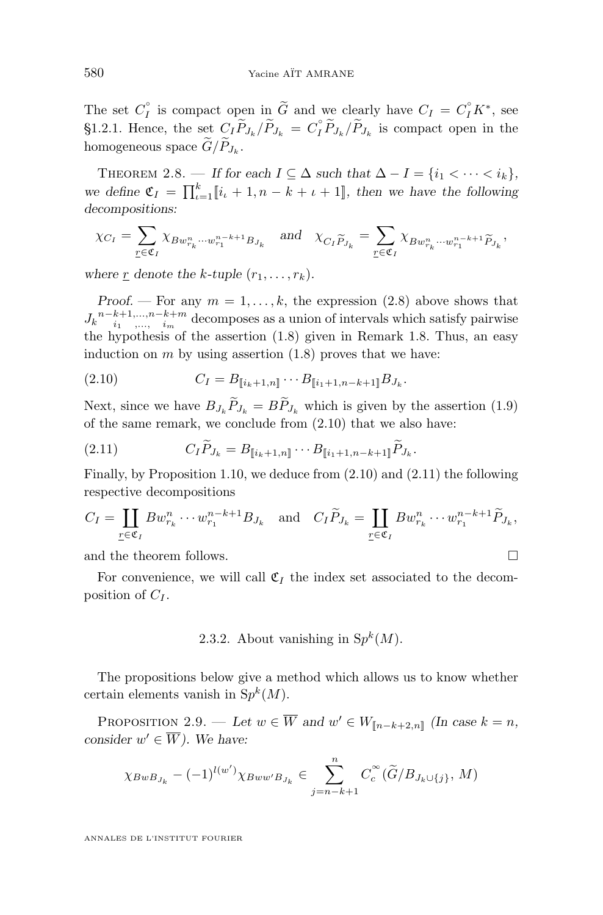The set $C_I^\circ$ is compact open in $\widetilde{G}$ and we clearly have $C_I = C_I^\circ K^*$, see §1.2.1. Hence, the set $C_I \widetilde{P}_{J_k}/\widetilde{P}_{J_k} = C_I^\circ \widetilde{P}_{J_k}/\widetilde{P}_{J_k}$ is compact open in the homogeneous space $\widetilde{G}/\widetilde{P}_{J_k}$.

Theorem 2.8. — *If for each $I \subseteq \Delta$ such that $\Delta - I = \{i_1 < \cdots < i_k\}$, we define $\mathfrak{C}_I = \prod_{\iota=1}^{k} [\![ i_\iota + 1, n-k+\iota+1 ]\!]$, then we have the following decompositions:*

$$\chi_{C_I} = \sum_{\underline{r} \in \mathfrak{C}_I} \chi_{B w^n_{r_k} \cdots w^{n-k+1}_{r_1} B_{J_k}} \quad \textit{and} \quad \chi_{C_I \widetilde{P}_{J_k}} = \sum_{\underline{r} \in \mathfrak{C}_I} \chi_{B w^n_{r_k} \cdots w^{n-k+1}_{r_1} \widetilde{P}_{J_k}},$$

*where $\underline{r}$ denote the $k$-tuple $(r_1, \ldots, r_k)$.*

*Proof.* — For any $m = 1, \ldots, k$, the expression (2.8) above shows that $J_k{}^{n-k+1,\ldots,n-k+m}_{\;\;i_1\;\;\;,\ldots,\;\;\;i_m}$ decomposes as a union of intervals which satisfy pairwise the hypothesis of the assertion (1.8) given in Remark 1.8. Thus, an easy induction on $m$ by using assertion (1.8) proves that we have:

$$C_I = B_{[\![ i_k+1, n ]\!]} \cdots B_{[\![ i_1+1, n-k+1 ]\!]} B_{J_k}. \tag{2.10}$$

Next, since we have $B_{J_k} \widetilde{P}_{J_k} = B \widetilde{P}_{J_k}$ which is given by the assertion (1.9) of the same remark, we conclude from (2.10) that we also have:

$$C_I \widetilde{P}_{J_k} = B_{[\![ i_k+1, n ]\!]} \cdots B_{[\![ i_1+1, n-k+1 ]\!]} \widetilde{P}_{J_k}. \tag{2.11}$$

Finally, by Proposition 1.10, we deduce from (2.10) and (2.11) the following respective decompositions

$$C_I = \coprod_{\underline{r} \in \mathfrak{C}_I} B w^n_{r_k} \cdots w^{n-k+1}_{r_1} B_{J_k} \quad \text{and} \quad C_I \widetilde{P}_{J_k} = \coprod_{\underline{r} \in \mathfrak{C}_I} B w^n_{r_k} \cdots w^{n-k+1}_{r_1} \widetilde{P}_{J_k},$$

and the theorem follows. □

For convenience, we will call $\mathfrak{C}_I$ the index set associated to the decomposition of $C_I$.

### 2.3.2. About vanishing in $\mathrm{Sp}^k(M)$.

The propositions below give a method which allows us to know whether certain elements vanish in $\mathrm{Sp}^k(M)$.

Proposition 2.9. — *Let $w \in \overline{W}$ and $w' \in W_{[\![ n-k+2, n ]\!]}$ (In case $k = n$, consider $w' \in \overline{W}$). We have:*

$$\chi_{B w B_{J_k}} - (-1)^{l(w')} \chi_{B w w' B_{J_k}} \in \sum_{j=n-k+1}^{n} C_c^\infty(\widetilde{G}/B_{J_k \cup \{j\}}, M)$$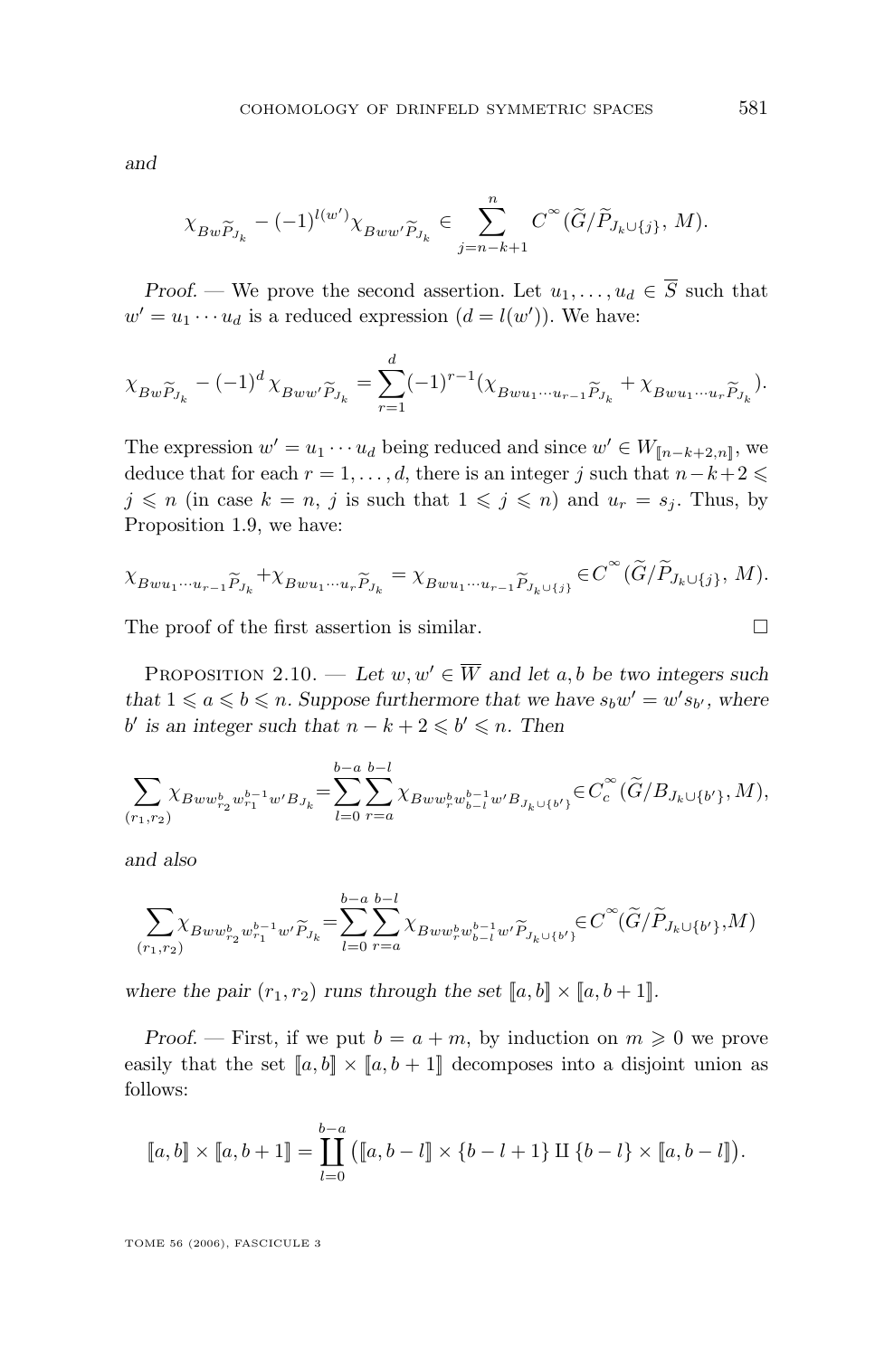*and*

$$\chi_{Bw\widetilde{P}_{J_k}} - (-1)^{l(w')}\chi_{Bww'\widetilde{P}_{J_k}} \in \sum_{j=n-k+1}^{n} C^{\infty}(\widetilde{G}/\widetilde{P}_{J_k\cup\{j\}},\, M).$$

*Proof.* — We prove the second assertion. Let $u_1,\ldots,u_d \in \overline{S}$ such that $w' = u_1\cdots u_d$ is a reduced expression ($d = l(w')$). We have:

$$\chi_{Bw\widetilde{P}_{J_k}} - (-1)^{d}\chi_{Bww'\widetilde{P}_{J_k}} = \sum_{r=1}^{d}(-1)^{r-1}(\chi_{Bwu_1\cdots u_{r-1}\widetilde{P}_{J_k}} + \chi_{Bwu_1\cdots u_r\widetilde{P}_{J_k}}).$$

The expression $w' = u_1\cdots u_d$ being reduced and since $w' \in W_{[\![n-k+2,n]\!]}$, we deduce that for each $r = 1,\ldots,d$, there is an integer $j$ such that $n-k+2 \leqslant j \leqslant n$ (in case $k = n$, $j$ is such that $1 \leqslant j \leqslant n$) and $u_r = s_j$. Thus, by Proposition 1.9, we have:

$$\chi_{Bwu_1\cdots u_{r-1}\widetilde{P}_{J_k}} + \chi_{Bwu_1\cdots u_r\widetilde{P}_{J_k}} = \chi_{Bwu_1\cdots u_{r-1}\widetilde{P}_{J_k\cup\{j\}}} \in C^{\infty}(\widetilde{G}/\widetilde{P}_{J_k\cup\{j\}},\, M).$$

The proof of the first assertion is similar. $\square$

Proposition 2.10. — *Let $w, w' \in \overline{W}$ and let $a, b$ be two integers such that $1 \leqslant a \leqslant b \leqslant n$. Suppose furthermore that we have $s_b w' = w' s_{b'}$, where $b'$ is an integer such that $n-k+2 \leqslant b' \leqslant n$. Then*

$$\sum_{(r_1,r_2)} \chi_{Bww^{b}_{r_2}w^{b-1}_{r_1}w'B_{J_k}} = \sum_{l=0}^{b-a}\sum_{r=a}^{b-l} \chi_{Bww^{b}_{r}w^{b-1}_{b-l}w'B_{J_k\cup\{b'\}}} \in C_c^{\infty}(\widetilde{G}/B_{J_k\cup\{b'\}}, M),$$

*and also*

$$\sum_{(r_1,r_2)} \chi_{Bww^{b}_{r_2}w^{b-1}_{r_1}w'\widetilde{P}_{J_k}} = \sum_{l=0}^{b-a}\sum_{r=a}^{b-l} \chi_{Bww^{b}_{r}w^{b-1}_{b-l}w'\widetilde{P}_{J_k\cup\{b'\}}} \in C^{\infty}(\widetilde{G}/\widetilde{P}_{J_k\cup\{b'\}}, M)$$

*where the pair $(r_1, r_2)$ runs through the set $[\![a,b]\!] \times [\![a,b+1]\!]$.*

*Proof.* — First, if we put $b = a+m$, by induction on $m \geqslant 0$ we prove easily that the set $[\![a,b]\!] \times [\![a,b+1]\!]$ decomposes into a disjoint union as follows:

$$[\![a,b]\!] \times [\![a,b+1]\!] = \coprod_{l=0}^{b-a}\big([\![a,b-l]\!] \times \{b-l+1\} \amalg \{b-l\} \times [\![a,b-l]\!]\big).$$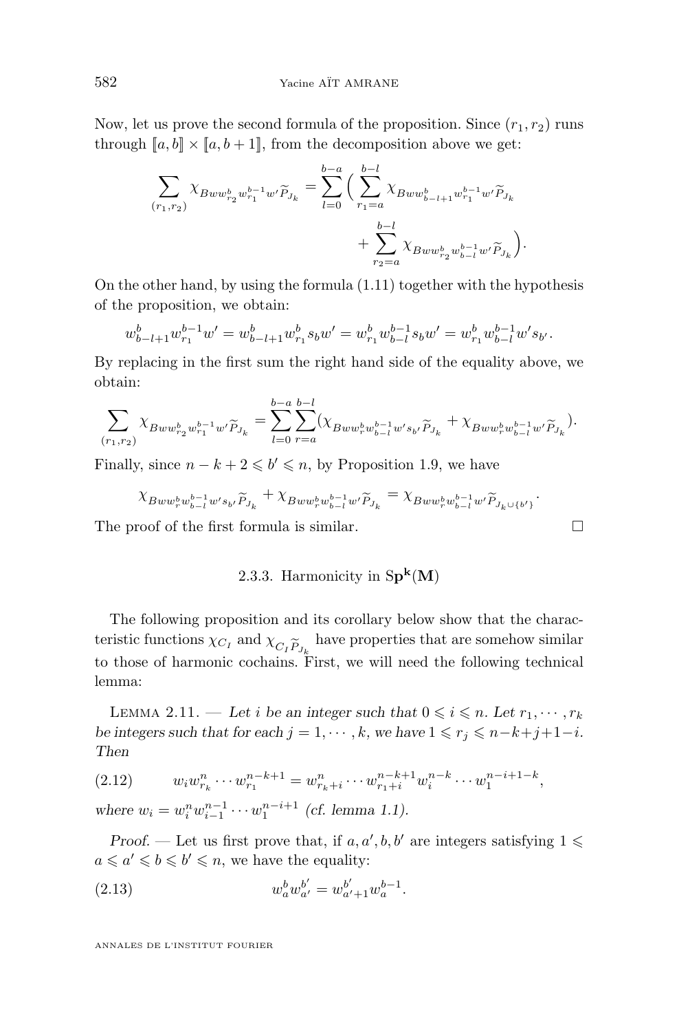Now, let us prove the second formula of the proposition. Since $(r_1, r_2)$ runs through $[\![a, b]\!] \times [\![a, b+1]\!]$, from the decomposition above we get:

$$\sum_{(r_1,r_2)} \chi_{Bww^b_{r_2}w^{b-1}_{r_1}w'\widetilde{P}_{J_k}} = \sum_{l=0}^{b-a}\Big(\sum_{r_1=a}^{b-l} \chi_{Bww^b_{b-l+1}w^{b-1}_{r_1}w'\widetilde{P}_{J_k}} + \sum_{r_2=a}^{b-l} \chi_{Bww^b_{r_2}w^{b-1}_{b-l}w'\widetilde{P}_{J_k}}\Big).$$

On the other hand, by using the formula (1.11) together with the hypothesis of the proposition, we obtain:

$$w^b_{b-l+1}w^{b-1}_{r_1}w' = w^b_{b-l+1}w^b_{r_1}s_b w' = w^b_{r_1}w^{b-1}_{b-l}s_b w' = w^b_{r_1}w^{b-1}_{b-l}w's_{b'}.$$

By replacing in the first sum the right hand side of the equality above, we obtain:

$$\sum_{(r_1,r_2)} \chi_{Bww^b_{r_2}w^{b-1}_{r_1}w'\widetilde{P}_{J_k}} = \sum_{l=0}^{b-a}\sum_{r=a}^{b-l}(\chi_{Bww^b_r w^{b-1}_{b-l}w's_{b'}\widetilde{P}_{J_k}} + \chi_{Bww^b_r w^{b-1}_{b-l}w'\widetilde{P}_{J_k}}).$$

Finally, since $n-k+2 \leqslant b' \leqslant n$, by Proposition 1.9, we have

$$\chi_{Bww^b_r w^{b-1}_{b-l}w's_{b'}\widetilde{P}_{J_k}} + \chi_{Bww^b_r w^{b-1}_{b-l}w'\widetilde{P}_{J_k}} = \chi_{Bww^b_r w^{b-1}_{b-l}w'\widetilde{P}_{J_k\cup\{b'\}}}.$$

The proof of the first formula is similar. □

### 2.3.3. Harmonicity in $\mathrm{S}\mathbf{p^k}(\mathbf{M})$

The following proposition and its corollary below show that the characteristic functions $\chi_{C_I}$ and $\chi_{C_I\widetilde{P}_{J_k}}$ have properties that are somehow similar to those of harmonic cochains. First, we will need the following technical lemma:

Lemma 2.11. — *Let $i$ be an integer such that $0 \leqslant i \leqslant n$. Let $r_1, \cdots, r_k$ be integers such that for each $j = 1, \cdots, k$, we have $1 \leqslant r_j \leqslant n-k+j+1-i$. Then*

$$w_i w^n_{r_k}\cdots w^{n-k+1}_{r_1} = w^n_{r_k+i}\cdots w^{n-k+1}_{r_1+i}w^{n-k}_i\cdots w^{n-i+1-k}_1, \tag{2.12}$$

*where $w_i = w^n_i w^{n-1}_{i-1}\cdots w^{n-i+1}_1$ (cf. lemma 1.1).*

*Proof.* — Let us first prove that, if $a, a', b, b'$ are integers satisfying $1 \leqslant a \leqslant a' \leqslant b \leqslant b' \leqslant n$, we have the equality:

$$w^b_a w^{b'}_{a'} = w^{b'}_{a'+1}w^{b-1}_a. \tag{2.13}$$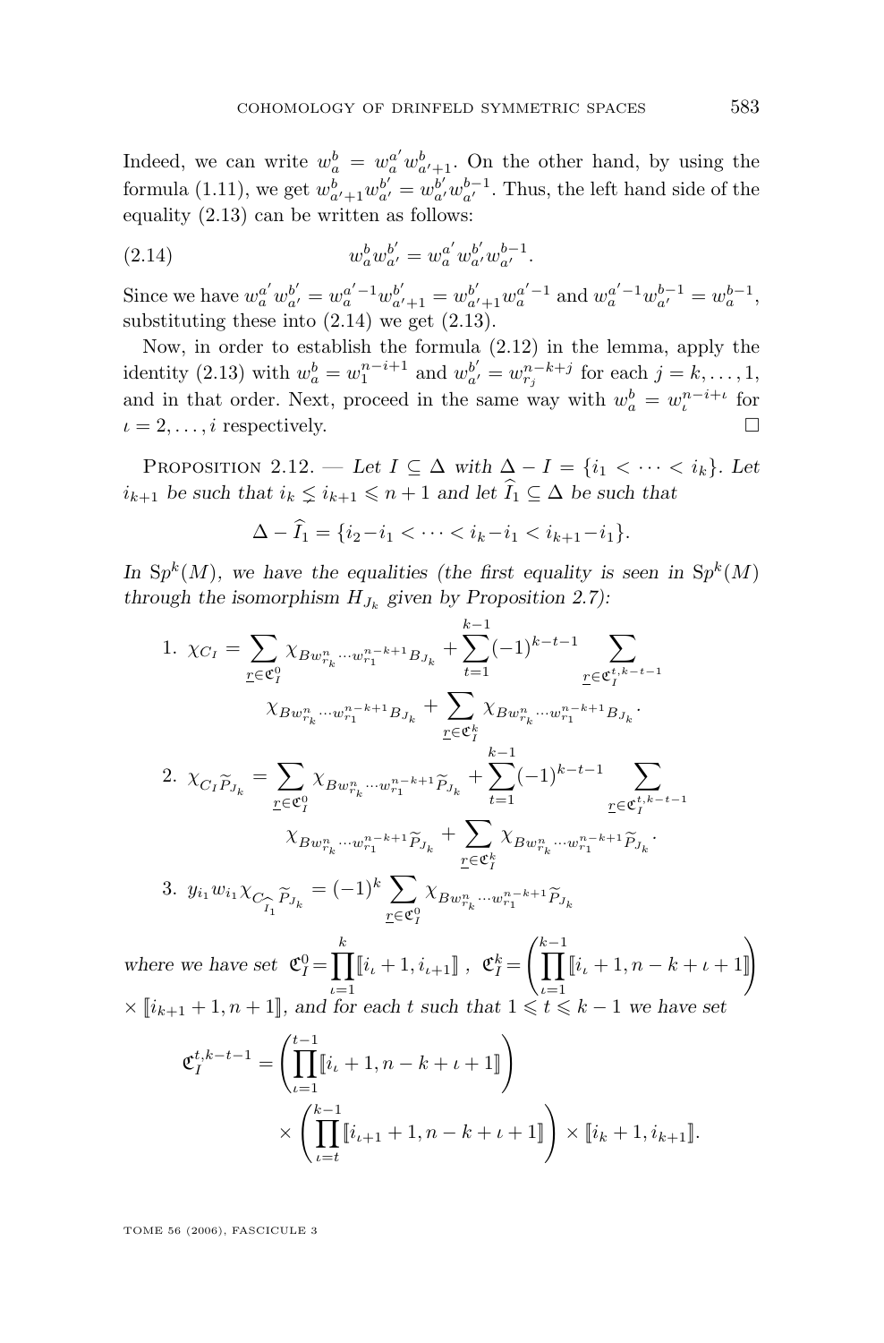Indeed, we can write $w_a^b = w_a^{a'} w_{a'+1}^b$. On the other hand, by using the formula (1.11), we get $w_{a'+1}^b w_{a'}^{b'} = w_{a'}^{b'} w_{a'}^{b-1}$. Thus, the left hand side of the equality (2.13) can be written as follows:

$$w_a^b w_{a'}^{b'} = w_a^{a'} w_{a'}^{b'} w_{a'}^{b-1}. \tag{2.14}$$

Since we have $w_a^{a'} w_{a'}^{b'} = w_a^{a'-1} w_{a'+1}^{b'} = w_{a'+1}^{b'} w_a^{a'-1}$ and $w_a^{a'-1} w_{a'}^{b-1} = w_a^{b-1}$, substituting these into (2.14) we get (2.13).

Now, in order to establish the formula (2.12) in the lemma, apply the identity (2.13) with $w_a^b = w_1^{n-i+1}$ and $w_{a'}^{b'} = w_{r_j}^{n-k+j}$ for each $j = k, \dots, 1$, and in that order. Next, proceed in the same way with $w_a^b = w_\iota^{n-i+\iota}$ for $\iota = 2, \dots, i$ respectively. $\square$

Proposition 2.12. — *Let $I \subseteq \Delta$ with $\Delta - I = \{i_1 < \dots < i_k\}$. Let $i_{k+1}$ be such that $i_k \lneq i_{k+1} \leqslant n+1$ and let $\widehat{I}_1 \subseteq \Delta$ be such that*

$$\Delta - \widehat{I}_1 = \{i_2 - i_1 < \dots < i_k - i_1 < i_{k+1} - i_1\}.$$

*In $\mathrm{Sp}^k(M)$, we have the equalities (the first equality is seen in $\mathrm{Sp}^k(M)$ through the isomorphism $H_{J_k}$ given by Proposition 2.7):*

1. $$\chi_{C_I} = \sum_{\underline{r} \in \mathfrak{C}_I^0} \chi_{B w_{r_k}^n \cdots w_{r_1}^{n-k+1} B_{J_k}} + \sum_{t=1}^{k-1} (-1)^{k-t-1} \sum_{\underline{r} \in \mathfrak{C}_I^{t,k-t-1}} \chi_{B w_{r_k}^n \cdots w_{r_1}^{n-k+1} B_{J_k}} + \sum_{\underline{r} \in \mathfrak{C}_I^k} \chi_{B w_{r_k}^n \cdots w_{r_1}^{n-k+1} B_{J_k}}.$$
2. $$\chi_{C_I \widetilde{P}_{J_k}} = \sum_{\underline{r} \in \mathfrak{C}_I^0} \chi_{B w_{r_k}^n \cdots w_{r_1}^{n-k+1} \widetilde{P}_{J_k}} + \sum_{t=1}^{k-1} (-1)^{k-t-1} \sum_{\underline{r} \in \mathfrak{C}_I^{t,k-t-1}} \chi_{B w_{r_k}^n \cdots w_{r_1}^{n-k+1} \widetilde{P}_{J_k}} + \sum_{\underline{r} \in \mathfrak{C}_I^k} \chi_{B w_{r_k}^n \cdots w_{r_1}^{n-k+1} \widetilde{P}_{J_k}}.$$
3. $$y_{i_1} w_{i_1} \chi_{C_{\widehat{I}_1} \widetilde{P}_{J_k}} = (-1)^k \sum_{\underline{r} \in \mathfrak{C}_I^0} \chi_{B w_{r_k}^n \cdots w_{r_1}^{n-k+1} \widetilde{P}_{J_k}}$$

*where we have set* $\mathfrak{C}_I^0 = \prod_{\iota=1}^{k} [\![ i_\iota + 1, i_{\iota+1} ]\!]$, $\mathfrak{C}_I^k = \left( \prod_{\iota=1}^{k-1} [\![ i_\iota + 1, n-k+\iota+1 ]\!] \right) \times [\![ i_{k+1}+1, n+1 ]\!]$, *and for each $t$ such that $1 \leqslant t \leqslant k-1$ we have set*

$$\mathfrak{C}_I^{t,k-t-1} = \left( \prod_{\iota=1}^{t-1} [\![ i_\iota + 1, n-k+\iota+1 ]\!] \right) \times \left( \prod_{\iota=t}^{k-1} [\![ i_{\iota+1} + 1, n-k+\iota+1 ]\!] \right) \times [\![ i_k + 1, i_{k+1} ]\!].$$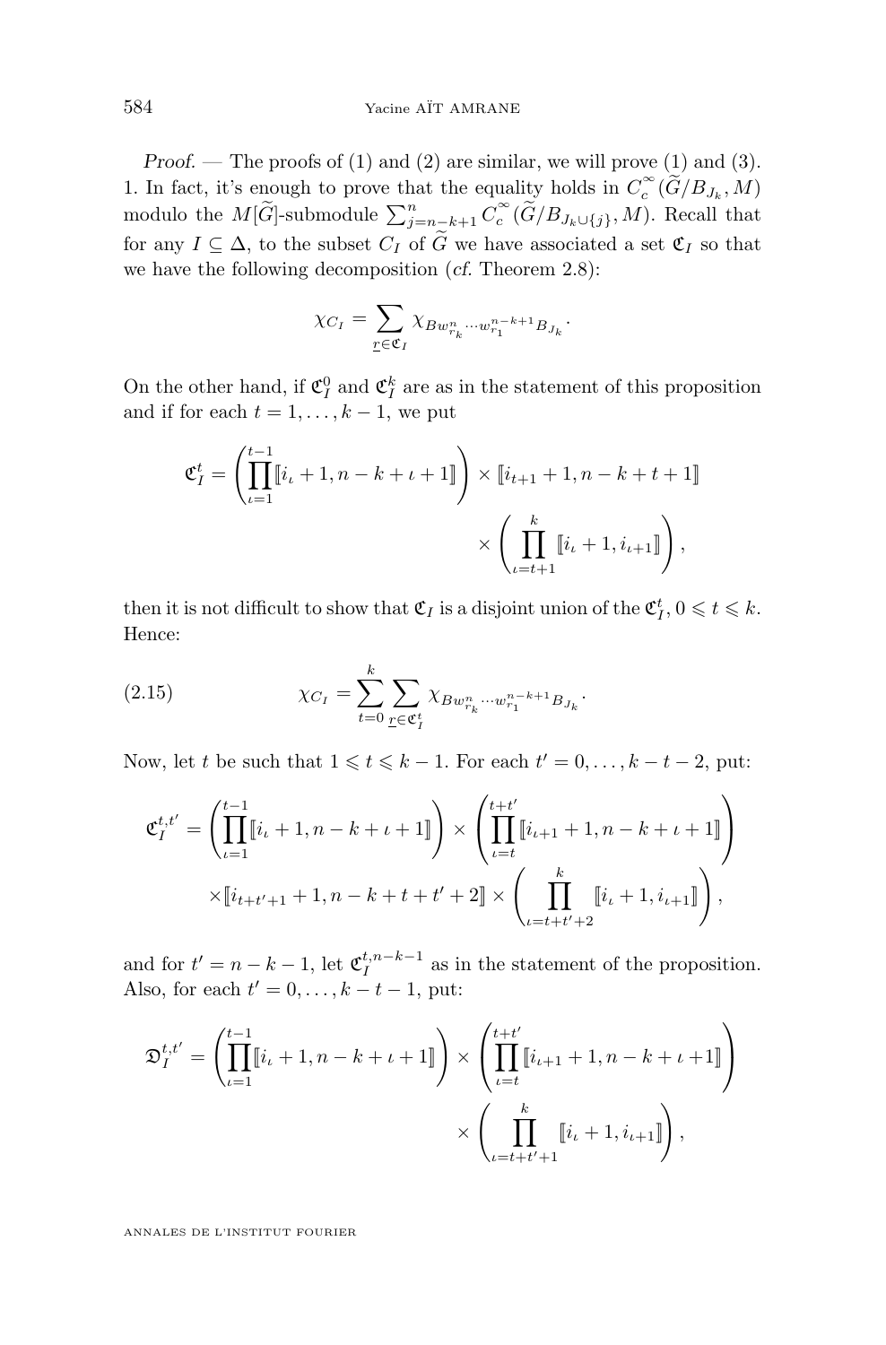*Proof.* — The proofs of (1) and (2) are similar, we will prove (1) and (3).
1. In fact, it's enough to prove that the equality holds in $C_c^\infty(\widetilde{G}/B_{J_k}, M)$ modulo the $M[\widetilde{G}]$-submodule $\sum_{j=n-k+1}^{n} C_c^\infty(\widetilde{G}/B_{J_k\cup\{j\}}, M)$. Recall that for any $I \subseteq \Delta$, to the subset $C_I$ of $\widetilde{G}$ we have associated a set $\mathfrak{C}_I$ so that we have the following decomposition (*cf.* Theorem 2.8):

$$\chi_{C_I} = \sum_{\underline{r}\in\mathfrak{C}_I} \chi_{Bw^n_{r_k}\cdots w^{n-k+1}_{r_1}B_{J_k}}.$$

On the other hand, if $\mathfrak{C}_I^0$ and $\mathfrak{C}_I^k$ are as in the statement of this proposition and if for each $t = 1, \ldots, k-1$, we put

$$\mathfrak{C}_I^t = \left(\prod_{\iota=1}^{t-1} [\![ i_\iota + 1, n-k+\iota+1 ]\!]\right) \times [\![ i_{t+1}+1, n-k+t+1 ]\!] \times \left(\prod_{\iota=t+1}^{k} [\![ i_\iota + 1, i_{\iota+1} ]\!]\right),$$

then it is not difficult to show that $\mathfrak{C}_I$ is a disjoint union of the $\mathfrak{C}_I^t$, $0 \leqslant t \leqslant k$. Hence:

$$\chi_{C_I} = \sum_{t=0}^{k} \sum_{\underline{r}\in\mathfrak{C}_I^t} \chi_{Bw^n_{r_k}\cdots w^{n-k+1}_{r_1}B_{J_k}}. \tag{2.15}$$

Now, let $t$ be such that $1 \leqslant t \leqslant k-1$. For each $t' = 0, \ldots, k-t-2$, put:

$$\mathfrak{C}_I^{t,t'} = \left(\prod_{\iota=1}^{t-1} [\![ i_\iota + 1, n-k+\iota+1 ]\!]\right) \times \left(\prod_{\iota=t}^{t+t'} [\![ i_{\iota+1} + 1, n-k+\iota+1 ]\!]\right) \times [\![ i_{t+t'+1}+1, n-k+t+t'+2 ]\!] \times \left(\prod_{\iota=t+t'+2}^{k} [\![ i_\iota + 1, i_{\iota+1} ]\!]\right),$$

and for $t' = n-k-1$, let $\mathfrak{C}_I^{t,n-k-1}$ as in the statement of the proposition. Also, for each $t' = 0, \ldots, k-t-1$, put:

$$\mathfrak{D}_I^{t,t'} = \left(\prod_{\iota=1}^{t-1} [\![ i_\iota + 1, n-k+\iota+1 ]\!]\right) \times \left(\prod_{\iota=t}^{t+t'} [\![ i_{\iota+1} + 1, n-k+\iota+1 ]\!]\right) \times \left(\prod_{\iota=t+t'+1}^{k} [\![ i_\iota + 1, i_{\iota+1} ]\!]\right),$$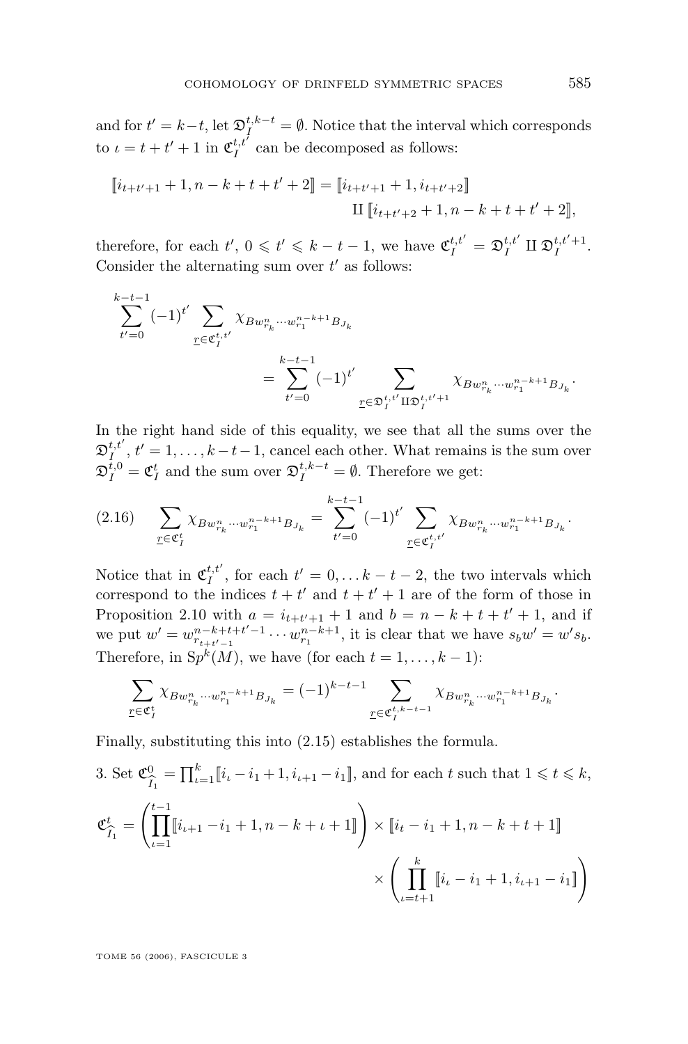and for $t' = k-t$, let $\mathfrak{D}_I^{t,k-t} = \emptyset$. Notice that the interval which corresponds to $\iota = t + t' + 1$ in $\mathfrak{C}_I^{t,t'}$ can be decomposed as follows:

$$[\![i_{t+t'+1}+1, n-k+t+t'+2]\!] = [\![i_{t+t'+1}+1, i_{t+t'+2}]\!] \amalg [\![i_{t+t'+2}+1, n-k+t+t'+2]\!],$$

therefore, for each $t'$, $0 \leqslant t' \leqslant k-t-1$, we have $\mathfrak{C}_I^{t,t'} = \mathfrak{D}_I^{t,t'} \amalg \mathfrak{D}_I^{t,t'+1}$. Consider the alternating sum over $t'$ as follows:

$$\sum_{t'=0}^{k-t-1} (-1)^{t'} \sum_{\underline{r} \in \mathfrak{C}_I^{t,t'}} \chi_{Bw_{r_k}^n \cdots w_{r_1}^{n-k+1} B_{J_k}} = \sum_{t'=0}^{k-t-1} (-1)^{t'} \sum_{\underline{r} \in \mathfrak{D}_I^{t,t'} \amalg \mathfrak{D}_I^{t,t'+1}} \chi_{Bw_{r_k}^n \cdots w_{r_1}^{n-k+1} B_{J_k}}.$$

In the right hand side of this equality, we see that all the sums over the $\mathfrak{D}_I^{t,t'}$, $t' = 1, \ldots, k-t-1$, cancel each other. What remains is the sum over $\mathfrak{D}_I^{t,0} = \mathfrak{C}_I^t$ and the sum over $\mathfrak{D}_I^{t,k-t} = \emptyset$. Therefore we get:

$$\sum_{\underline{r} \in \mathfrak{C}_I^t} \chi_{Bw_{r_k}^n \cdots w_{r_1}^{n-k+1} B_{J_k}} = \sum_{t'=0}^{k-t-1} (-1)^{t'} \sum_{\underline{r} \in \mathfrak{C}_I^{t,t'}} \chi_{Bw_{r_k}^n \cdots w_{r_1}^{n-k+1} B_{J_k}}. \tag{2.16}$$

Notice that in $\mathfrak{C}_I^{t,t'}$, for each $t' = 0, \ldots k-t-2$, the two intervals which correspond to the indices $t+t'$ and $t+t'+1$ are of the form of those in Proposition 2.10 with $a = i_{t+t'+1}+1$ and $b = n-k+t+t'+1$, and if we put $w' = w_{r_{t+t'-1}}^{n-k+t+t'-1} \cdots w_{r_1}^{n-k+1}$, it is clear that we have $s_b w' = w' s_b$. Therefore, in $\mathrm{Sp}^k(M)$, we have (for each $t = 1, \ldots, k-1$):

$$\sum_{\underline{r} \in \mathfrak{C}_I^t} \chi_{Bw_{r_k}^n \cdots w_{r_1}^{n-k+1} B_{J_k}} = (-1)^{k-t-1} \sum_{\underline{r} \in \mathfrak{C}_I^{t,k-t-1}} \chi_{Bw_{r_k}^n \cdots w_{r_1}^{n-k+1} B_{J_k}}.$$

Finally, substituting this into (2.15) establishes the formula.

3. Set $\mathfrak{C}_{\widehat{I}_1}^0 = \prod_{\iota=1}^k [\![i_\iota - i_1 + 1, i_{\iota+1} - i_1]\!]$, and for each $t$ such that $1 \leqslant t \leqslant k$,

$$\mathfrak{C}_{\widehat{I}_1}^t = \left( \prod_{\iota=1}^{t-1} [\![i_{\iota+1} - i_1 + 1, n-k+\iota+1]\!] \right) \times [\![i_t - i_1 + 1, n-k+t+1]\!] \times \left( \prod_{\iota=t+1}^{k} [\![i_\iota - i_1 + 1, i_{\iota+1} - i_1]\!] \right)$$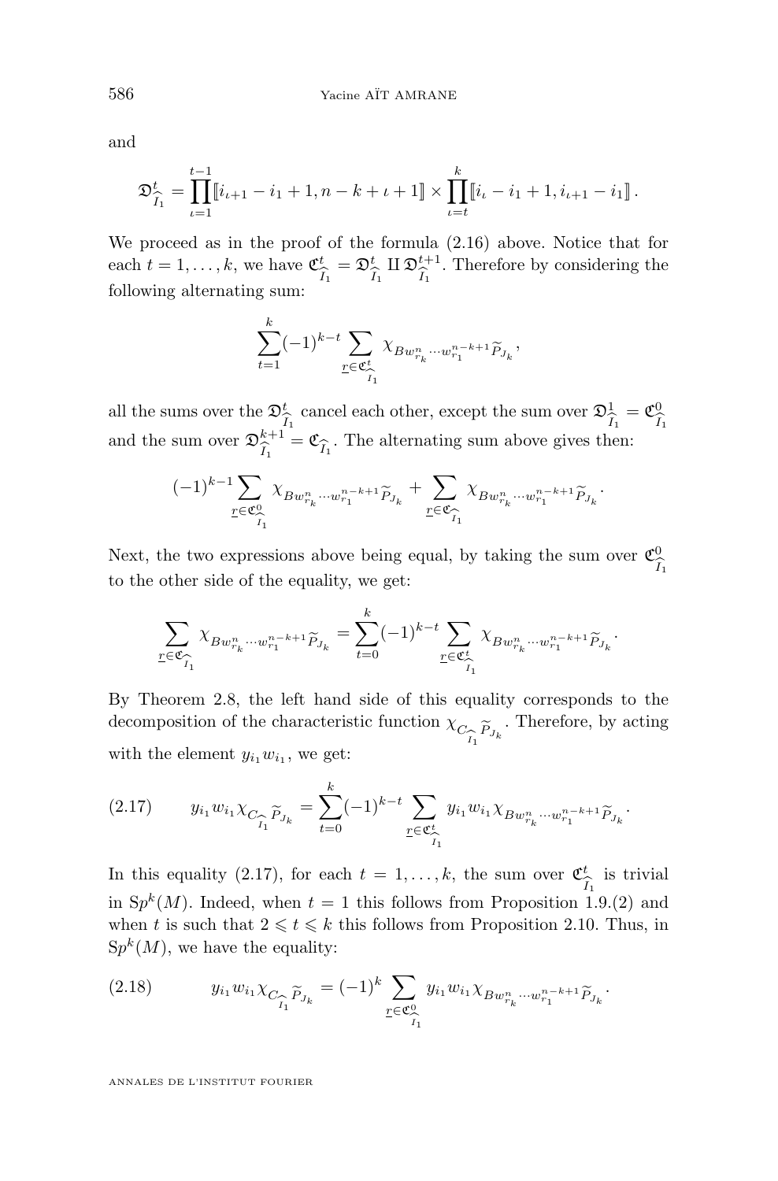and

$$\mathfrak{D}^t_{\widehat{I_1}} = \prod_{\iota=1}^{t-1} [\![ i_{\iota+1} - i_1 + 1, n-k+\iota+1 ]\!] \times \prod_{\iota=t}^{k} [\![ i_\iota - i_1 + 1, i_{\iota+1} - i_1 ]\!] .$$

We proceed as in the proof of the formula (2.16) above. Notice that for each $t = 1, \dots, k$, we have $\mathfrak{C}^t_{\widehat{I_1}} = \mathfrak{D}^t_{\widehat{I_1}} \amalg \mathfrak{D}^{t+1}_{\widehat{I_1}}$. Therefore by considering the following alternating sum:

$$\sum_{t=1}^{k} (-1)^{k-t} \sum_{\underline{r} \in \mathfrak{C}^t_{\widehat{I_1}}} \chi_{B w^n_{r_k} \cdots w^{n-k+1}_{r_1} \widetilde{P}_{J_k}},$$

all the sums over the $\mathfrak{D}^t_{\widehat{I_1}}$ cancel each other, except the sum over $\mathfrak{D}^1_{\widehat{I_1}} = \mathfrak{C}^0_{\widehat{I_1}}$ and the sum over $\mathfrak{D}^{k+1}_{\widehat{I_1}} = \mathfrak{C}_{\widehat{I_1}}$. The alternating sum above gives then:

$$(-1)^{k-1} \sum_{\underline{r} \in \mathfrak{C}^0_{\widehat{I_1}}} \chi_{B w^n_{r_k} \cdots w^{n-k+1}_{r_1} \widetilde{P}_{J_k}} + \sum_{\underline{r} \in \mathfrak{C}_{\widehat{I_1}}} \chi_{B w^n_{r_k} \cdots w^{n-k+1}_{r_1} \widetilde{P}_{J_k}} .$$

Next, the two expressions above being equal, by taking the sum over $\mathfrak{C}^0_{\widehat{I_1}}$ to the other side of the equality, we get:

$$\sum_{\underline{r} \in \mathfrak{C}_{\widehat{I_1}}} \chi_{B w^n_{r_k} \cdots w^{n-k+1}_{r_1} \widetilde{P}_{J_k}} = \sum_{t=0}^{k} (-1)^{k-t} \sum_{\underline{r} \in \mathfrak{C}^t_{\widehat{I_1}}} \chi_{B w^n_{r_k} \cdots w^{n-k+1}_{r_1} \widetilde{P}_{J_k}} .$$

By Theorem 2.8, the left hand side of this equality corresponds to the decomposition of the characteristic function $\chi_{C_{\widehat{I_1}} \widetilde{P}_{J_k}}$. Therefore, by acting with the element $y_{i_1} w_{i_1}$, we get:

$$y_{i_1} w_{i_1} \chi_{C_{\widehat{I_1}} \widetilde{P}_{J_k}} = \sum_{t=0}^{k} (-1)^{k-t} \sum_{\underline{r} \in \mathfrak{C}^t_{\widehat{I_1}}} y_{i_1} w_{i_1} \chi_{B w^n_{r_k} \cdots w^{n-k+1}_{r_1} \widetilde{P}_{J_k}} . \tag{2.17}$$

In this equality (2.17), for each $t = 1, \dots, k$, the sum over $\mathfrak{C}^t_{\widehat{I_1}}$ is trivial in $\mathrm{Sp}^k(M)$. Indeed, when $t = 1$ this follows from Proposition 1.9.(2) and when $t$ is such that $2 \leqslant t \leqslant k$ this follows from Proposition 2.10. Thus, in $\mathrm{Sp}^k(M)$, we have the equality:

$$y_{i_1} w_{i_1} \chi_{C_{\widehat{I_1}} \widetilde{P}_{J_k}} = (-1)^k \sum_{\underline{r} \in \mathfrak{C}^0_{\widehat{I_1}}} y_{i_1} w_{i_1} \chi_{B w^n_{r_k} \cdots w^{n-k+1}_{r_1} \widetilde{P}_{J_k}} . \tag{2.18}$$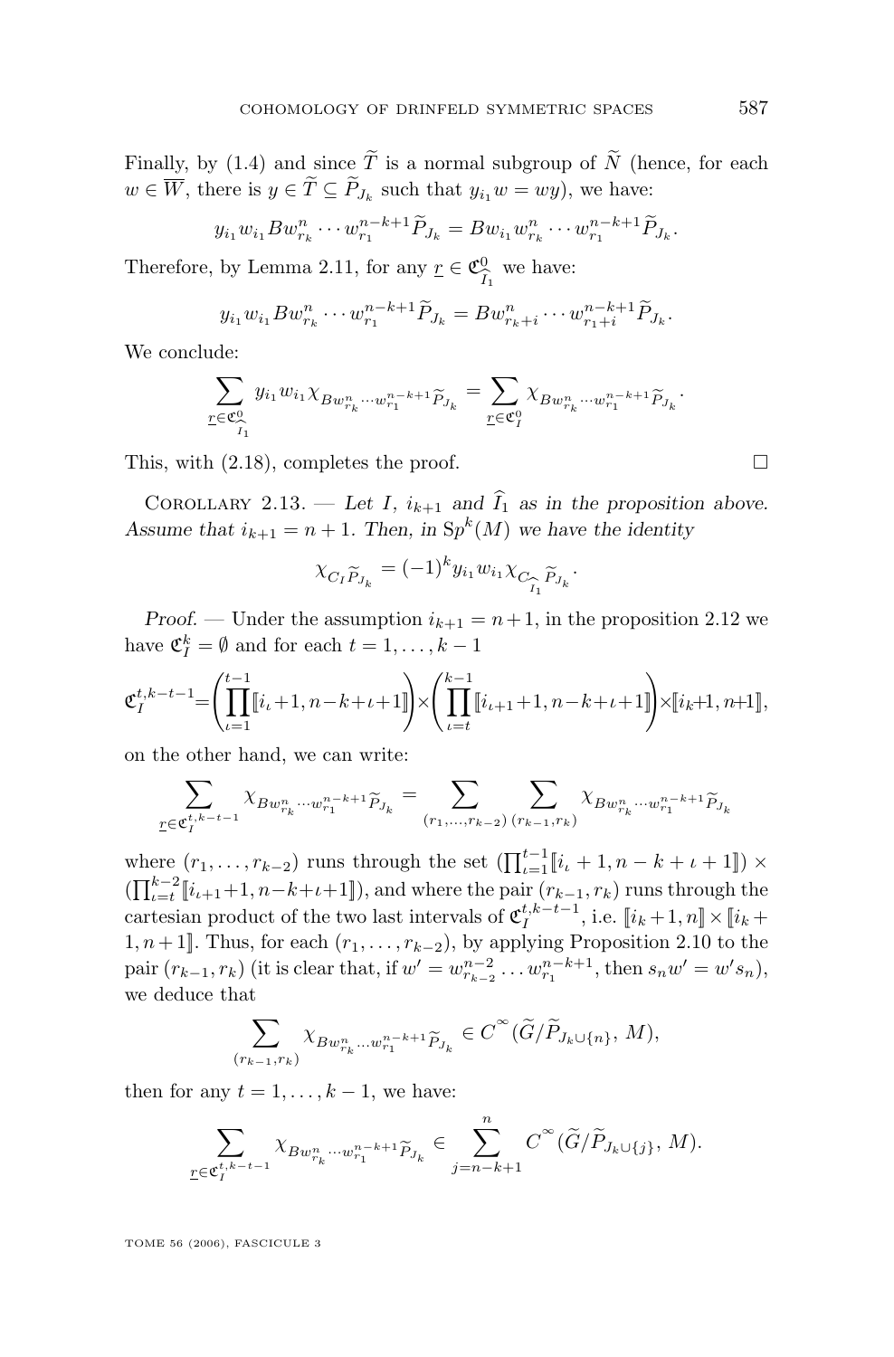Finally, by (1.4) and since $\widetilde{T}$ is a normal subgroup of $\widetilde{N}$ (hence, for each $w \in \overline{W}$, there is $y \in \widetilde{T} \subseteq \widetilde{P}_{J_k}$ such that $y_{i_1} w = wy$), we have:

$$y_{i_1} w_{i_1} B w^n_{r_k} \cdots w^{n-k+1}_{r_1} \widetilde{P}_{J_k} = B w_{i_1} w^n_{r_k} \cdots w^{n-k+1}_{r_1} \widetilde{P}_{J_k}.$$

Therefore, by Lemma 2.11, for any $\underline{r} \in \mathfrak{C}^0_{\widehat{I}_1}$ we have:

$$y_{i_1} w_{i_1} B w^n_{r_k} \cdots w^{n-k+1}_{r_1} \widetilde{P}_{J_k} = B w^n_{r_k+i} \cdots w^{n-k+1}_{r_1+i} \widetilde{P}_{J_k}.$$

We conclude:

$$\sum_{\underline{r} \in \mathfrak{C}^0_{\widehat{I}_1}} y_{i_1} w_{i_1} \chi_{B w^n_{r_k} \cdots w^{n-k+1}_{r_1} \widetilde{P}_{J_k}} = \sum_{\underline{r} \in \mathfrak{C}^0_I} \chi_{B w^n_{r_k} \cdots w^{n-k+1}_{r_1} \widetilde{P}_{J_k}}.$$

This, with (2.18), completes the proof. □

Corollary 2.13. — *Let $I$, $i_{k+1}$ and $\widehat{I}_1$ as in the proposition above. Assume that $i_{k+1} = n+1$. Then, in $\mathrm{Sp}^k(M)$ we have the identity*

$$\chi_{C_I \widetilde{P}_{J_k}} = (-1)^k y_{i_1} w_{i_1} \chi_{C_{\widehat{I}_1} \widetilde{P}_{J_k}}.$$

*Proof.* — Under the assumption $i_{k+1} = n+1$, in the proposition 2.12 we have $\mathfrak{C}^k_I = \emptyset$ and for each $t = 1, \ldots, k-1$

$$\mathfrak{C}^{t,k-t-1}_I = \left(\prod_{\iota=1}^{t-1} [\![ i_\iota + 1, n-k+\iota+1 ]\!]\right) \times \left(\prod_{\iota=t}^{k-1} [\![ i_{\iota+1} + 1, n-k+\iota+1 ]\!]\right) \times [\![ i_k + 1, n+1 ]\!],$$

on the other hand, we can write:

$$\sum_{\underline{r} \in \mathfrak{C}^{t,k-t-1}_I} \chi_{B w^n_{r_k} \cdots w^{n-k+1}_{r_1} \widetilde{P}_{J_k}} = \sum_{(r_1, \ldots, r_{k-2})} \sum_{(r_{k-1}, r_k)} \chi_{B w^n_{r_k} \cdots w^{n-k+1}_{r_1} \widetilde{P}_{J_k}}$$

where $(r_1, \ldots, r_{k-2})$ runs through the set $(\prod_{\iota=1}^{t-1} [\![ i_\iota + 1, n-k+\iota+1 ]\!]) \times (\prod_{\iota=t}^{k-2} [\![ i_{\iota+1} + 1, n-k+\iota+1 ]\!])$, and where the pair $(r_{k-1}, r_k)$ runs through the cartesian product of the two last intervals of $\mathfrak{C}^{t,k-t-1}_I$, i.e. $[\![ i_k + 1, n ]\!] \times [\![ i_k + 1, n+1 ]\!]$. Thus, for each $(r_1, \ldots, r_{k-2})$, by applying Proposition 2.10 to the pair $(r_{k-1}, r_k)$ (it is clear that, if $w' = w^{n-2}_{r_{k-2}} \ldots w^{n-k+1}_{r_1}$, then $s_n w' = w' s_n$), we deduce that

$$\sum_{(r_{k-1}, r_k)} \chi_{B w^n_{r_k} \ldots w^{n-k+1}_{r_1} \widetilde{P}_{J_k}} \in C^\infty(\widetilde{G}/\widetilde{P}_{J_k \cup \{n\}}, M),$$

then for any $t = 1, \ldots, k-1$, we have:

$$\sum_{\underline{r} \in \mathfrak{C}^{t,k-t-1}_I} \chi_{B w^n_{r_k} \cdots w^{n-k+1}_{r_1} \widetilde{P}_{J_k}} \in \sum_{j=n-k+1}^{n} C^\infty(\widetilde{G}/\widetilde{P}_{J_k \cup \{j\}}, M).$$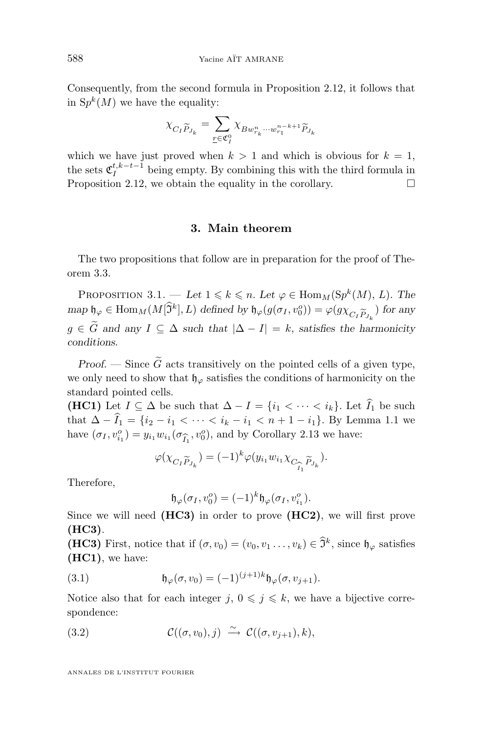Consequently, from the second formula in Proposition 2.12, it follows that in $\mathrm{Sp}^k(M)$ we have the equality:

$$\chi_{C_I \widetilde{P}_{J_k}} = \sum_{\underline{r} \in \mathfrak{C}_I^0} \chi_{B w_{r_k}^n \cdots w_{r_1}^{n-k+1} \widetilde{P}_{J_k}}$$

which we have just proved when $k > 1$ and which is obvious for $k = 1$, the sets $\mathfrak{C}_I^{t,k-t-1}$ being empty. By combining this with the third formula in Proposition 2.12, we obtain the equality in the corollary. □

## 3. Main theorem

The two propositions that follow are in preparation for the proof of Theorem 3.3.

Proposition 3.1. — *Let $1 \leqslant k \leqslant n$. Let $\varphi \in \mathrm{Hom}_M(\mathrm{Sp}^k(M), L)$. The map $\mathfrak{h}_\varphi \in \mathrm{Hom}_M(M[\widehat{\mathfrak{I}}^k], L)$ defined by $\mathfrak{h}_\varphi(g(\sigma_I, v_0^o)) = \varphi(g\chi_{C_I \widetilde{P}_{J_k}})$ for any $g \in \widetilde{G}$ and any $I \subseteq \Delta$ such that $|\Delta - I| = k$, satisfies the harmonicity conditions.*

*Proof.* — Since $\widetilde{G}$ acts transitively on the pointed cells of a given type, we only need to show that $\mathfrak{h}_\varphi$ satisfies the conditions of harmonicity on the standard pointed cells.

**(HC1)** Let $I \subseteq \Delta$ be such that $\Delta - I = \{i_1 < \cdots < i_k\}$. Let $\widehat{I}_1$ be such that $\Delta - \widehat{I}_1 = \{i_2 - i_1 < \cdots < i_k - i_1 < n + 1 - i_1\}$. By Lemma 1.1 we have $(\sigma_I, v_{i_1}^o) = y_{i_1} w_{i_1} (\sigma_{\widehat{I}_1}, v_0^o)$, and by Corollary 2.13 we have:

$$\varphi(\chi_{C_I \widetilde{P}_{J_k}}) = (-1)^k \varphi(y_{i_1} w_{i_1} \chi_{C_{\widehat{I}_1}} \widetilde{P}_{J_k}).$$

Therefore,

$$\mathfrak{h}_\varphi(\sigma_I, v_0^o) = (-1)^k \mathfrak{h}_\varphi(\sigma_I, v_{i_1}^o).$$

Since we will need **(HC3)** in order to prove **(HC2)**, we will first prove **(HC3)**.

**(HC3)** First, notice that if $(\sigma, v_0) = (v_0, v_1 \ldots, v_k) \in \widehat{\mathfrak{I}}^k$, since $\mathfrak{h}_\varphi$ satisfies **(HC1)**, we have:

$$\mathfrak{h}_\varphi(\sigma, v_0) = (-1)^{(j+1)k} \mathfrak{h}_\varphi(\sigma, v_{j+1}). \tag{3.1}$$

Notice also that for each integer $j$, $0 \leqslant j \leqslant k$, we have a bijective correspondence:

$$\mathcal{C}((\sigma, v_0), j) \xrightarrow{\sim} \mathcal{C}((\sigma, v_{j+1}), k), \tag{3.2}$$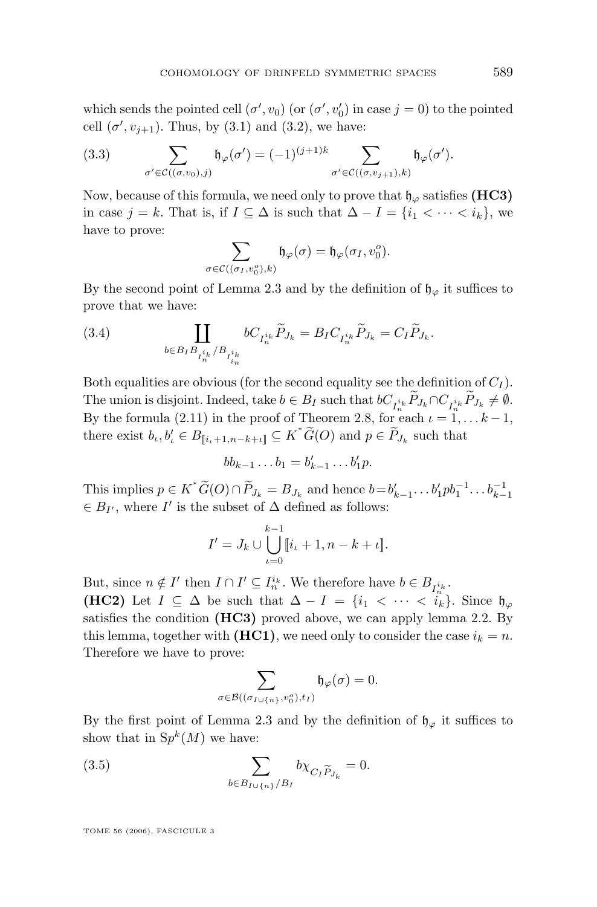which sends the pointed cell $(\sigma', v_0)$ (or $(\sigma', v_0')$ in case $j = 0$) to the pointed cell $(\sigma', v_{j+1})$. Thus, by (3.1) and (3.2), we have:

$$\sum_{\sigma' \in \mathcal{C}((\sigma,v_0),j)} \mathfrak{h}_\varphi(\sigma') = (-1)^{(j+1)k} \sum_{\sigma' \in \mathcal{C}((\sigma,v_{j+1}),k)} \mathfrak{h}_\varphi(\sigma'). \tag{3.3}$$

Now, because of this formula, we need only to prove that $\mathfrak{h}_\varphi$ satisfies **(HC3)** in case $j = k$. That is, if $I \subseteq \Delta$ is such that $\Delta - I = \{i_1 < \cdots < i_k\}$, we have to prove:

$$\sum_{\sigma \in \mathcal{C}((\sigma_I, v_0^o),k)} \mathfrak{h}_\varphi(\sigma) = \mathfrak{h}_\varphi(\sigma_I, v_0^o).$$

By the second point of Lemma 2.3 and by the definition of $\mathfrak{h}_\varphi$ it suffices to prove that we have:

$$\coprod_{b \in B_I B_{I_n^{i_k}} / B_{I_{i_n}^{i_k}}} b C_{I_n^{i_k}} \widetilde{P}_{J_k} = B_I C_{I_n^{i_k}} \widetilde{P}_{J_k} = C_I \widetilde{P}_{J_k}. \tag{3.4}$$

Both equalities are obvious (for the second equality see the definition of $C_I$). The union is disjoint. Indeed, take $b \in B_I$ such that $bC_{I_n^{i_k}} \widetilde{P}_{J_k} \cap C_{I_n^{i_k}} \widetilde{P}_{J_k} \neq \emptyset$. By the formula (2.11) in the proof of Theorem 2.8, for each $\iota = 1, \ldots k-1$, there exist $b_\iota, b_\iota' \in B_{[\![i_\iota+1, n-k+\iota]\!]} \subseteq K^* \widetilde{G}(O)$ and $p \in \widetilde{P}_{J_k}$ such that

$$b b_{k-1} \ldots b_1 = b_{k-1}' \ldots b_1' p.$$

This implies $p \in K^* \widetilde{G}(O) \cap \widetilde{P}_{J_k} = B_{J_k}$ and hence $b = b_{k-1}' \ldots b_1' p b_1^{-1} \ldots b_{k-1}^{-1} \in B_{I'}$, where $I'$ is the subset of $\Delta$ defined as follows:

$$I' = J_k \cup \bigcup_{\iota=0}^{k-1} [\![i_\iota + 1, n-k+\iota]\!].$$

But, since $n \notin I'$ then $I \cap I' \subseteq I_n^{i_k}$. We therefore have $b \in B_{I_n^{i_k}}$.

**(HC2)** Let $I \subseteq \Delta$ be such that $\Delta - I = \{i_1 < \cdots < i_k\}$. Since $\mathfrak{h}_\varphi$ satisfies the condition **(HC3)** proved above, we can apply lemma 2.2. By this lemma, together with **(HC1)**, we need only to consider the case $i_k = n$. Therefore we have to prove:

$$\sum_{\sigma \in \mathcal{B}((\sigma_{I \cup \{n\}}, v_0^o), t_I)} \mathfrak{h}_\varphi(\sigma) = 0.$$

By the first point of Lemma 2.3 and by the definition of $\mathfrak{h}_\varphi$ it suffices to show that in $\mathrm{Sp}^k(M)$ we have:

$$\sum_{b \in B_{I \cup \{n\}} / B_I} b \chi_{C_I \widetilde{P}_{J_k}} = 0. \tag{3.5}$$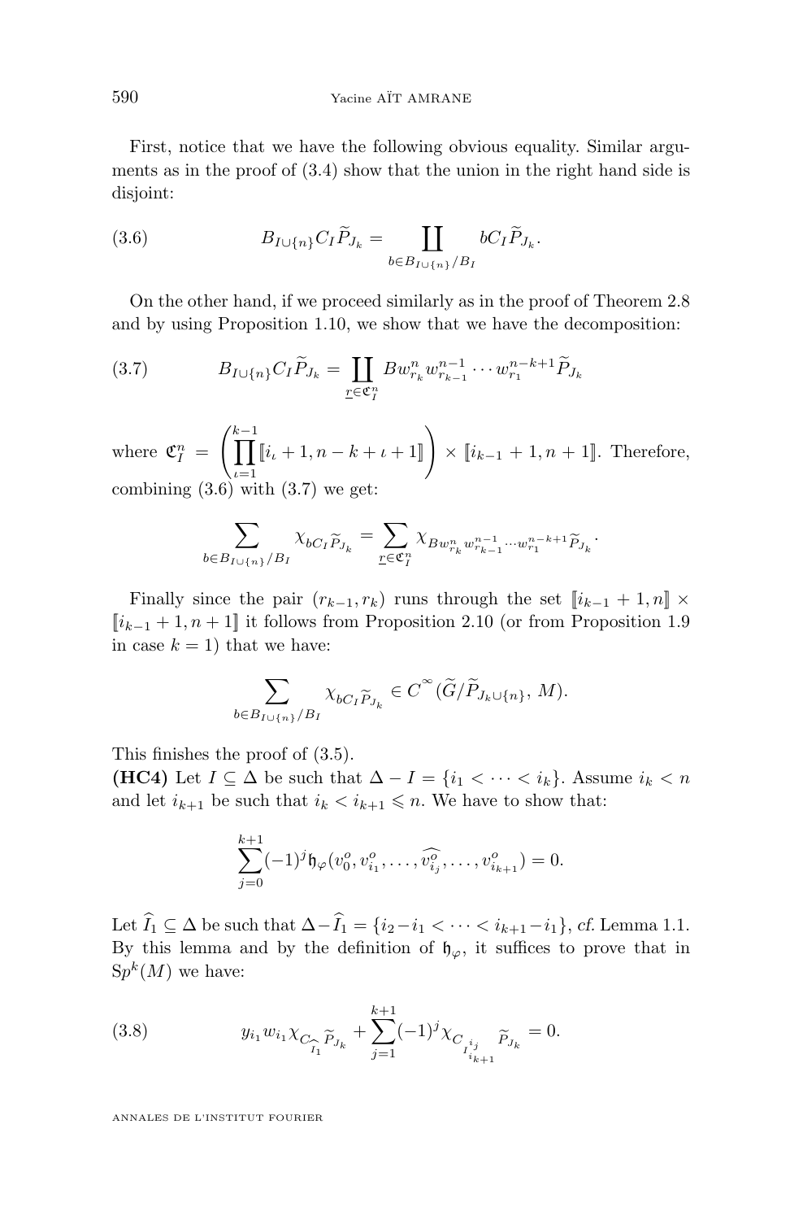First, notice that we have the following obvious equality. Similar arguments as in the proof of (3.4) show that the union in the right hand side is disjoint:

$$B_{I\cup\{n\}}C_I\widetilde{P}_{J_k} = \coprod_{b\in B_{I\cup\{n\}}/B_I} bC_I\widetilde{P}_{J_k}. \tag{3.6}$$

On the other hand, if we proceed similarly as in the proof of Theorem 2.8 and by using Proposition 1.10, we show that we have the decomposition:

$$B_{I\cup\{n\}}C_I\widetilde{P}_{J_k} = \coprod_{\underline{r}\in\mathfrak{C}_I^n} Bw_{r_k}^n w_{r_{k-1}}^{n-1}\cdots w_{r_1}^{n-k+1}\widetilde{P}_{J_k} \tag{3.7}$$

where $\mathfrak{C}_I^n = \left(\prod_{\iota=1}^{k-1} [\![ i_\iota+1, n-k+\iota+1 ]\!]\right) \times [\![ i_{k-1}+1, n+1 ]\!]$. Therefore, combining (3.6) with (3.7) we get:

$$\sum_{b\in B_{I\cup\{n\}}/B_I} \chi_{bC_I\widetilde{P}_{J_k}} = \sum_{\underline{r}\in\mathfrak{C}_I^n} \chi_{Bw_{r_k}^n w_{r_{k-1}}^{n-1}\cdots w_{r_1}^{n-k+1}\widetilde{P}_{J_k}}.$$

Finally since the pair $(r_{k-1}, r_k)$ runs through the set $[\![ i_{k-1}+1, n ]\!] \times [\![ i_{k-1}+1, n+1 ]\!]$ it follows from Proposition 2.10 (or from Proposition 1.9 in case $k=1$) that we have:

$$\sum_{b\in B_{I\cup\{n\}}/B_I} \chi_{bC_I\widetilde{P}_{J_k}} \in C^\infty(\widetilde{G}/\widetilde{P}_{J_k\cup\{n\}}, M).$$

This finishes the proof of (3.5).

**(HC4)** Let $I\subseteq\Delta$ be such that $\Delta - I = \{i_1 < \cdots < i_k\}$. Assume $i_k < n$ and let $i_{k+1}$ be such that $i_k < i_{k+1} \leqslant n$. We have to show that:

$$\sum_{j=0}^{k+1}(-1)^j \mathfrak{h}_\varphi(v_0^o, v_{i_1}^o, \ldots, \widehat{v_{i_j}^o}, \ldots, v_{i_{k+1}}^o) = 0.$$

Let $\widehat{I}_1 \subseteq \Delta$ be such that $\Delta - \widehat{I}_1 = \{i_2 - i_1 < \cdots < i_{k+1} - i_1\}$, *cf.* Lemma 1.1. By this lemma and by the definition of $\mathfrak{h}_\varphi$, it suffices to prove that in $\mathrm{S}p^k(M)$ we have:

$$y_{i_1} w_{i_1} \chi_{C_{\widehat{I}_1}\widetilde{P}_{J_k}} + \sum_{j=1}^{k+1}(-1)^j \chi_{C_{I_{i_{k+1}}^{i_j}}\widetilde{P}_{J_k}} = 0. \tag{3.8}$$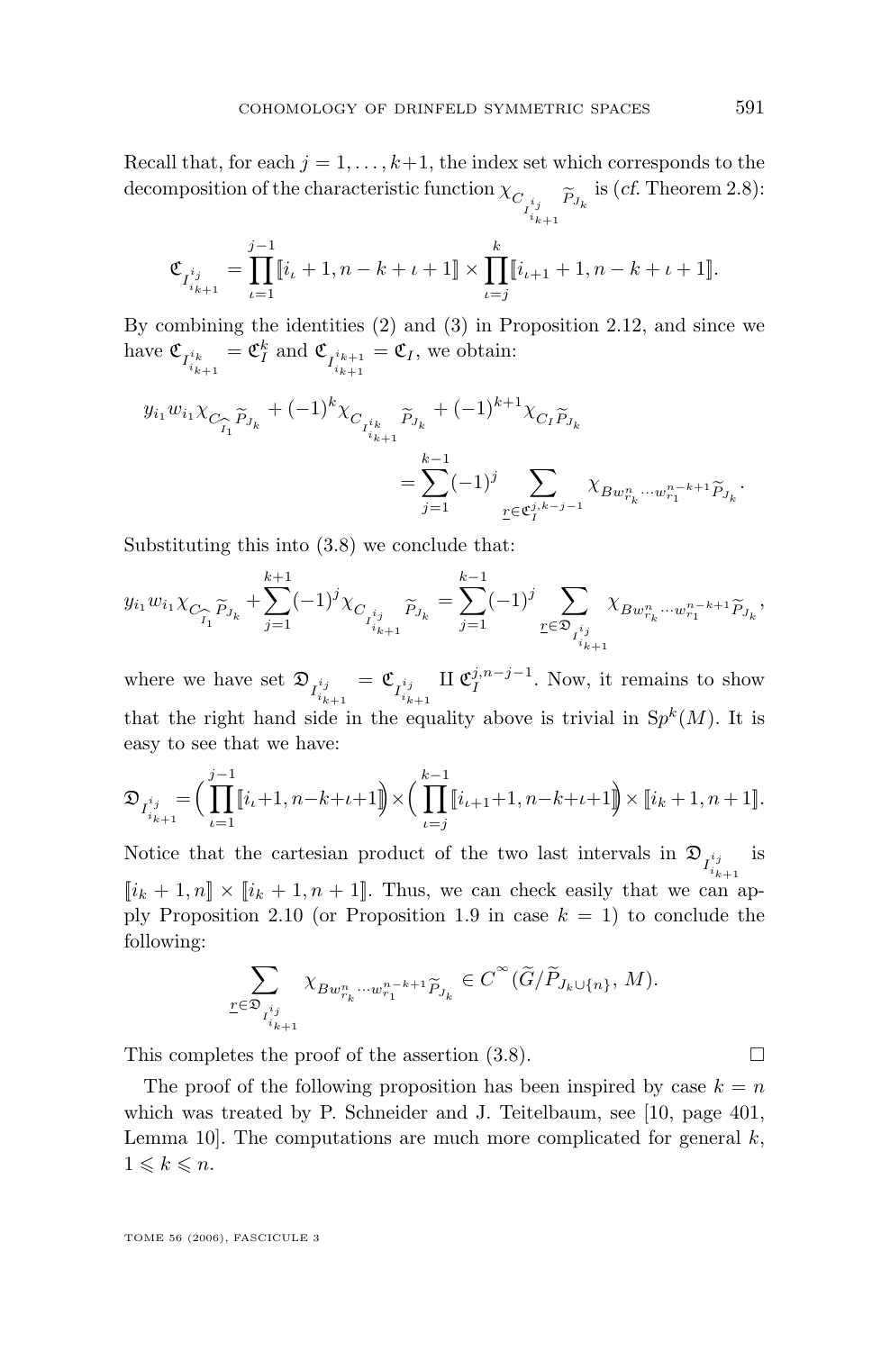Recall that, for each $j = 1, \ldots, k+1$, the index set which corresponds to the decomposition of the characteristic function $\chi_{C_{I^{i_j}_{i_{k+1}}}\widetilde{P}_{J_k}}$ is (*cf.* Theorem 2.8):

$$\mathfrak{C}_{I^{i_j}_{i_{k+1}}} = \prod_{\iota=1}^{j-1} [\![ i_\iota + 1, n-k+\iota+1 ]\!] \times \prod_{\iota=j}^{k} [\![ i_{\iota+1} + 1, n-k+\iota+1 ]\!].$$

By combining the identities (2) and (3) in Proposition 2.12, and since we have $\mathfrak{C}_{I^{i_k}_{i_{k+1}}} = \mathfrak{C}^k_I$ and $\mathfrak{C}_{I^{i_{k+1}}_{i_{k+1}}} = \mathfrak{C}_I$, we obtain:

$$y_{i_1} w_{i_1} \chi_{C_{\widehat{I_1}}\widetilde{P}_{J_k}} + (-1)^k \chi_{C_{I^{i_k}_{i_{k+1}}}\widetilde{P}_{J_k}} + (-1)^{k+1} \chi_{C_I \widetilde{P}_{J_k}} = \sum_{j=1}^{k-1} (-1)^j \sum_{\underline{r} \in \mathfrak{C}^{j,k-j-1}_I} \chi_{B w^n_{r_k} \cdots w^{n-k+1}_{r_1} \widetilde{P}_{J_k}}.$$

Substituting this into (3.8) we conclude that:

$$y_{i_1} w_{i_1} \chi_{C_{\widehat{I_1}}\widetilde{P}_{J_k}} + \sum_{j=1}^{k+1} (-1)^j \chi_{C_{I^{i_j}_{i_{k+1}}}\widetilde{P}_{J_k}} = \sum_{j=1}^{k-1} (-1)^j \sum_{\underline{r} \in \mathfrak{D}_{I^{i_j}_{i_{k+1}}}} \chi_{B w^n_{r_k} \cdots w^{n-k+1}_{r_1} \widetilde{P}_{J_k}},$$

where we have set $\mathfrak{D}_{I^{i_j}_{i_{k+1}}} = \mathfrak{C}_{I^{i_j}_{i_{k+1}}} \amalg \mathfrak{C}^{j,n-j-1}_I$. Now, it remains to show that the right hand side in the equality above is trivial in $\mathrm{Sp}^k(M)$. It is easy to see that we have:

$$\mathfrak{D}_{I^{i_j}_{i_{k+1}}} = \Big( \prod_{\iota=1}^{j-1} [\![ i_\iota + 1, n-k+\iota+1 ]\!] \Big) \times \Big( \prod_{\iota=j}^{k-1} [\![ i_{\iota+1} + 1, n-k+\iota+1 ]\!] \Big) \times [\![ i_k + 1, n+1 ]\!].$$

Notice that the cartesian product of the two last intervals in $\mathfrak{D}_{I^{i_j}_{i_{k+1}}}$ is $[\![ i_k + 1, n ]\!] \times [\![ i_k + 1, n+1 ]\!]$. Thus, we can check easily that we can apply Proposition 2.10 (or Proposition 1.9 in case $k = 1$) to conclude the following:

$$\sum_{\underline{r} \in \mathfrak{D}_{I^{i_j}_{i_{k+1}}}} \chi_{B w^n_{r_k} \cdots w^{n-k+1}_{r_1} \widetilde{P}_{J_k}} \in C^\infty(\widetilde{G}/\widetilde{P}_{J_k \cup \{n\}}, M).$$

This completes the proof of the assertion (3.8). $\square$

The proof of the following proposition has been inspired by case $k = n$ which was treated by P. Schneider and J. Teitelbaum, see [10, page 401, Lemma 10]. The computations are much more complicated for general $k$, $1 \leqslant k \leqslant n$.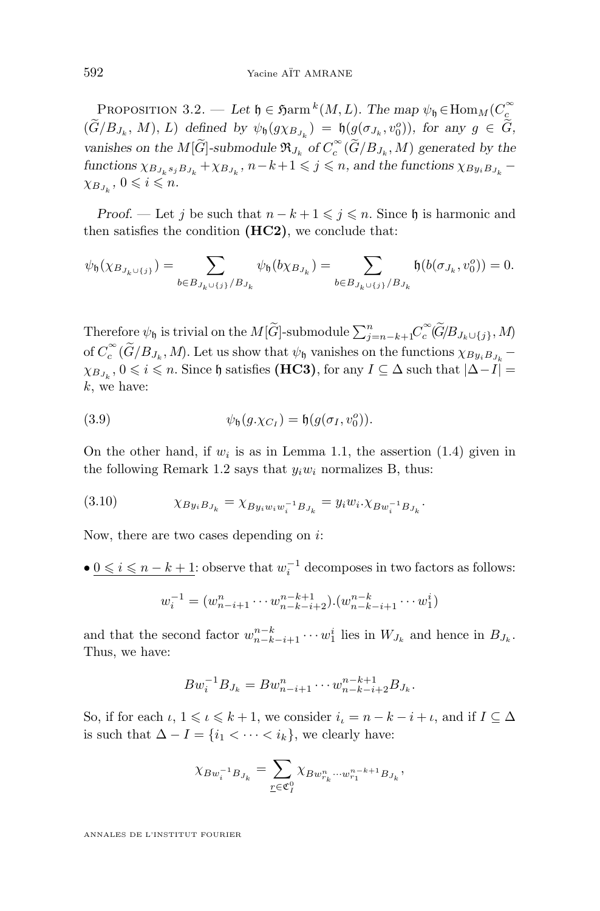Proposition 3.2. — *Let $\mathfrak{h} \in \mathfrak{Harm}^k(M, L)$. The map $\psi_{\mathfrak{h}} \in \mathrm{Hom}_M(C_c^\infty(\widetilde{G}/B_{J_k}, M), L)$ defined by $\psi_{\mathfrak{h}}(g\chi_{B_{J_k}}) = \mathfrak{h}(g(\sigma_{J_k}, v_0^o))$, for any $g \in \widetilde{G}$, vanishes on the $M[\widetilde{G}]$-submodule $\mathfrak{R}_{J_k}$ of $C_c^\infty(\widetilde{G}/B_{J_k}, M)$ generated by the functions $\chi_{B_{J_k} s_j B_{J_k}} + \chi_{B_{J_k}}$, $n-k+1 \leqslant j \leqslant n$, and the functions $\chi_{B y_i B_{J_k}} - \chi_{B_{J_k}}$, $0 \leqslant i \leqslant n$.*

*Proof.* — Let $j$ be such that $n-k+1 \leqslant j \leqslant n$. Since $\mathfrak{h}$ is harmonic and then satisfies the condition **(HC2)**, we conclude that:

$$\psi_{\mathfrak{h}}(\chi_{B_{J_k \cup \{j\}}}) = \sum_{b \in B_{J_k \cup \{j\}}/B_{J_k}} \psi_{\mathfrak{h}}(b\chi_{B_{J_k}}) = \sum_{b \in B_{J_k \cup \{j\}}/B_{J_k}} \mathfrak{h}(b(\sigma_{J_k}, v_0^o)) = 0.$$

Therefore $\psi_{\mathfrak{h}}$ is trivial on the $M[\widetilde{G}]$-submodule $\sum_{j=n-k+1}^n C_c^\infty(\widetilde{G}/B_{J_k \cup \{j\}}, M)$ of $C_c^\infty(\widetilde{G}/B_{J_k}, M)$. Let us show that $\psi_{\mathfrak{h}}$ vanishes on the functions $\chi_{B y_i B_{J_k}} - \chi_{B_{J_k}}$, $0 \leqslant i \leqslant n$. Since $\mathfrak{h}$ satisfies **(HC3)**, for any $I \subseteq \Delta$ such that $|\Delta - I| = k$, we have:

$$\psi_{\mathfrak{h}}(g.\chi_{C_I}) = \mathfrak{h}(g(\sigma_I, v_0^o)). \tag{3.9}$$

On the other hand, if $w_i$ is as in Lemma 1.1, the assertion (1.4) given in the following Remark 1.2 says that $y_i w_i$ normalizes B, thus:

$$\chi_{B y_i B_{J_k}} = \chi_{B y_i w_i w_i^{-1} B_{J_k}} = y_i w_i . \chi_{B w_i^{-1} B_{J_k}}. \tag{3.10}$$

Now, there are two cases depending on $i$:

• <u>$0 \leqslant i \leqslant n-k+1$</u>: observe that $w_i^{-1}$ decomposes in two factors as follows:

$$w_i^{-1} = (w_{n-i+1}^n \cdots w_{n-k-i+2}^{n-k+1}).(w_{n-k-i+1}^{n-k} \cdots w_1^i)$$

and that the second factor $w_{n-k-i+1}^{n-k} \cdots w_1^i$ lies in $W_{J_k}$ and hence in $B_{J_k}$. Thus, we have:

$$B w_i^{-1} B_{J_k} = B w_{n-i+1}^n \cdots w_{n-k-i+2}^{n-k+1} B_{J_k}.$$

So, if for each $\iota$, $1 \leqslant \iota \leqslant k+1$, we consider $i_\iota = n-k-i+\iota$, and if $I \subseteq \Delta$ is such that $\Delta - I = \{i_1 < \cdots < i_k\}$, we clearly have:

$$\chi_{B w_i^{-1} B_{J_k}} = \sum_{\underline{r} \in \mathfrak{C}_I^0} \chi_{B w_{r_k}^n \cdots w_{r_1}^{n-k+1} B_{J_k}},$$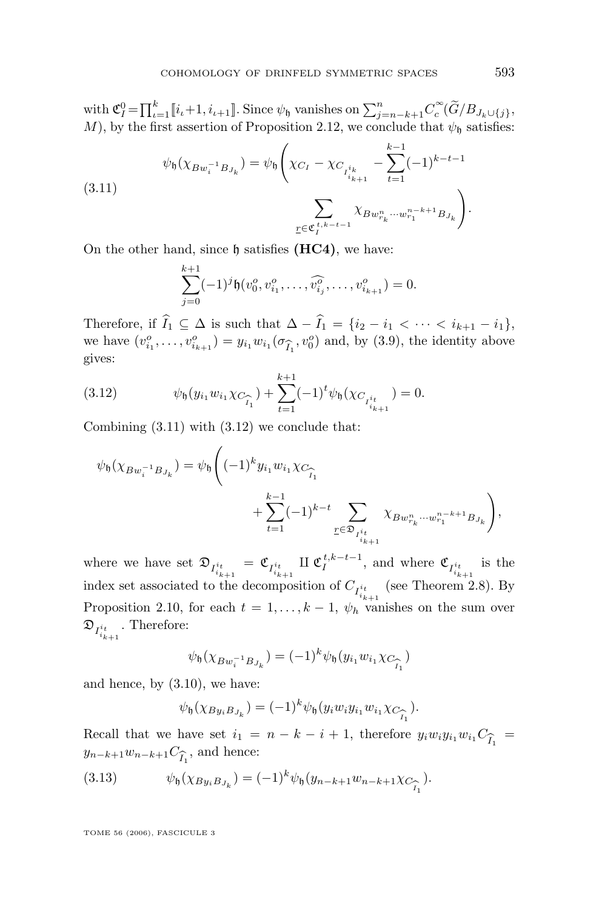with $\mathfrak{C}_I^0=\prod_{\iota=1}^k [\![ i_\iota+1, i_{\iota+1}]\!]$. Since $\psi_{\mathfrak{h}}$ vanishes on $\sum_{j=n-k+1}^n C_c^\infty(\widetilde{G}/B_{J_k\cup\{j\}}, M)$, by the first assertion of Proposition 2.12, we conclude that $\psi_{\mathfrak{h}}$ satisfies:

$$\psi_{\mathfrak{h}}(\chi_{Bw_i^{-1}B_{J_k}}) = \psi_{\mathfrak{h}}\Bigg(\chi_{C_I} - \chi_{C_{I_{i_{k+1}}^{i_k}}} - \sum_{t=1}^{k-1}(-1)^{k-t-1} \sum_{\underline{r}\in\mathfrak{C}_I^{t,k-t-1}} \chi_{Bw_{r_k}^n\cdots w_{r_1}^{n-k+1}B_{J_k}}\Bigg). \tag{3.11}$$

On the other hand, since $\mathfrak{h}$ satisfies **(HC4)**, we have:

$$\sum_{j=0}^{k+1}(-1)^j \mathfrak{h}(v_0^o, v_{i_1}^o, \ldots, \widehat{v_{i_j}^o}, \ldots, v_{i_{k+1}}^o) = 0.$$

Therefore, if $\widehat{I}_1 \subseteq \Delta$ is such that $\Delta - \widehat{I}_1 = \{i_2 - i_1 < \cdots < i_{k+1} - i_1\}$, we have $(v_{i_1}^o, \ldots, v_{i_{k+1}}^o) = y_{i_1}w_{i_1}(\sigma_{\widehat{I}_1}, v_0^o)$ and, by (3.9), the identity above gives:

$$\psi_{\mathfrak{h}}(y_{i_1}w_{i_1}\chi_{C_{\widehat{I}_1}}) + \sum_{t=1}^{k+1}(-1)^t \psi_{\mathfrak{h}}(\chi_{C_{I_{i_{k+1}}^{i_t}}}) = 0. \tag{3.12}$$

Combining (3.11) with (3.12) we conclude that:

$$\psi_{\mathfrak{h}}(\chi_{Bw_i^{-1}B_{J_k}}) = \psi_{\mathfrak{h}}\Bigg((-1)^k y_{i_1}w_{i_1}\chi_{C_{\widehat{I}_1}} + \sum_{t=1}^{k-1}(-1)^{k-t} \sum_{\underline{r}\in\mathfrak{D}_{I_{i_{k+1}}^{i_t}}} \chi_{Bw_{r_k}^n\cdots w_{r_1}^{n-k+1}B_{J_k}}\Bigg),$$

where we have set $\mathfrak{D}_{I_{i_{k+1}}^{i_t}} = \mathfrak{C}_{I_{i_{k+1}}^{i_t}} \amalg \mathfrak{C}_I^{t,k-t-1}$, and where $\mathfrak{C}_{I_{i_{k+1}}^{i_t}}$ is the index set associated to the decomposition of $C_{I_{i_{k+1}}^{i_t}}$ (see Theorem 2.8). By Proposition 2.10, for each $t=1,\ldots,k-1$, $\psi_h$ vanishes on the sum over $\mathfrak{D}_{I_{i_{k+1}}^{i_t}}$. Therefore:

$$\psi_{\mathfrak{h}}(\chi_{Bw_i^{-1}B_{J_k}}) = (-1)^k \psi_{\mathfrak{h}}(y_{i_1}w_{i_1}\chi_{C_{\widehat{I}_1}})$$

and hence, by (3.10), we have:

$$\psi_{\mathfrak{h}}(\chi_{By_iB_{J_k}}) = (-1)^k \psi_{\mathfrak{h}}(y_iw_iy_{i_1}w_{i_1}\chi_{C_{\widehat{I}_1}}).$$

Recall that we have set $i_1 = n-k-i+1$, therefore $y_iw_iy_{i_1}w_{i_1}C_{\widehat{I}_1} = y_{n-k+1}w_{n-k+1}C_{\widehat{I}_1}$, and hence:

$$\psi_{\mathfrak{h}}(\chi_{By_iB_{J_k}}) = (-1)^k \psi_{\mathfrak{h}}(y_{n-k+1}w_{n-k+1}\chi_{C_{\widehat{I}_1}}). \tag{3.13}$$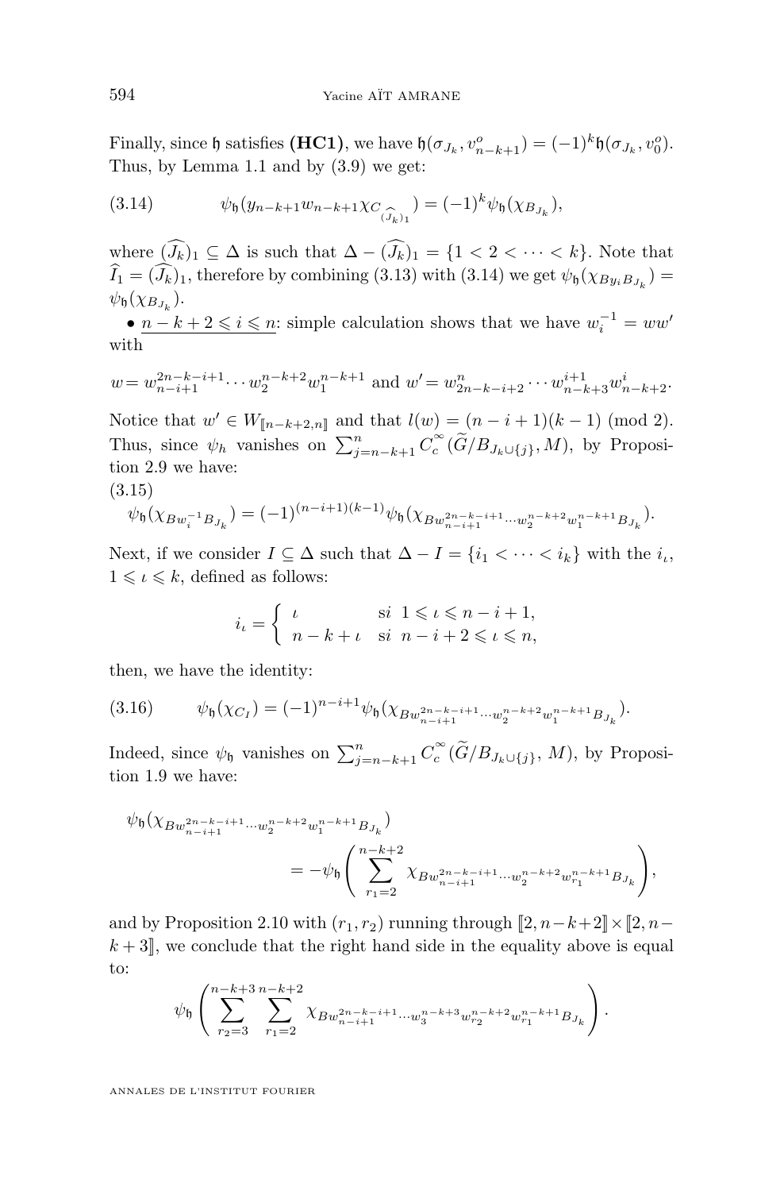Finally, since $\mathfrak{h}$ satisfies **(HC1)**, we have $\mathfrak{h}(\sigma_{J_k}, v^o_{n-k+1}) = (-1)^k \mathfrak{h}(\sigma_{J_k}, v^o_0)$. Thus, by Lemma 1.1 and by (3.9) we get:

$$\psi_{\mathfrak{h}}(y_{n-k+1} w_{n-k+1} \chi_{C_{(\widehat{J_k})_1}}) = (-1)^k \psi_{\mathfrak{h}}(\chi_{B_{J_k}}), \tag{3.14}$$

where $(\widehat{J_k})_1 \subseteq \Delta$ is such that $\Delta - (\widehat{J_k})_1 = \{1 < 2 < \cdots < k\}$. Note that $\widehat{I}_1 = (\widehat{J_k})_1$, therefore by combining (3.13) with (3.14) we get $\psi_{\mathfrak{h}}(\chi_{By_i B_{J_k}}) = \psi_{\mathfrak{h}}(\chi_{B_{J_k}})$.

• $\underline{n-k+2 \leqslant i \leqslant n}$: simple calculation shows that we have $w_i^{-1} = ww'$ with

$$w = w_{n-i+1}^{2n-k-i+1} \cdots w_2^{n-k+2} w_1^{n-k+1} \text{ and } w' = w_{2n-k-i+2}^{n} \cdots w_{n-k+3}^{i+1} w_{n-k+2}^{i}.$$

Notice that $w' \in W_{[\![n-k+2,n]\!]}$ and that $l(w) = (n-i+1)(k-1) \pmod 2$. Thus, since $\psi_h$ vanishes on $\sum_{j=n-k+1}^{n} C_c^\infty(\widetilde{G}/B_{J_k \cup \{j\}}, M)$, by Proposition 2.9 we have:

$$\psi_{\mathfrak{h}}(\chi_{Bw_i^{-1}B_{J_k}}) = (-1)^{(n-i+1)(k-1)} \psi_{\mathfrak{h}}(\chi_{Bw_{n-i+1}^{2n-k-i+1} \cdots w_2^{n-k+2} w_1^{n-k+1} B_{J_k}}). \tag{3.15}$$

Next, if we consider $I \subseteq \Delta$ such that $\Delta - I = \{i_1 < \cdots < i_k\}$ with the $i_\iota$, $1 \leqslant \iota \leqslant k$, defined as follows:

$$i_\iota = \begin{cases} \iota & \text{s}i \;\; 1 \leqslant \iota \leqslant n-i+1, \\ n-k+\iota & \text{s}i \;\; n-i+2 \leqslant \iota \leqslant n, \end{cases}$$

then, we have the identity:

$$\psi_{\mathfrak{h}}(\chi_{C_I}) = (-1)^{n-i+1} \psi_{\mathfrak{h}}(\chi_{Bw_{n-i+1}^{2n-k-i+1} \cdots w_2^{n-k+2} w_1^{n-k+1} B_{J_k}}). \tag{3.16}$$

Indeed, since $\psi_{\mathfrak{h}}$ vanishes on $\sum_{j=n-k+1}^{n} C_c^\infty(\widetilde{G}/B_{J_k \cup \{j\}}, M)$, by Proposition 1.9 we have:

$$\psi_{\mathfrak{h}}(\chi_{Bw_{n-i+1}^{2n-k-i+1} \cdots w_2^{n-k+2} w_1^{n-k+1} B_{J_k}}) = -\psi_{\mathfrak{h}}\left( \sum_{r_1=2}^{n-k+2} \chi_{Bw_{n-i+1}^{2n-k-i+1} \cdots w_2^{n-k+2} w_{r_1}^{n-k+1} B_{J_k}} \right),$$

and by Proposition 2.10 with $(r_1, r_2)$ running through $[\![2, n-k+2]\!] \times [\![2, n-k+3]\!]$, we conclude that the right hand side in the equality above is equal to:

$$\psi_{\mathfrak{h}}\left( \sum_{r_2=3}^{n-k+3} \sum_{r_1=2}^{n-k+2} \chi_{Bw_{n-i+1}^{2n-k-i+1} \cdots w_3^{n-k+3} w_{r_2}^{n-k+2} w_{r_1}^{n-k+1} B_{J_k}} \right).$$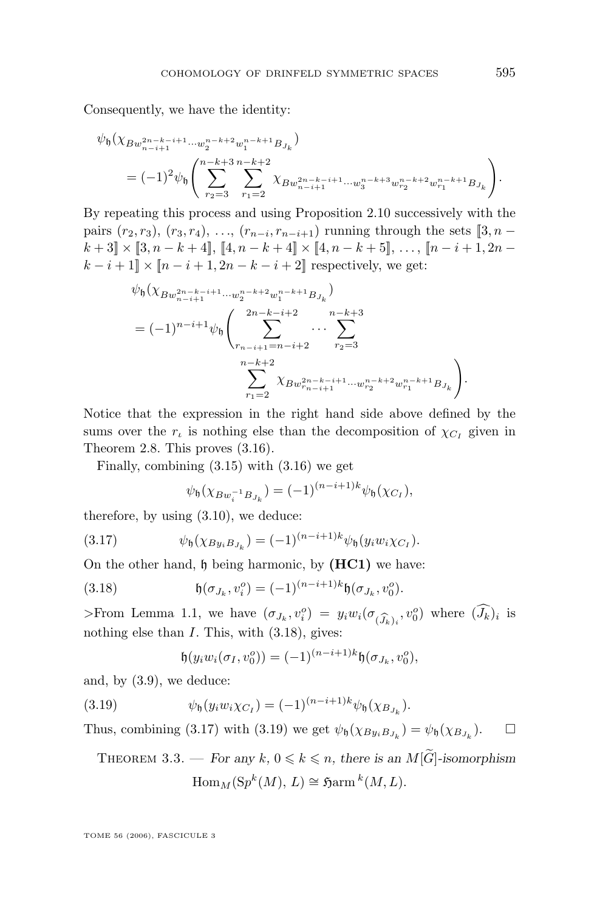Consequently, we have the identity:

$$\psi_{\mathfrak{h}}(\chi_{Bw_{n-i+1}^{2n-k-i+1}\cdots w_2^{n-k+2}w_1^{n-k+1}B_{J_k}}) = (-1)^2\psi_{\mathfrak{h}}\left(\sum_{r_2=3}^{n-k+3}\sum_{r_1=2}^{n-k+2}\chi_{Bw_{n-i+1}^{2n-k-i+1}\cdots w_3^{n-k+3}w_{r_2}^{n-k+2}w_{r_1}^{n-k+1}B_{J_k}}\right).$$

By repeating this process and using Proposition 2.10 successively with the pairs $(r_2, r_3)$, $(r_3, r_4)$, ..., $(r_{n-i}, r_{n-i+1})$ running through the sets $[\![3, n-k+3]\!] \times [\![3, n-k+4]\!]$, $[\![4, n-k+4]\!] \times [\![4, n-k+5]\!]$, ..., $[\![n-i+1, 2n-k-i+1]\!] \times [\![n-i+1, 2n-k-i+2]\!]$ respectively, we get:

$$\psi_{\mathfrak{h}}(\chi_{Bw_{n-i+1}^{2n-k-i+1}\cdots w_2^{n-k+2}w_1^{n-k+1}B_{J_k}}) = (-1)^{n-i+1}\psi_{\mathfrak{h}}\left(\sum_{r_{n-i+1}=n-i+2}^{2n-k-i+2}\cdots\sum_{r_2=3}^{n-k+3}\sum_{r_1=2}^{n-k+2}\chi_{Bw_{r_{n-i+1}}^{2n-k-i+1}\cdots w_{r_2}^{n-k+2}w_{r_1}^{n-k+1}B_{J_k}}\right).$$

Notice that the expression in the right hand side above defined by the sums over the $r_\iota$ is nothing else than the decomposition of $\chi_{C_I}$ given in Theorem 2.8. This proves (3.16).

Finally, combining (3.15) with (3.16) we get

$$\psi_{\mathfrak{h}}(\chi_{Bw_i^{-1}B_{J_k}}) = (-1)^{(n-i+1)k}\psi_{\mathfrak{h}}(\chi_{C_I}),$$

therefore, by using (3.10), we deduce:

$$\psi_{\mathfrak{h}}(\chi_{By_iB_{J_k}}) = (-1)^{(n-i+1)k}\psi_{\mathfrak{h}}(y_iw_i\chi_{C_I}). \tag{3.17}$$

On the other hand, $\mathfrak{h}$ being harmonic, by **(HC1)** we have:

$$\mathfrak{h}(\sigma_{J_k}, v_i^o) = (-1)^{(n-i+1)k}\mathfrak{h}(\sigma_{J_k}, v_0^o). \tag{3.18}$$

From Lemma 1.1, we have $(\sigma_{J_k}, v_i^o) = y_iw_i(\sigma_{(\widehat{J_k})_i}, v_0^o)$ where $(\widehat{J_k})_i$ is nothing else than $I$. This, with (3.18), gives:

$$\mathfrak{h}(y_iw_i(\sigma_I, v_0^o)) = (-1)^{(n-i+1)k}\mathfrak{h}(\sigma_{J_k}, v_0^o),$$

and, by (3.9), we deduce:

$$\psi_{\mathfrak{h}}(y_iw_i\chi_{C_I}) = (-1)^{(n-i+1)k}\psi_{\mathfrak{h}}(\chi_{B_{J_k}}). \tag{3.19}$$

Thus, combining (3.17) with (3.19) we get $\psi_{\mathfrak{h}}(\chi_{By_iB_{J_k}}) = \psi_{\mathfrak{h}}(\chi_{B_{J_k}})$. $\square$

Theorem 3.3. — *For any $k$, $0 \leqslant k \leqslant n$, there is an $M[\widetilde{G}]$-isomorphism*

$$\mathrm{Hom}_M(\mathrm{S}p^k(M), L) \cong \mathfrak{H}\mathrm{arm}^k(M, L).$$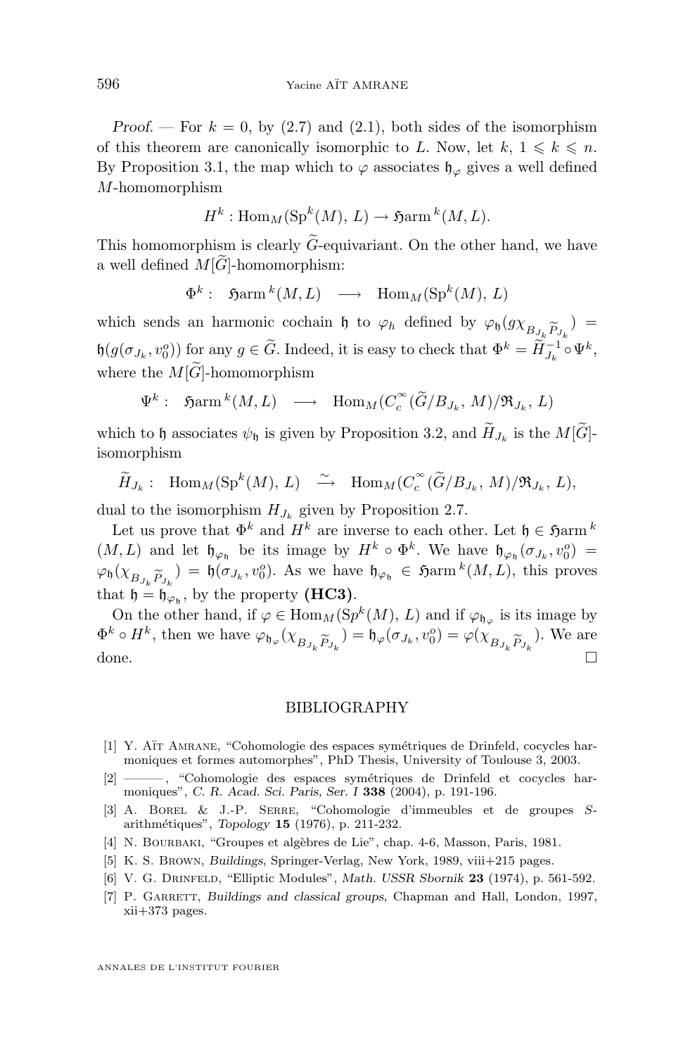*Proof.* — For $k = 0$, by (2.7) and (2.1), both sides of the isomorphism of this theorem are canonically isomorphic to $L$. Now, let $k$, $1 \leqslant k \leqslant n$. By Proposition 3.1, the map which to $\varphi$ associates $\mathfrak{h}_\varphi$ gives a well defined $M$-homomorphism

$$H^k : \mathrm{Hom}_M(\mathrm{Sp}^k(M),\, L) \to \mathfrak{Harm}^{\,k}(M, L).$$

This homomorphism is clearly $\widetilde{G}$-equivariant. On the other hand, we have a well defined $M[\widetilde{G}]$-homomorphism:

$$\Phi^k : \quad \mathfrak{Harm}^{\,k}(M, L) \quad \longrightarrow \quad \mathrm{Hom}_M(\mathrm{Sp}^k(M),\, L)$$

which sends an harmonic cochain $\mathfrak{h}$ to $\varphi_h$ defined by $\varphi_{\mathfrak{h}}(g\chi_{B_{J_k}\widetilde{P}_{J_k}}) = \mathfrak{h}(g(\sigma_{J_k}, v_0^o))$ for any $g \in \widetilde{G}$. Indeed, it is easy to check that $\Phi^k = \widetilde{H}_{J_k}^{-1} \circ \Psi^k$, where the $M[\widetilde{G}]$-homomorphism

$$\Psi^k : \quad \mathfrak{Harm}^{\,k}(M, L) \quad \longrightarrow \quad \mathrm{Hom}_M(C_c^\infty(\widetilde{G}/B_{J_k},\, M)/\mathfrak{R}_{J_k},\, L)$$

which to $\mathfrak{h}$ associates $\psi_{\mathfrak{h}}$ is given by Proposition 3.2, and $\widetilde{H}_{J_k}$ is the $M[\widetilde{G}]$-isomorphism

$$\widetilde{H}_{J_k} : \quad \mathrm{Hom}_M(\mathrm{Sp}^k(M),\, L) \quad \overset{\sim}{\longrightarrow} \quad \mathrm{Hom}_M(C_c^\infty(\widetilde{G}/B_{J_k},\, M)/\mathfrak{R}_{J_k},\, L),$$

dual to the isomorphism $H_{J_k}$ given by Proposition 2.7.

Let us prove that $\Phi^k$ and $H^k$ are inverse to each other. Let $\mathfrak{h} \in \mathfrak{Harm}^{\,k}(M, L)$ and let $\mathfrak{h}_{\varphi_{\mathfrak{h}}}$ be its image by $H^k \circ \Phi^k$. We have $\mathfrak{h}_{\varphi_{\mathfrak{h}}}(\sigma_{J_k}, v_0^o) = \varphi_{\mathfrak{h}}(\chi_{B_{J_k}\widetilde{P}_{J_k}}) = \mathfrak{h}(\sigma_{J_k}, v_0^o)$. As we have $\mathfrak{h}_{\varphi_{\mathfrak{h}}} \in \mathfrak{Harm}^{\,k}(M, L)$, this proves that $\mathfrak{h} = \mathfrak{h}_{\varphi_{\mathfrak{h}}}$, by the property **(HC3)**.

On the other hand, if $\varphi \in \mathrm{Hom}_M(\mathrm{Sp}^k(M),\, L)$ and if $\varphi_{\mathfrak{h}_\varphi}$ is its image by $\Phi^k \circ H^k$, then we have $\varphi_{\mathfrak{h}_\varphi}(\chi_{B_{J_k}\widetilde{P}_{J_k}}) = \mathfrak{h}_\varphi(\sigma_{J_k}, v_0^o) = \varphi(\chi_{B_{J_k}\widetilde{P}_{J_k}})$. We are done. $\square$

## BIBLIOGRAPHY

[1] Y. Aït Amrane, "Cohomologie des espaces symétriques de Drinfeld, cocycles harmoniques et formes automorphes", PhD Thesis, University of Toulouse 3, 2003.

[2] ———, "Cohomologie des espaces symétriques de Drinfeld et cocycles harmoniques", *C. R. Acad. Sci. Paris, Ser. I* **338** (2004), p. 191-196.

[3] A. Borel & J.-P. Serre, "Cohomologie d'immeubles et de groupes $S$-arithmétiques", *Topology* **15** (1976), p. 211-232.

[4] N. Bourbaki, "Groupes et algèbres de Lie", chap. 4-6, Masson, Paris, 1981.

[5] K. S. Brown, *Buildings*, Springer-Verlag, New York, 1989, viii+215 pages.

[6] V. G. Drinfeld, "Elliptic Modules", *Math. USSR Sbornik* **23** (1974), p. 561-592.

[7] P. Garrett, *Buildings and classical groups*, Chapman and Hall, London, 1997, xii+373 pages.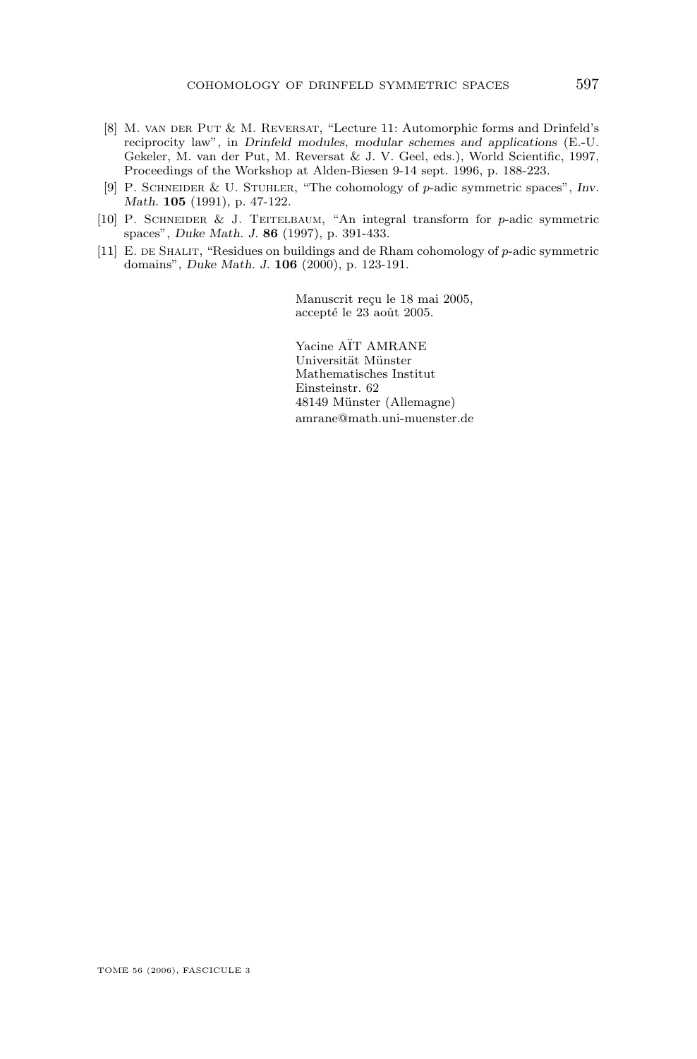[8] M. van der Put & M. Reversat, "Lecture 11: Automorphic forms and Drinfeld's reciprocity law", in *Drinfeld modules, modular schemes and applications* (E.-U. Gekeler, M. van der Put, M. Reversat & J. V. Geel, eds.), World Scientific, 1997, Proceedings of the Workshop at Alden-Biesen 9-14 sept. 1996, p. 188-223.

[9] P. Schneider & U. Stuhler, "The cohomology of $p$-adic symmetric spaces", *Inv. Math.* **105** (1991), p. 47-122.

[10] P. Schneider & J. Teitelbaum, "An integral transform for $p$-adic symmetric spaces", *Duke Math. J.* **86** (1997), p. 391-433.

[11] E. de Shalit, "Residues on buildings and de Rham cohomology of $p$-adic symmetric domains", *Duke Math. J.* **106** (2000), p. 123-191.

Manuscrit reçu le 18 mai 2005,
accepté le 23 août 2005.

Yacine AÏT AMRANE
Universität Münster
Mathematisches Institut
Einsteinstr. 62
48149 Münster (Allemagne)
amrane@math.uni-muenster.de